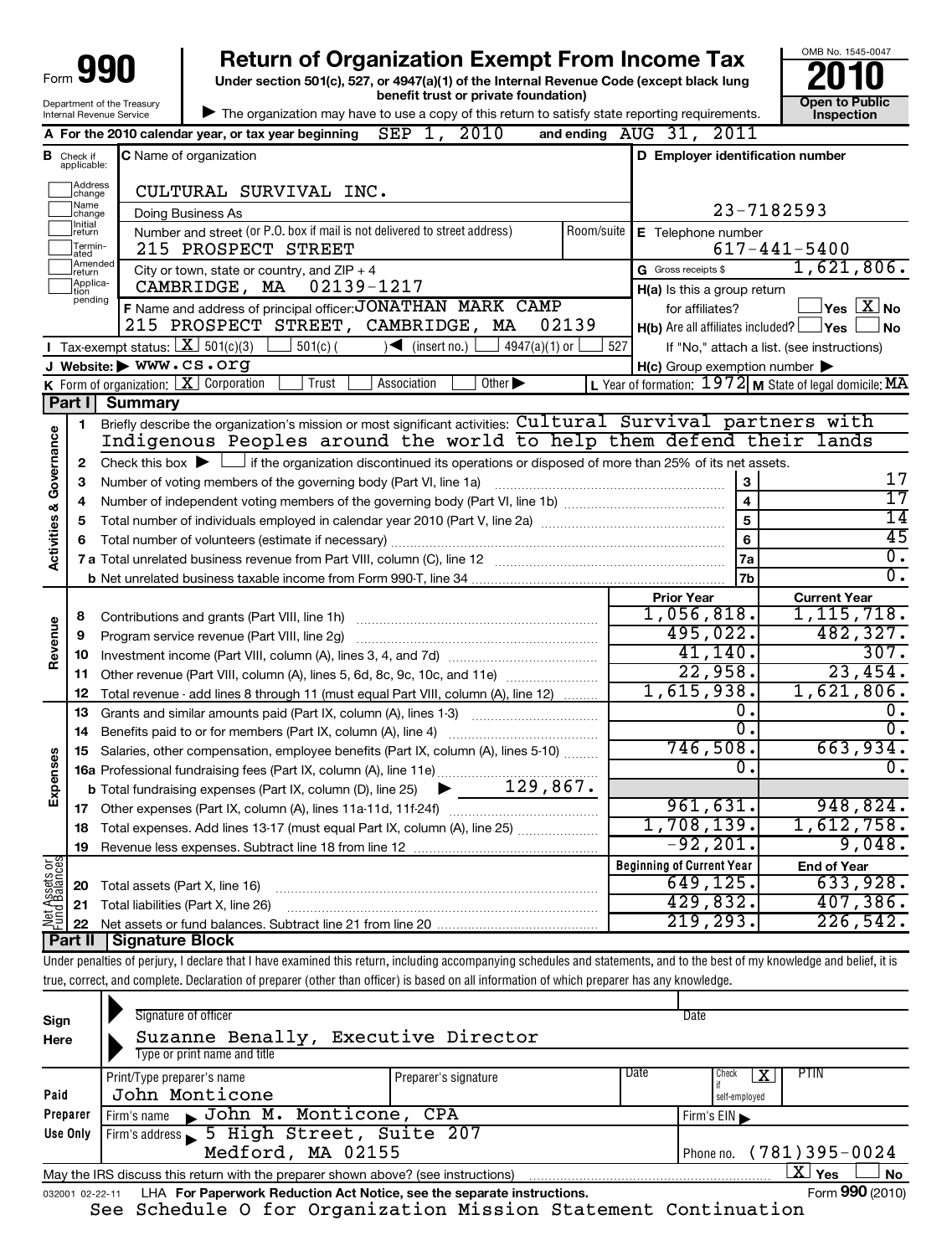Form **990**

# Return of Organization Exempt From Income Tax

**Under section 501(c), 527, or 4947(a)(1) of the Internal Revenue Code (except black lung benefit trust or private foundation)**

Department of the Treasury
Internal Revenue Service

▶ The organization may have to use a copy of this return to satisfy state reporting requirements.

OMB No. 1545-0047

**2010**

**Open to Public Inspection**

**A** For the 2010 calendar year, or tax year beginning SEP 1, 2010 and ending AUG 31, 2011

| **B** Check if applicable: | **C** Name of organization | **D** Employer identification number |
|---|---|---|
| Address change | CULTURAL SURVIVAL INC. | |
| Name change | Doing Business As | 23-7182593 |
| Initial return | Number and street (or P.O. box if mail is not delivered to street address) Room/suite | **E** Telephone number |
| Terminated | 215 PROSPECT STREET | 617-441-5400 |
| Amended return | City or town, state or country, and ZIP + 4 | **G** Gross receipts $ 1,621,806. |
| Application pending | CAMBRIDGE, MA 02139-1217 | **H(a)** Is this a group return for affiliates? ☐ Yes ☒ No |
| | **F** Name and address of principal officer: JONATHAN MARK CAMP 215 PROSPECT STREET, CAMBRIDGE, MA 02139 | **H(b)** Are all affiliates included? ☐ Yes ☐ No If "No," attach a list. (see instructions) |

**I** Tax-exempt status: ☒ 501(c)(3) ☐ 501(c) ( ) ◀ (insert no.) ☐ 4947(a)(1) or ☐ 527

**J** Website: ▶ www.cs.org

**H(c)** Group exemption number ▶

**K** Form of organization: ☒ Corporation ☐ Trust ☐ Association ☐ Other ▶

**L** Year of formation: 1972 **M** State of legal domicile: MA

## Part I Summary

**Activities & Governance**

1 Briefly describe the organization's mission or most significant activities: Cultural Survival partners with Indigenous Peoples around the world to help them defend their lands

2 Check this box ▶ ☐ if the organization discontinued its operations or disposed of more than 25% of its net assets.

| | | | |
|---|---|---|---|
| 3 | Number of voting members of the governing body (Part VI, line 1a) | 3 | 17 |
| 4 | Number of independent voting members of the governing body (Part VI, line 1b) | 4 | 17 |
| 5 | Total number of individuals employed in calendar year 2010 (Part V, line 2a) | 5 | 14 |
| 6 | Total number of volunteers (estimate if necessary) | 6 | 45 |
| 7a | Total unrelated business revenue from Part VIII, column (C), line 12 | 7a | 0. |
| b | Net unrelated business taxable income from Form 990-T, line 34 | 7b | 0. |

| | | | Prior Year | Current Year |
|---|---|---|---|---|
| **Revenue** | 8 | Contributions and grants (Part VIII, line 1h) | 1,056,818. | 1,115,718. |
| | 9 | Program service revenue (Part VIII, line 2g) | 495,022. | 482,327. |
| | 10 | Investment income (Part VIII, column (A), lines 3, 4, and 7d) | 41,140. | 307. |
| | 11 | Other revenue (Part VIII, column (A), lines 5, 6d, 8c, 9c, 10c, and 11e) | 22,958. | 23,454. |
| | 12 | Total revenue - add lines 8 through 11 (must equal Part VIII, column (A), line 12) | 1,615,938. | 1,621,806. |
| **Expenses** | 13 | Grants and similar amounts paid (Part IX, column (A), lines 1-3) | 0. | 0. |
| | 14 | Benefits paid to or for members (Part IX, column (A), line 4) | 0. | 0. |
| | 15 | Salaries, other compensation, employee benefits (Part IX, column (A), lines 5-10) | 746,508. | 663,934. |
| | 16a | Professional fundraising fees (Part IX, column (A), line 11e) | 0. | 0. |
| | b | Total fundraising expenses (Part IX, column (D), line 25) ▶ 129,867. | | |
| | 17 | Other expenses (Part IX, column (A), lines 11a-11d, 11f-24f) | 961,631. | 948,824. |
| | 18 | Total expenses. Add lines 13-17 (must equal Part IX, column (A), line 25) | 1,708,139. | 1,612,758. |
| | 19 | Revenue less expenses. Subtract line 18 from line 12 | -92,201. | 9,048. |
| | | | **Beginning of Current Year** | **End of Year** |
| **Net Assets or Fund Balances** | 20 | Total assets (Part X, line 16) | 649,125. | 633,928. |
| | 21 | Total liabilities (Part X, line 26) | 429,832. | 407,386. |
| | 22 | Net assets or fund balances. Subtract line 21 from line 20 | 219,293. | 226,542. |

## Part II Signature Block

Under penalties of perjury, I declare that I have examined this return, including accompanying schedules and statements, and to the best of my knowledge and belief, it is true, correct, and complete. Declaration of preparer (other than officer) is based on all information of which preparer has any knowledge.

**Sign Here**

Signature of officer — Date

Suzanne Benally, Executive Director
Type or print name and title

**Paid Preparer Use Only**

| Print/Type preparer's name | Preparer's signature | Date | Check ☒ if self-employed | PTIN |
|---|---|---|---|---|
| John Monticone | | | | |

Firm's name ▶ John M. Monticone, CPA — Firm's EIN ▶

Firm's address ▶ 5 High Street, Suite 207
Medford, MA 02155 — Phone no. (781)395-0024

May the IRS discuss this return with the preparer shown above? (see instructions) ☒ Yes ☐ No

032001 02-22-11 LHA For Paperwork Reduction Act Notice, see the separate instructions. Form **990** (2010)

See Schedule O for Organization Mission Statement Continuation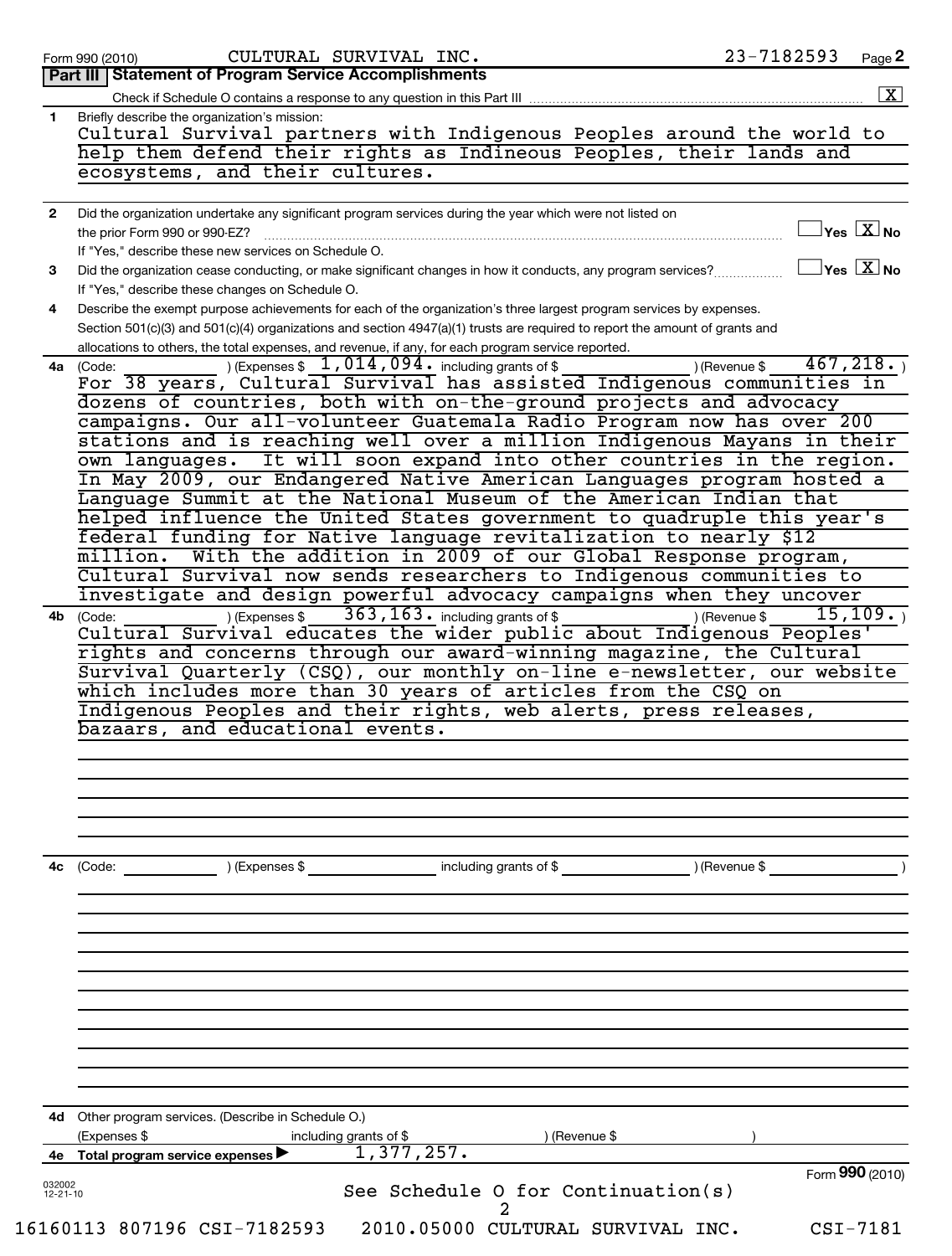Form 990 (2010) CULTURAL SURVIVAL INC. 23-7182593 Page 2

## Part III | Statement of Program Service Accomplishments

Check if Schedule O contains a response to any question in this Part III ..... [X]

**1** Briefly describe the organization's mission:

Cultural Survival partners with Indigenous Peoples around the world to help them defend their rights as Indineous Peoples, their lands and ecosystems, and their cultures.

**2** Did the organization undertake any significant program services during the year which were not listed on the prior Form 990 or 990-EZ? ..... [ ] Yes [X] No

If "Yes," describe these new services on Schedule O.

**3** Did the organization cease conducting, or make significant changes in how it conducts, any program services? ..... [ ] Yes [X] No

If "Yes," describe these changes on Schedule O.

**4** Describe the exempt purpose achievements for each of the organization's three largest program services by expenses. Section 501(c)(3) and 501(c)(4) organizations and section 4947(a)(1) trusts are required to report the amount of grants and allocations to others, the total expenses, and revenue, if any, for each program service reported.

**4a** (Code: ) (Expenses $ 1,014,094. including grants of $ ) (Revenue $ 467,218. )

For 38 years, Cultural Survival has assisted Indigenous communities in dozens of countries, both with on-the-ground projects and advocacy campaigns. Our all-volunteer Guatemala Radio Program now has over 200 stations and is reaching well over a million Indigenous Mayans in their own languages. It will soon expand into other countries in the region. In May 2009, our Endangered Native American Languages program hosted a Language Summit at the National Museum of the American Indian that helped influence the United States government to quadruple this year's federal funding for Native language revitalization to nearly $12 million. With the addition in 2009 of our Global Response program, Cultural Survival now sends researchers to Indigenous communities to investigate and design powerful advocacy campaigns when they uncover

**4b** (Code: ) (Expenses $ 363,163. including grants of $ ) (Revenue $ 15,109. )

Cultural Survival educates the wider public about Indigenous Peoples' rights and concerns through our award-winning magazine, the Cultural Survival Quarterly (CSQ), our monthly on-line e-newsletter, our website which includes more than 30 years of articles from the CSQ on Indigenous Peoples and their rights, web alerts, press releases, bazaars, and educational events.

**4c** (Code: ) (Expenses $ including grants of $ ) (Revenue $ )

**4d** Other program services. (Describe in Schedule O.)

(Expenses $ including grants of $ ) (Revenue $ )

**4e** Total program service expenses ▶ 1,377,257.

Form **990** (2010)

See Schedule O for Continuation(s)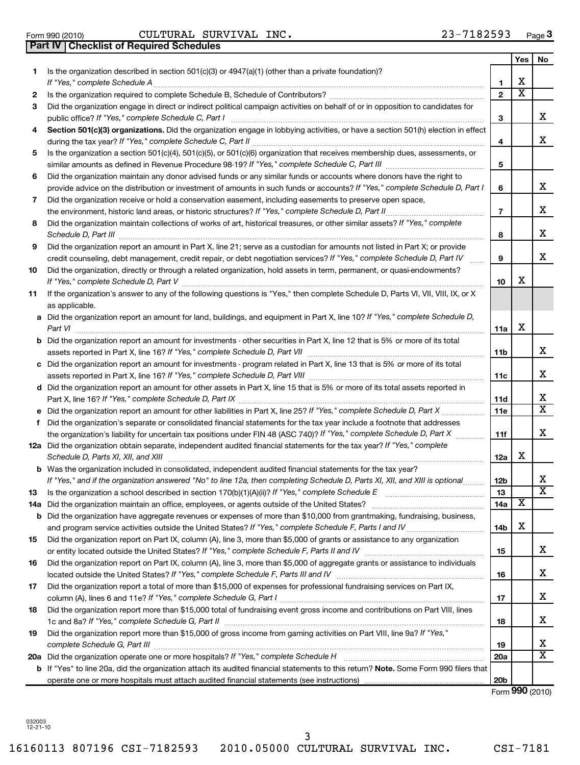Form 990 (2010) CULTURAL SURVIVAL INC. 23-7182593 Page 3

## Part IV Checklist of Required Schedules

| | | | Yes | No |
|---|---|---|---|---|
| 1 | Is the organization described in section 501(c)(3) or 4947(a)(1) (other than a private foundation)? *If "Yes," complete Schedule A* | 1 | X | |
| 2 | Is the organization required to complete Schedule B, Schedule of Contributors? | 2 | X | |
| 3 | Did the organization engage in direct or indirect political campaign activities on behalf of or in opposition to candidates for public office? *If "Yes," complete Schedule C, Part I* | 3 | | X |
| 4 | **Section 501(c)(3) organizations.** Did the organization engage in lobbying activities, or have a section 501(h) election in effect during the tax year? *If "Yes," complete Schedule C, Part II* | 4 | | X |
| 5 | Is the organization a section 501(c)(4), 501(c)(5), or 501(c)(6) organization that receives membership dues, assessments, or similar amounts as defined in Revenue Procedure 98-19? *If "Yes," complete Schedule C, Part III* | 5 | | |
| 6 | Did the organization maintain any donor advised funds or any similar funds or accounts where donors have the right to provide advice on the distribution or investment of amounts in such funds or accounts? *If "Yes," complete Schedule D, Part I* | 6 | | X |
| 7 | Did the organization receive or hold a conservation easement, including easements to preserve open space, the environment, historic land areas, or historic structures? *If "Yes," complete Schedule D, Part II* | 7 | | X |
| 8 | Did the organization maintain collections of works of art, historical treasures, or other similar assets? *If "Yes," complete Schedule D, Part III* | 8 | | X |
| 9 | Did the organization report an amount in Part X, line 21; serve as a custodian for amounts not listed in Part X; or provide credit counseling, debt management, credit repair, or debt negotiation services? *If "Yes," complete Schedule D, Part IV* | 9 | | X |
| 10 | Did the organization, directly or through a related organization, hold assets in term, permanent, or quasi-endowments? *If "Yes," complete Schedule D, Part V* | 10 | X | |
| 11 | If the organization's answer to any of the following questions is "Yes," then complete Schedule D, Parts VI, VII, VIII, IX, or X as applicable. | | | |
| a | Did the organization report an amount for land, buildings, and equipment in Part X, line 10? *If "Yes," complete Schedule D, Part VI* | 11a | X | |
| b | Did the organization report an amount for investments - other securities in Part X, line 12 that is 5% or more of its total assets reported in Part X, line 16? *If "Yes," complete Schedule D, Part VII* | 11b | | X |
| c | Did the organization report an amount for investments - program related in Part X, line 13 that is 5% or more of its total assets reported in Part X, line 16? *If "Yes," complete Schedule D, Part VIII* | 11c | | X |
| d | Did the organization report an amount for other assets in Part X, line 15 that is 5% or more of its total assets reported in Part X, line 16? *If "Yes," complete Schedule D, Part IX* | 11d | | X |
| e | Did the organization report an amount for other liabilities in Part X, line 25? *If "Yes," complete Schedule D, Part X* | 11e | | X |
| f | Did the organization's separate or consolidated financial statements for the tax year include a footnote that addresses the organization's liability for uncertain tax positions under FIN 48 (ASC 740)? *If "Yes," complete Schedule D, Part X* | 11f | | X |
| 12a | Did the organization obtain separate, independent audited financial statements for the tax year? *If "Yes," complete Schedule D, Parts XI, XII, and XIII* | 12a | X | |
| b | Was the organization included in consolidated, independent audited financial statements for the tax year? *If "Yes," and if the organization answered "No" to line 12a, then completing Schedule D, Parts XI, XII, and XIII is optional* | 12b | | X |
| 13 | Is the organization a school described in section 170(b)(1)(A)(ii)? *If "Yes," complete Schedule E* | 13 | | X |
| 14a | Did the organization maintain an office, employees, or agents outside of the United States? | 14a | X | |
| b | Did the organization have aggregate revenues or expenses of more than $10,000 from grantmaking, fundraising, business, and program service activities outside the United States? *If "Yes," complete Schedule F, Parts I and IV* | 14b | X | |
| 15 | Did the organization report on Part IX, column (A), line 3, more than $5,000 of grants or assistance to any organization or entity located outside the United States? *If "Yes," complete Schedule F, Parts II and IV* | 15 | | X |
| 16 | Did the organization report on Part IX, column (A), line 3, more than $5,000 of aggregate grants or assistance to individuals located outside the United States? *If "Yes," complete Schedule F, Parts III and IV* | 16 | | X |
| 17 | Did the organization report a total of more than $15,000 of expenses for professional fundraising services on Part IX, column (A), lines 6 and 11e? *If "Yes," complete Schedule G, Part I* | 17 | | X |
| 18 | Did the organization report more than $15,000 total of fundraising event gross income and contributions on Part VIII, lines 1c and 8a? *If "Yes," complete Schedule G, Part II* | 18 | | X |
| 19 | Did the organization report more than $15,000 of gross income from gaming activities on Part VIII, line 9a? *If "Yes," complete Schedule G, Part III* | 19 | | X |
| 20a | Did the organization operate one or more hospitals? *If "Yes," complete Schedule H* | 20a | | X |
| b | If "Yes" to line 20a, did the organization attach its audited financial statements to this return? **Note.** Some Form 990 filers that operate one or more hospitals must attach audited financial statements (see instructions) | 20b | | |

Form **990** (2010)

032003 12-21-10

16160113 807196 CSI-7182593 2010.05000 CULTURAL SURVIVAL INC. CSI-7181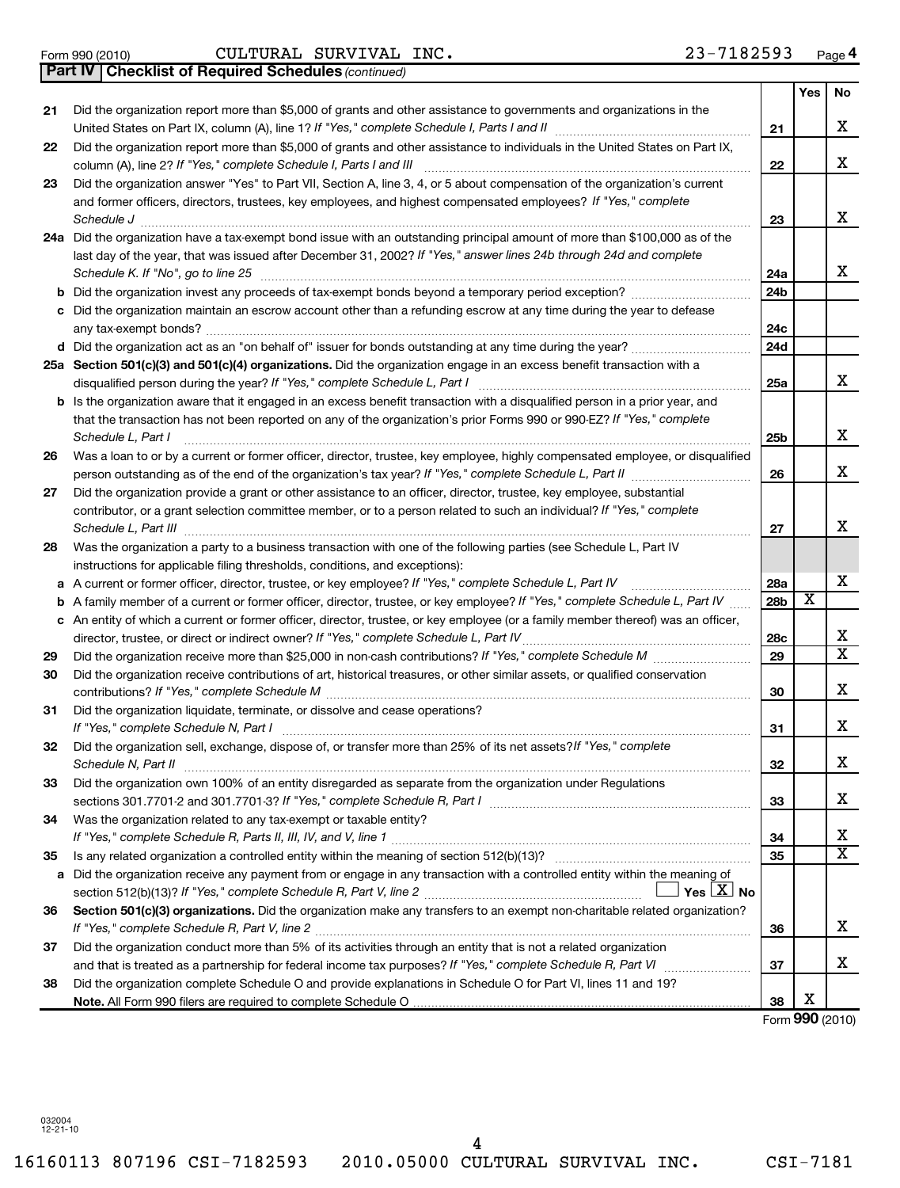Form 990 (2010) CULTURAL SURVIVAL INC. 23-7182593 Page 4

**Part IV | Checklist of Required Schedules** *(continued)*

| | | | Yes | No |
|---|---|---|---|---|
| 21 | Did the organization report more than $5,000 of grants and other assistance to governments and organizations in the United States on Part IX, column (A), line 1? *If "Yes," complete Schedule I, Parts I and II* | 21 | | X |
| 22 | Did the organization report more than $5,000 of grants and other assistance to individuals in the United States on Part IX, column (A), line 2? *If "Yes," complete Schedule I, Parts I and III* | 22 | | X |
| 23 | Did the organization answer "Yes" to Part VII, Section A, line 3, 4, or 5 about compensation of the organization's current and former officers, directors, trustees, key employees, and highest compensated employees? *If "Yes," complete Schedule J* | 23 | | X |
| 24a | Did the organization have a tax-exempt bond issue with an outstanding principal amount of more than $100,000 as of the last day of the year, that was issued after December 31, 2002? *If "Yes," answer lines 24b through 24d and complete Schedule K. If "No", go to line 25* | 24a | | X |
| b | Did the organization invest any proceeds of tax-exempt bonds beyond a temporary period exception? | 24b | | |
| c | Did the organization maintain an escrow account other than a refunding escrow at any time during the year to defease any tax-exempt bonds? | 24c | | |
| d | Did the organization act as an "on behalf of" issuer for bonds outstanding at any time during the year? | 24d | | |
| 25a | **Section 501(c)(3) and 501(c)(4) organizations.** Did the organization engage in an excess benefit transaction with a disqualified person during the year? *If "Yes," complete Schedule L, Part I* | 25a | | X |
| b | Is the organization aware that it engaged in an excess benefit transaction with a disqualified person in a prior year, and that the transaction has not been reported on any of the organization's prior Forms 990 or 990-EZ? *If "Yes," complete Schedule L, Part I* | 25b | | X |
| 26 | Was a loan to or by a current or former officer, director, trustee, key employee, highly compensated employee, or disqualified person outstanding as of the end of the organization's tax year? *If "Yes," complete Schedule L, Part II* | 26 | | X |
| 27 | Did the organization provide a grant or other assistance to an officer, director, trustee, key employee, substantial contributor, or a grant selection committee member, or to a person related to such an individual? *If "Yes," complete Schedule L, Part III* | 27 | | X |
| 28 | Was the organization a party to a business transaction with one of the following parties (see Schedule L, Part IV instructions for applicable filing thresholds, conditions, and exceptions): | | | |
| a | A current or former officer, director, trustee, or key employee? *If "Yes," complete Schedule L, Part IV* | 28a | | X |
| b | A family member of a current or former officer, director, trustee, or key employee? *If "Yes," complete Schedule L, Part IV* | 28b | X | |
| c | An entity of which a current or former officer, director, trustee, or key employee (or a family member thereof) was an officer, director, trustee, or direct or indirect owner? *If "Yes," complete Schedule L, Part IV* | 28c | | X |
| 29 | Did the organization receive more than $25,000 in non-cash contributions? *If "Yes," complete Schedule M* | 29 | | X |
| 30 | Did the organization receive contributions of art, historical treasures, or other similar assets, or qualified conservation contributions? *If "Yes," complete Schedule M* | 30 | | X |
| 31 | Did the organization liquidate, terminate, or dissolve and cease operations? *If "Yes," complete Schedule N, Part I* | 31 | | X |
| 32 | Did the organization sell, exchange, dispose of, or transfer more than 25% of its net assets? *If "Yes," complete Schedule N, Part II* | 32 | | X |
| 33 | Did the organization own 100% of an entity disregarded as separate from the organization under Regulations sections 301.7701-2 and 301.7701-3? *If "Yes," complete Schedule R, Part I* | 33 | | X |
| 34 | Was the organization related to any tax-exempt or taxable entity? *If "Yes," complete Schedule R, Parts II, III, IV, and V, line 1* | 34 | | X |
| 35 | Is any related organization a controlled entity within the meaning of section 512(b)(13)? | 35 | | X |
| a | Did the organization receive any payment from or engage in any transaction with a controlled entity within the meaning of section 512(b)(13)? *If "Yes," complete Schedule R, Part V, line 2* ☐ Yes ☒ No | | | |
| 36 | **Section 501(c)(3) organizations.** Did the organization make any transfers to an exempt non-charitable related organization? *If "Yes," complete Schedule R, Part V, line 2* | 36 | | X |
| 37 | Did the organization conduct more than 5% of its activities through an entity that is not a related organization and that is treated as a partnership for federal income tax purposes? *If "Yes," complete Schedule R, Part VI* | 37 | | X |
| 38 | Did the organization complete Schedule O and provide explanations in Schedule O for Part VI, lines 11 and 19? **Note.** All Form 990 filers are required to complete Schedule O | 38 | X | |

Form **990** (2010)

032004
12-21-10

16160113 807196 CSI-7182593 2010.05000 CULTURAL SURVIVAL INC. CSI-7181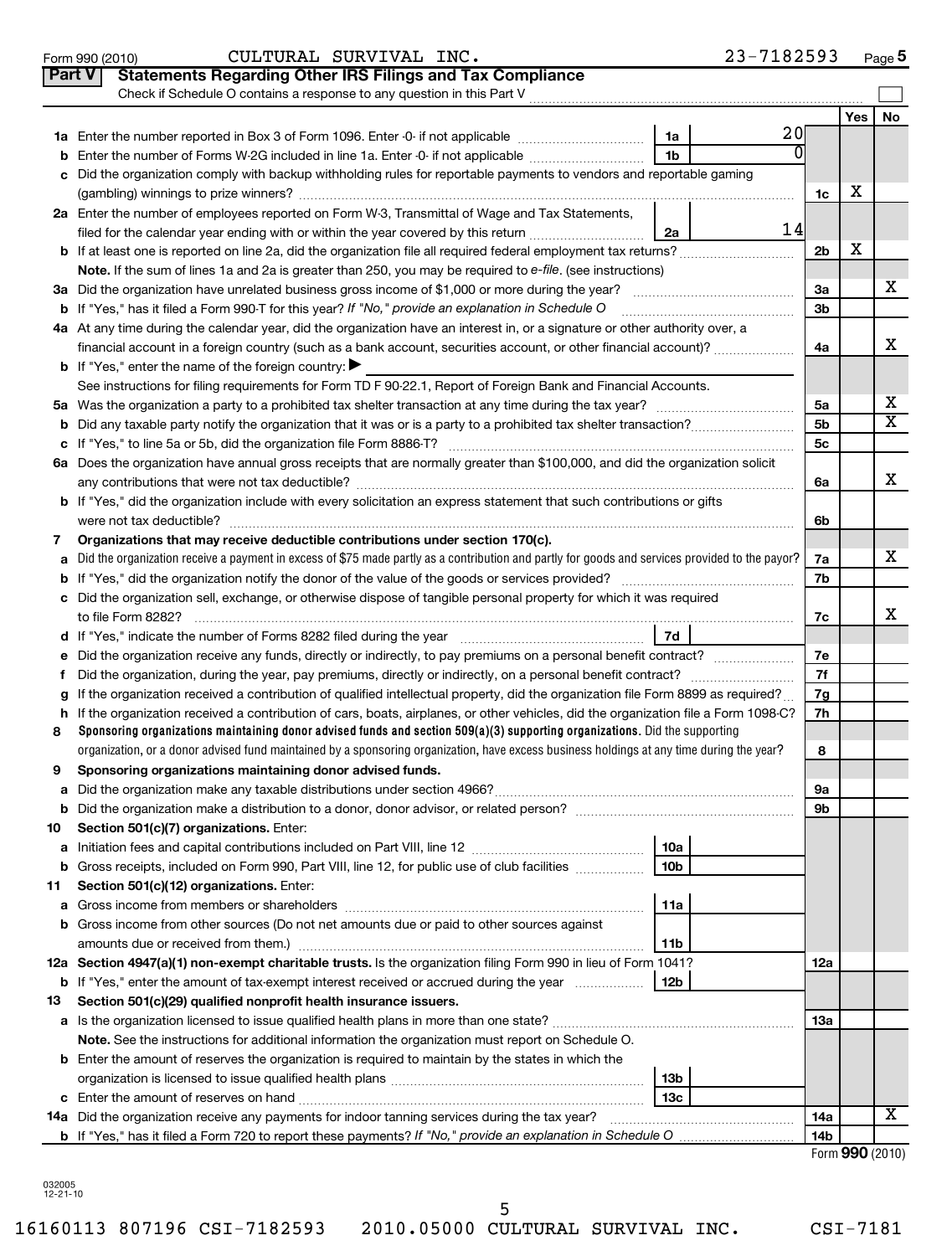Form 990 (2010) CULTURAL SURVIVAL INC. 23-7182593 Page 5

## Part V Statements Regarding Other IRS Filings and Tax Compliance

Check if Schedule O contains a response to any question in this Part V

| | | | | | Yes | No |
|---|---|---|---|---|---|---|
| 1a | Enter the number reported in Box 3 of Form 1096. Enter -0- if not applicable | 1a | 20 | | | |
| b | Enter the number of Forms W-2G included in line 1a. Enter -0- if not applicable | 1b | 0 | | | |
| c | Did the organization comply with backup withholding rules for reportable payments to vendors and reportable gaming (gambling) winnings to prize winners? | | | 1c | X | |
| 2a | Enter the number of employees reported on Form W-3, Transmittal of Wage and Tax Statements, filed for the calendar year ending with or within the year covered by this return | 2a | 14 | | | |
| b | If at least one is reported on line 2a, did the organization file all required federal employment tax returns? | | | 2b | X | |
| | **Note.** If the sum of lines 1a and 2a is greater than 250, you may be required to *e-file*. (see instructions) | | | | | |
| 3a | Did the organization have unrelated business gross income of $1,000 or more during the year? | | | 3a | | X |
| b | If "Yes," has it filed a Form 990-T for this year? *If "No," provide an explanation in Schedule O* | | | 3b | | |
| 4a | At any time during the calendar year, did the organization have an interest in, or a signature or other authority over, a financial account in a foreign country (such as a bank account, securities account, or other financial account)? | | | 4a | | X |
| b | If "Yes," enter the name of the foreign country: ▶ | | | | | |
| | See instructions for filing requirements for Form TD F 90-22.1, Report of Foreign Bank and Financial Accounts. | | | | | |
| 5a | Was the organization a party to a prohibited tax shelter transaction at any time during the tax year? | | | 5a | | X |
| b | Did any taxable party notify the organization that it was or is a party to a prohibited tax shelter transaction? | | | 5b | | X |
| c | If "Yes," to line 5a or 5b, did the organization file Form 8886-T? | | | 5c | | |
| 6a | Does the organization have annual gross receipts that are normally greater than $100,000, and did the organization solicit any contributions that were not tax deductible? | | | 6a | | X |
| b | If "Yes," did the organization include with every solicitation an express statement that such contributions or gifts were not tax deductible? | | | 6b | | |
| 7 | **Organizations that may receive deductible contributions under section 170(c).** | | | | | |
| a | Did the organization receive a payment in excess of $75 made partly as a contribution and partly for goods and services provided to the payor? | | | 7a | | X |
| b | If "Yes," did the organization notify the donor of the value of the goods or services provided? | | | 7b | | |
| c | Did the organization sell, exchange, or otherwise dispose of tangible personal property for which it was required to file Form 8282? | | | 7c | | X |
| d | If "Yes," indicate the number of Forms 8282 filed during the year | 7d | | | | |
| e | Did the organization receive any funds, directly or indirectly, to pay premiums on a personal benefit contract? | | | 7e | | |
| f | Did the organization, during the year, pay premiums, directly or indirectly, on a personal benefit contract? | | | 7f | | |
| g | If the organization received a contribution of qualified intellectual property, did the organization file Form 8899 as required? | | | 7g | | |
| h | If the organization received a contribution of cars, boats, airplanes, or other vehicles, did the organization file a Form 1098-C? | | | 7h | | |
| 8 | **Sponsoring organizations maintaining donor advised funds and section 509(a)(3) supporting organizations.** Did the supporting organization, or a donor advised fund maintained by a sponsoring organization, have excess business holdings at any time during the year? | | | 8 | | |
| 9 | **Sponsoring organizations maintaining donor advised funds.** | | | | | |
| a | Did the organization make any taxable distributions under section 4966? | | | 9a | | |
| b | Did the organization make a distribution to a donor, donor advisor, or related person? | | | 9b | | |
| 10 | **Section 501(c)(7) organizations.** Enter: | | | | | |
| a | Initiation fees and capital contributions included on Part VIII, line 12 | 10a | | | | |
| b | Gross receipts, included on Form 990, Part VIII, line 12, for public use of club facilities | 10b | | | | |
| 11 | **Section 501(c)(12) organizations.** Enter: | | | | | |
| a | Gross income from members or shareholders | 11a | | | | |
| b | Gross income from other sources (Do not net amounts due or paid to other sources against amounts due or received from them.) | 11b | | | | |
| 12a | **Section 4947(a)(1) non-exempt charitable trusts.** Is the organization filing Form 990 in lieu of Form 1041? | | | 12a | | |
| b | If "Yes," enter the amount of tax-exempt interest received or accrued during the year | 12b | | | | |
| 13 | **Section 501(c)(29) qualified nonprofit health insurance issuers.** | | | | | |
| a | Is the organization licensed to issue qualified health plans in more than one state? | | | 13a | | |
| | **Note.** See the instructions for additional information the organization must report on Schedule O. | | | | | |
| b | Enter the amount of reserves the organization is required to maintain by the states in which the organization is licensed to issue qualified health plans | 13b | | | | |
| c | Enter the amount of reserves on hand | 13c | | | | |
| 14a | Did the organization receive any payments for indoor tanning services during the tax year? | | | 14a | | X |
| b | If "Yes," has it filed a Form 720 to report these payments? *If "No," provide an explanation in Schedule O* | | | 14b | | |

Form **990** (2010)

032005 12-21-10

16160113 807196 CSI-7182593 2010.05000 CULTURAL SURVIVAL INC. CSI-7181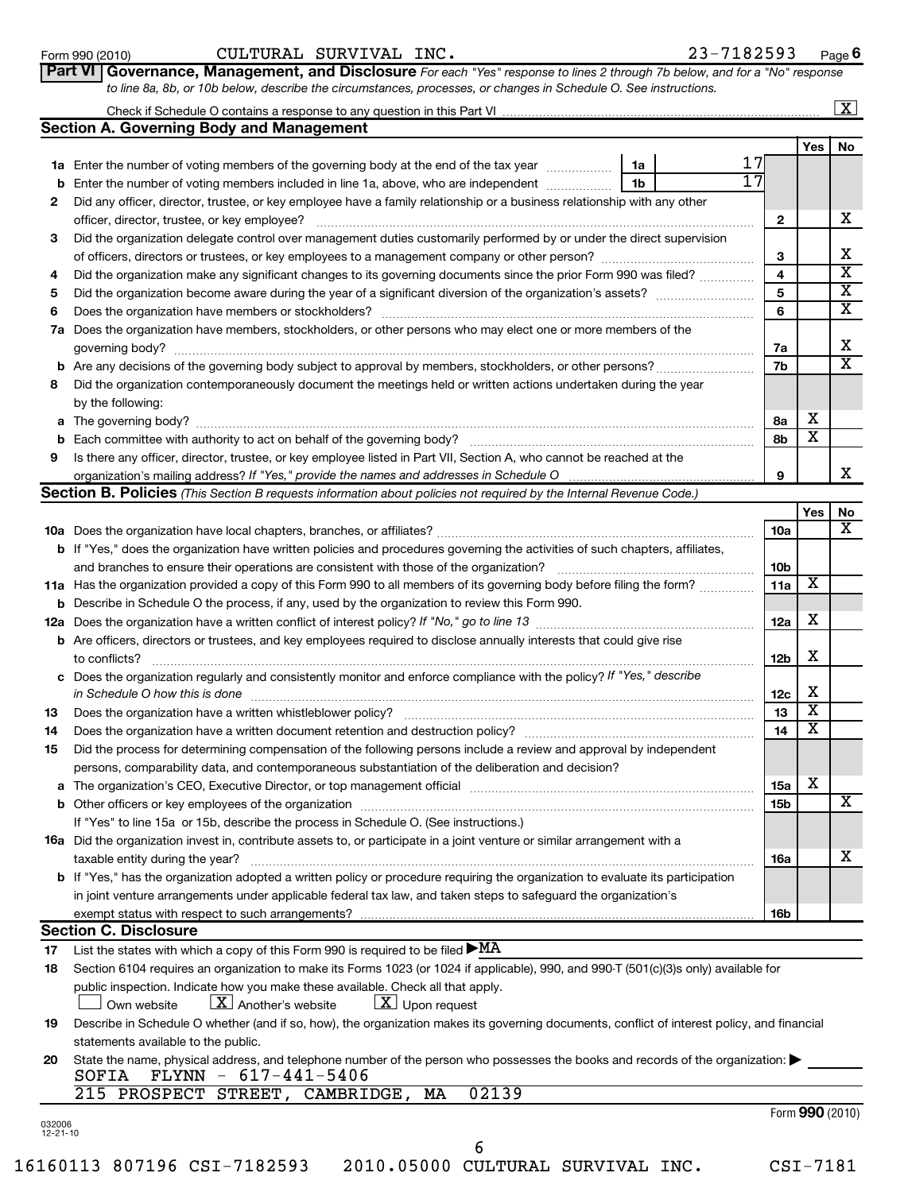Form 990 (2010) CULTURAL SURVIVAL INC. 23-7182593 Page 6

**Part VI Governance, Management, and Disclosure** *For each "Yes" response to lines 2 through 7b below, and for a "No" response to line 8a, 8b, or 10b below, describe the circumstances, processes, or changes in Schedule O. See instructions.*

Check if Schedule O contains a response to any question in this Part VI .......... [X]

## Section A. Governing Body and Management

| | | | | Yes | No |
|---|---|---|---|---|---|
| **1a** | Enter the number of voting members of the governing body at the end of the tax year | 1a | 17 | | |
| **b** | Enter the number of voting members included in line 1a, above, who are independent | 1b | 17 | | |
| **2** | Did any officer, director, trustee, or key employee have a family relationship or a business relationship with any other officer, director, trustee, or key employee? | 2 | | | X |
| **3** | Did the organization delegate control over management duties customarily performed by or under the direct supervision of officers, directors or trustees, or key employees to a management company or other person? | 3 | | | X |
| **4** | Did the organization make any significant changes to its governing documents since the prior Form 990 was filed? | 4 | | | X |
| **5** | Did the organization become aware during the year of a significant diversion of the organization's assets? | 5 | | | X |
| **6** | Does the organization have members or stockholders? | 6 | | | X |
| **7a** | Does the organization have members, stockholders, or other persons who may elect one or more members of the governing body? | 7a | | | X |
| **b** | Are any decisions of the governing body subject to approval by members, stockholders, or other persons? | 7b | | | X |
| **8** | Did the organization contemporaneously document the meetings held or written actions undertaken during the year by the following: | | | | |
| **a** | The governing body? | 8a | | X | |
| **b** | Each committee with authority to act on behalf of the governing body? | 8b | | X | |
| **9** | Is there any officer, director, trustee, or key employee listed in Part VII, Section A, who cannot be reached at the organization's mailing address? *If "Yes," provide the names and addresses in Schedule O* | 9 | | | X |

## Section B. Policies *(This Section B requests information about policies not required by the Internal Revenue Code.)*

| | | | Yes | No |
|---|---|---|---|---|
| **10a** | Does the organization have local chapters, branches, or affiliates? | 10a | | X |
| **b** | If "Yes," does the organization have written policies and procedures governing the activities of such chapters, affiliates, and branches to ensure their operations are consistent with those of the organization? | 10b | | |
| **11a** | Has the organization provided a copy of this Form 990 to all members of its governing body before filing the form? | 11a | X | |
| **b** | Describe in Schedule O the process, if any, used by the organization to review this Form 990. | | | |
| **12a** | Does the organization have a written conflict of interest policy? *If "No," go to line 13* | 12a | X | |
| **b** | Are officers, directors or trustees, and key employees required to disclose annually interests that could give rise to conflicts? | 12b | X | |
| **c** | Does the organization regularly and consistently monitor and enforce compliance with the policy? *If "Yes," describe in Schedule O how this is done* | 12c | X | |
| **13** | Does the organization have a written whistleblower policy? | 13 | X | |
| **14** | Does the organization have a written document retention and destruction policy? | 14 | X | |
| **15** | Did the process for determining compensation of the following persons include a review and approval by independent persons, comparability data, and contemporaneous substantiation of the deliberation and decision? | | | |
| **a** | The organization's CEO, Executive Director, or top management official | 15a | X | |
| **b** | Other officers or key employees of the organization | 15b | | X |
| | If "Yes" to line 15a or 15b, describe the process in Schedule O. (See instructions.) | | | |
| **16a** | Did the organization invest in, contribute assets to, or participate in a joint venture or similar arrangement with a taxable entity during the year? | 16a | | X |
| **b** | If "Yes," has the organization adopted a written policy or procedure requiring the organization to evaluate its participation in joint venture arrangements under applicable federal tax law, and taken steps to safeguard the organization's exempt status with respect to such arrangements? | 16b | | |

## Section C. Disclosure

**17** List the states with which a copy of this Form 990 is required to be filed ▶ MA

**18** Section 6104 requires an organization to make its Forms 1023 (or 1024 if applicable), 990, and 990-T (501(c)(3)s only) available for public inspection. Indicate how you make these available. Check all that apply.

[ ] Own website [X] Another's website [X] Upon request

**19** Describe in Schedule O whether (and if so, how), the organization makes its governing documents, conflict of interest policy, and financial statements available to the public.

**20** State the name, physical address, and telephone number of the person who possesses the books and records of the organization: ▶

SOFIA FLYNN - 617-441-5406
215 PROSPECT STREET, CAMBRIDGE, MA 02139

Form **990** (2010)

032006 12-21-10

16160113 807196 CSI-7182593 2010.05000 CULTURAL SURVIVAL INC. CSI-7181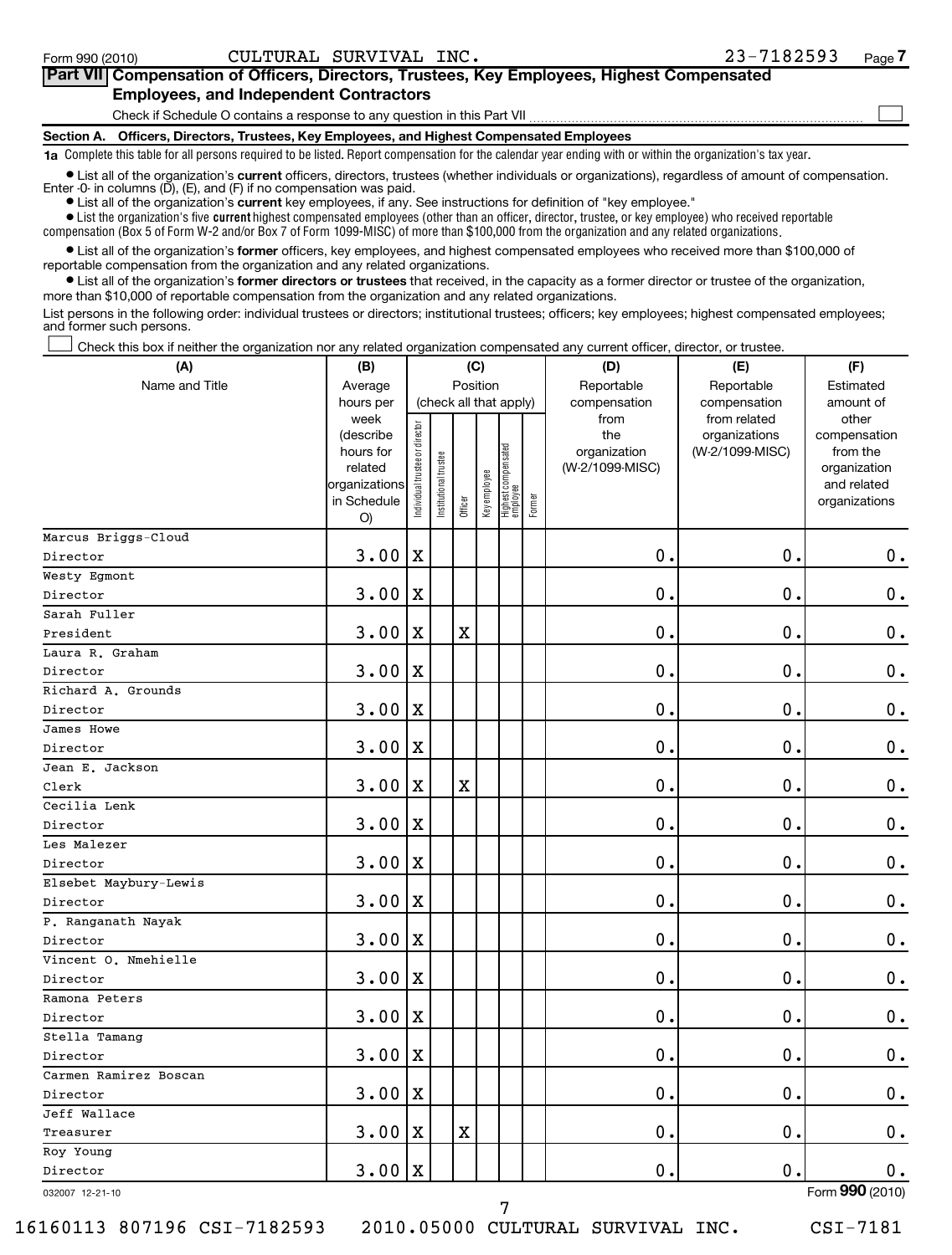Form 990 (2010) CULTURAL SURVIVAL INC. 23-7182593 Page 7

## Part VII Compensation of Officers, Directors, Trustees, Key Employees, Highest Compensated Employees, and Independent Contractors

Check if Schedule O contains a response to any question in this Part VII ☐

### Section A. Officers, Directors, Trustees, Key Employees, and Highest Compensated Employees

**1a** Complete this table for all persons required to be listed. Report compensation for the calendar year ending with or within the organization's tax year.

- List all of the organization's **current** officers, directors, trustees (whether individuals or organizations), regardless of amount of compensation. Enter -0- in columns (D), (E), and (F) if no compensation was paid.
- List all of the organization's **current** key employees, if any. See instructions for definition of "key employee."
- List the organization's five **current** highest compensated employees (other than an officer, director, trustee, or key employee) who received reportable compensation (Box 5 of Form W-2 and/or Box 7 of Form 1099-MISC) of more than $100,000 from the organization and any related organizations.
- List all of the organization's **former** officers, key employees, and highest compensated employees who received more than $100,000 of reportable compensation from the organization and any related organizations.
- List all of the organization's **former directors or trustees** that received, in the capacity as a former director or trustee of the organization, more than $10,000 of reportable compensation from the organization and any related organizations.

List persons in the following order: individual trustees or directors; institutional trustees; officers; key employees; highest compensated employees; and former such persons.

☐ Check this box if neither the organization nor any related organization compensated any current officer, director, or trustee.

| (A) Name and Title | (B) Average hours per week (describe hours for related organizations in Schedule O) | (C) Individual trustee or director | Institutional trustee | Officer | Key employee | Highest compensated employee | Former | (D) Reportable compensation from the organization (W-2/1099-MISC) | (E) Reportable compensation from related organizations (W-2/1099-MISC) | (F) Estimated amount of other compensation from the organization and related organizations |
|---|---|---|---|---|---|---|---|---|---|---|
| Marcus Briggs-Cloud<br>Director | 3.00 | X | | | | | | 0. | 0. | 0. |
| Westy Egmont<br>Director | 3.00 | X | | | | | | 0. | 0. | 0. |
| Sarah Fuller<br>President | 3.00 | X | | X | | | | 0. | 0. | 0. |
| Laura R. Graham<br>Director | 3.00 | X | | | | | | 0. | 0. | 0. |
| Richard A. Grounds<br>Director | 3.00 | X | | | | | | 0. | 0. | 0. |
| James Howe<br>Director | 3.00 | X | | | | | | 0. | 0. | 0. |
| Jean E. Jackson<br>Clerk | 3.00 | X | | X | | | | 0. | 0. | 0. |
| Cecilia Lenk<br>Director | 3.00 | X | | | | | | 0. | 0. | 0. |
| Les Malezer<br>Director | 3.00 | X | | | | | | 0. | 0. | 0. |
| Elsebet Maybury-Lewis<br>Director | 3.00 | X | | | | | | 0. | 0. | 0. |
| P. Ranganath Nayak<br>Director | 3.00 | X | | | | | | 0. | 0. | 0. |
| Vincent O. Nmehielle<br>Director | 3.00 | X | | | | | | 0. | 0. | 0. |
| Ramona Peters<br>Director | 3.00 | X | | | | | | 0. | 0. | 0. |
| Stella Tamang<br>Director | 3.00 | X | | | | | | 0. | 0. | 0. |
| Carmen Ramirez Boscan<br>Director | 3.00 | X | | | | | | 0. | 0. | 0. |
| Jeff Wallace<br>Treasurer | 3.00 | X | | X | | | | 0. | 0. | 0. |
| Roy Young<br>Director | 3.00 | X | | | | | | 0. | 0. | 0. |

032007 12-21-10 Form 990 (2010)

16160113 807196 CSI-7182593 2010.05000 CULTURAL SURVIVAL INC. CSI-7181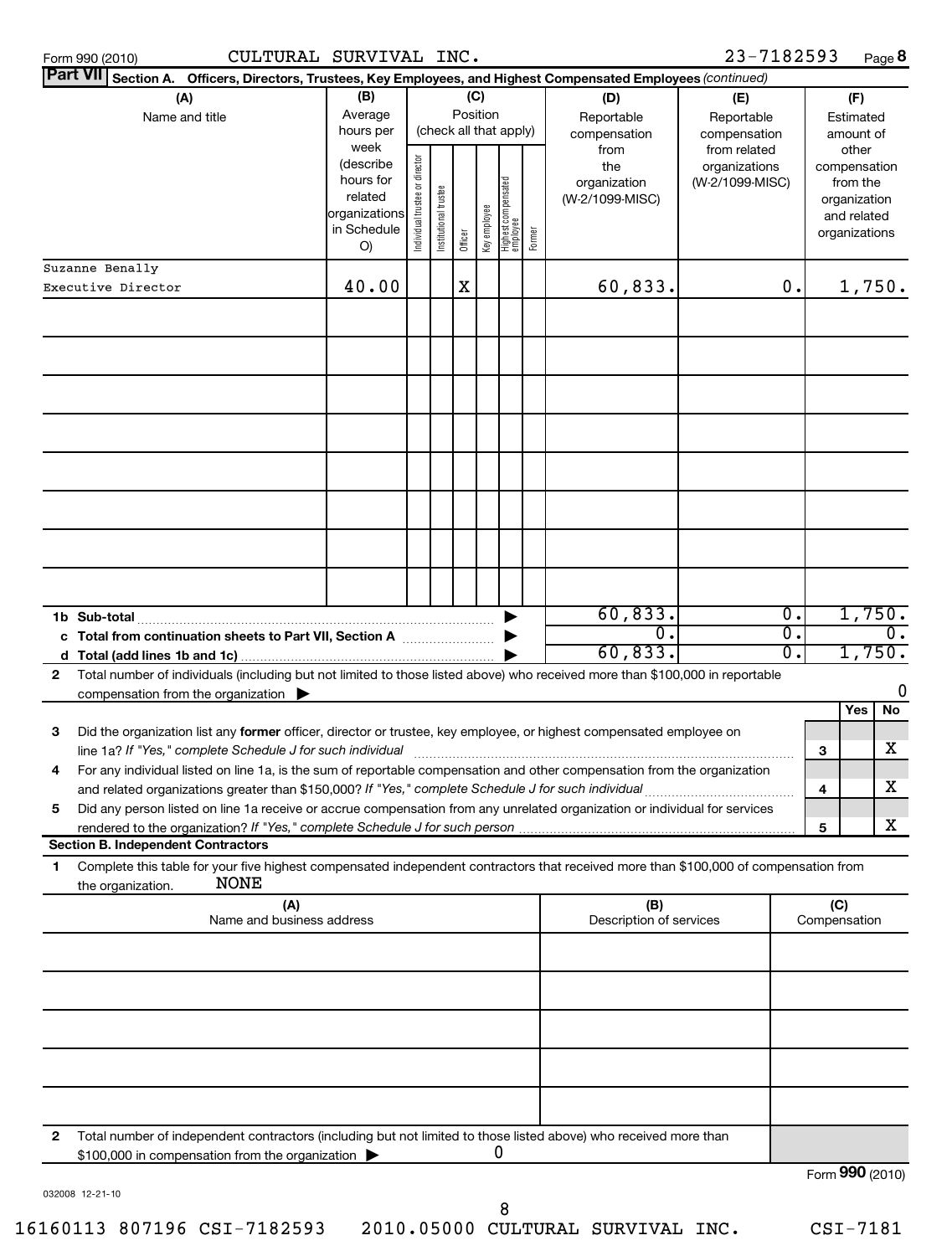Form 990 (2010) CULTURAL SURVIVAL INC. 23-7182593 Page 8

**Part VII Section A. Officers, Directors, Trustees, Key Employees, and Highest Compensated Employees** *(continued)*

| (A) Name and title | (B) Average hours per week (describe hours for related organizations in Schedule O) | (C) Position (check all that apply): Individual trustee or director | Institutional trustee | Officer | Key employee | Highest compensated employee | Former | (D) Reportable compensation from the organization (W-2/1099-MISC) | (E) Reportable compensation from related organizations (W-2/1099-MISC) | (F) Estimated amount of other compensation from the organization and related organizations |
|---|---|---|---|---|---|---|---|---|---|---|
| Suzanne Benally<br>Executive Director | 40.00 | | | X | | | | 60,833. | 0. | 1,750. |
| | | | | | | | | | | |
| | | | | | | | | | | |
| | | | | | | | | | | |
| | | | | | | | | | | |
| | | | | | | | | | | |
| | | | | | | | | | | |
| | | | | | | | | | | |
| | | | | | | | | | | |
| **1b Sub-total** | | | | | | | | 60,833. | 0. | 1,750. |
| **c Total from continuation sheets to Part VII, Section A** | | | | | | | | 0. | 0. | 0. |
| **d Total (add lines 1b and 1c)** | | | | | | | | 60,833. | 0. | 1,750. |

**2** Total number of individuals (including but not limited to those listed above) who received more than $100,000 in reportable compensation from the organization ▶ 0

| | | | Yes | No |
|---|---|---|---|---|
| **3** | Did the organization list any **former** officer, director or trustee, key employee, or highest compensated employee on line 1a? *If "Yes," complete Schedule J for such individual* | 3 | | X |
| **4** | For any individual listed on line 1a, is the sum of reportable compensation and other compensation from the organization and related organizations greater than $150,000? *If "Yes," complete Schedule J for such individual* | 4 | | X |
| **5** | Did any person listed on line 1a receive or accrue compensation from any unrelated organization or individual for services rendered to the organization? *If "Yes," complete Schedule J for such person* | 5 | | X |

**Section B. Independent Contractors**

**1** Complete this table for your five highest compensated independent contractors that received more than $100,000 of compensation from the organization. NONE

| (A) Name and business address | (B) Description of services | (C) Compensation |
|---|---|---|
| | | |
| | | |
| | | |
| | | |
| | | |

**2** Total number of independent contractors (including but not limited to those listed above) who received more than $100,000 in compensation from the organization ▶ 0

Form **990** (2010)

032008 12-21-10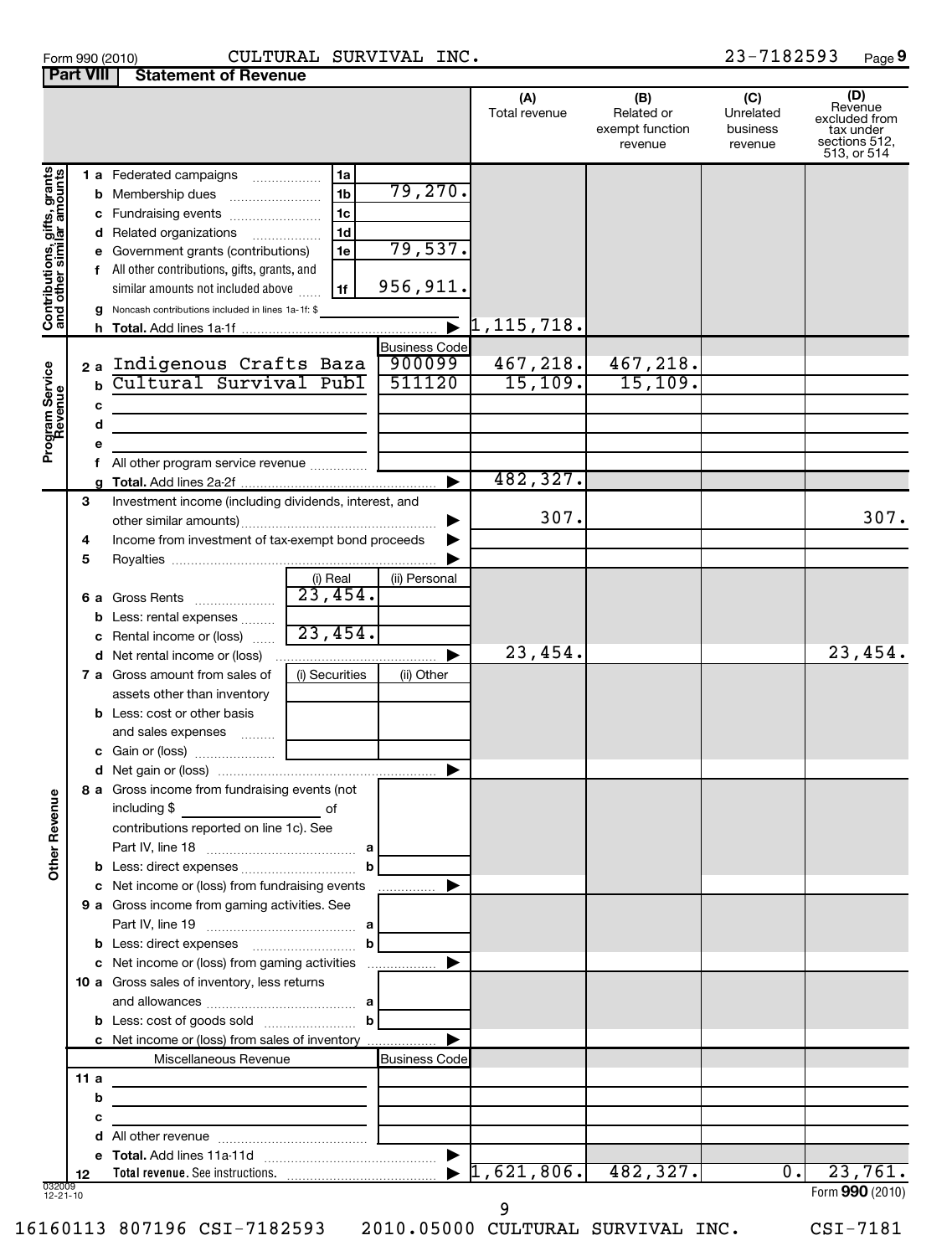Form 990 (2010) CULTURAL SURVIVAL INC. 23-7182593 Page 9

## Part VIII Statement of Revenue

| | | | | (A) Total revenue | (B) Related or exempt function revenue | (C) Unrelated business revenue | (D) Revenue excluded from tax under sections 512, 513, or 514 |
|---|---|---|---|---|---|---|---|
| **Contributions, gifts, grants and other similar amounts** | 1 a Federated campaigns | 1a | | | | | |
| | b Membership dues | 1b | 79,270. | | | | |
| | c Fundraising events | 1c | | | | | |
| | d Related organizations | 1d | | | | | |
| | e Government grants (contributions) | 1e | 79,537. | | | | |
| | f All other contributions, gifts, grants, and similar amounts not included above | 1f | 956,911. | | | | |
| | g Noncash contributions included in lines 1a-1f: $ | | | | | | |
| | h **Total.** Add lines 1a-1f | | | 1,115,718. | | | |
| **Program Service Revenue** | | | Business Code | | | | |
| | 2 a Indigenous Crafts Baza | | 900099 | 467,218. | 467,218. | | |
| | b Cultural Survival Publ | | 511120 | 15,109. | 15,109. | | |
| | c | | | | | | |
| | d | | | | | | |
| | e | | | | | | |
| | f All other program service revenue | | | | | | |
| | g **Total.** Add lines 2a-2f | | | 482,327. | | | |
| **Other Revenue** | 3 Investment income (including dividends, interest, and other similar amounts) | | | 307. | | | 307. |
| | 4 Income from investment of tax-exempt bond proceeds | | | | | | |
| | 5 Royalties | | | | | | |
| | | (i) Real | (ii) Personal | | | | |
| | 6 a Gross Rents | 23,454. | | | | | |
| | b Less: rental expenses | | | | | | |
| | c Rental income or (loss) | 23,454. | | | | | |
| | d Net rental income or (loss) | | | 23,454. | | | 23,454. |
| | 7 a Gross amount from sales of assets other than inventory | (i) Securities | (ii) Other | | | | |
| | b Less: cost or other basis and sales expenses | | | | | | |
| | c Gain or (loss) | | | | | | |
| | d Net gain or (loss) | | | | | | |
| | 8 a Gross income from fundraising events (not including $ ___ of contributions reported on line 1c). See Part IV, line 18 | a | | | | | |
| | b Less: direct expenses | b | | | | | |
| | c Net income or (loss) from fundraising events | | | | | | |
| | 9 a Gross income from gaming activities. See Part IV, line 19 | a | | | | | |
| | b Less: direct expenses | b | | | | | |
| | c Net income or (loss) from gaming activities | | | | | | |
| | 10 a Gross sales of inventory, less returns and allowances | a | | | | | |
| | b Less: cost of goods sold | b | | | | | |
| | c Net income or (loss) from sales of inventory | | | | | | |
| | Miscellaneous Revenue | | Business Code | | | | |
| | 11 a | | | | | | |
| | b | | | | | | |
| | c | | | | | | |
| | d All other revenue | | | | | | |
| | e **Total.** Add lines 11a-11d | | | | | | |
| | 12 **Total revenue.** See instructions. | | | 1,621,806. | 482,327. | 0. | 23,761. |

032009 12-21-10

Form **990** (2010)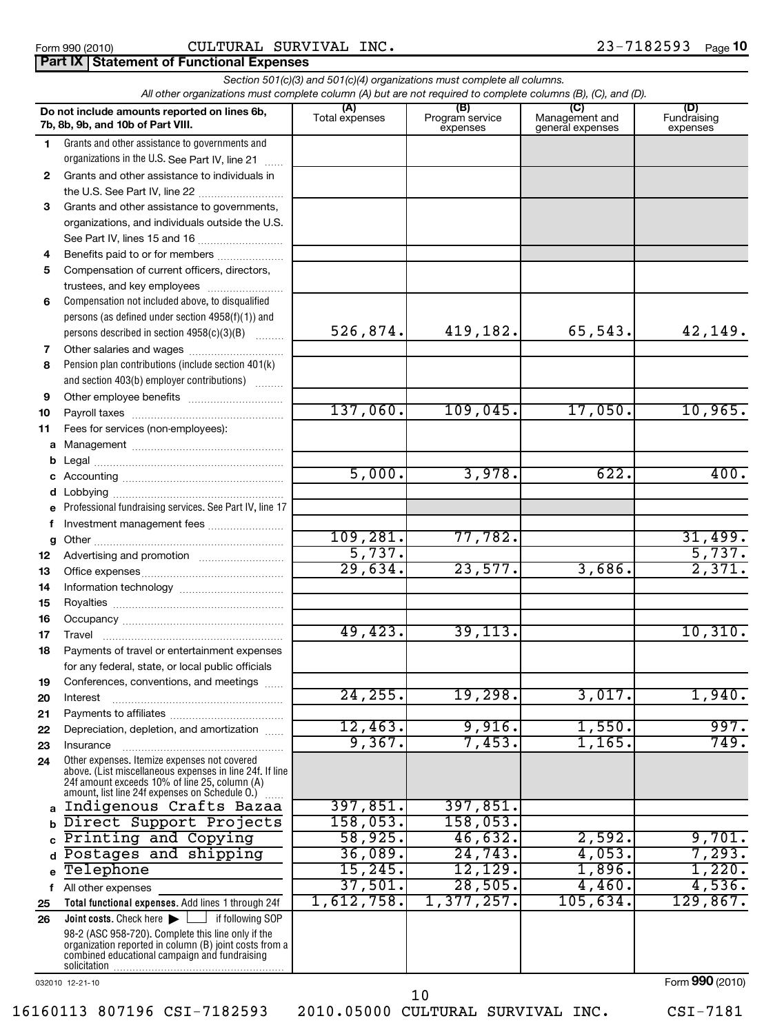Form 990 (2010) CULTURAL SURVIVAL INC. 23-7182593 Page **10**

**Part IX Statement of Functional Expenses**

*Section 501(c)(3) and 501(c)(4) organizations must complete all columns.*
*All other organizations must complete column (A) but are not required to complete columns (B), (C), and (D).*

| Do not include amounts reported on lines 6b, 7b, 8b, 9b, and 10b of Part VIII. | (A) Total expenses | (B) Program service expenses | (C) Management and general expenses | (D) Fundraising expenses |
|---|---|---|---|---|
| 1 Grants and other assistance to governments and organizations in the U.S. See Part IV, line 21 | | | | |
| 2 Grants and other assistance to individuals in the U.S. See Part IV, line 22 | | | | |
| 3 Grants and other assistance to governments, organizations, and individuals outside the U.S. See Part IV, lines 15 and 16 | | | | |
| 4 Benefits paid to or for members | | | | |
| 5 Compensation of current officers, directors, trustees, and key employees | | | | |
| 6 Compensation not included above, to disqualified persons (as defined under section 4958(f)(1)) and persons described in section 4958(c)(3)(B) | | | | |
| 7 Other salaries and wages | 526,874. | 419,182. | 65,543. | 42,149. |
| 8 Pension plan contributions (include section 401(k) and section 403(b) employer contributions) | | | | |
| 9 Other employee benefits | | | | |
| 10 Payroll taxes | 137,060. | 109,045. | 17,050. | 10,965. |
| 11 Fees for services (non-employees): | | | | |
| a Management | | | | |
| b Legal | | | | |
| c Accounting | 5,000. | 3,978. | 622. | 400. |
| d Lobbying | | | | |
| e Professional fundraising services. See Part IV, line 17 | | | | |
| f Investment management fees | | | | |
| g Other | 109,281. | 77,782. | | 31,499. |
| 12 Advertising and promotion | 5,737. | | | 5,737. |
| 13 Office expenses | 29,634. | 23,577. | 3,686. | 2,371. |
| 14 Information technology | | | | |
| 15 Royalties | | | | |
| 16 Occupancy | | | | |
| 17 Travel | 49,423. | 39,113. | | 10,310. |
| 18 Payments of travel or entertainment expenses for any federal, state, or local public officials | | | | |
| 19 Conferences, conventions, and meetings | | | | |
| 20 Interest | 24,255. | 19,298. | 3,017. | 1,940. |
| 21 Payments to affiliates | | | | |
| 22 Depreciation, depletion, and amortization | 12,463. | 9,916. | 1,550. | 997. |
| 23 Insurance | 9,367. | 7,453. | 1,165. | 749. |
| 24 Other expenses. Itemize expenses not covered above. (List miscellaneous expenses in line 24f. If line 24f amount exceeds 10% of line 25, column (A) amount, list line 24f expenses on Schedule O.) | | | | |
| a Indigenous Crafts Bazaa | 397,851. | 397,851. | | |
| b Direct Support Projects | 158,053. | 158,053. | | |
| c Printing and Copying | 58,925. | 46,632. | 2,592. | 9,701. |
| d Postages and shipping | 36,089. | 24,743. | 4,053. | 7,293. |
| e Telephone | 15,245. | 12,129. | 1,896. | 1,220. |
| f All other expenses | 37,501. | 28,505. | 4,460. | 4,536. |
| 25 **Total functional expenses.** Add lines 1 through 24f | 1,612,758. | 1,377,257. | 105,634. | 129,867. |
| 26 **Joint costs.** Check here ▶ ☐ if following SOP 98-2 (ASC 958-720). Complete this line only if the organization reported in column (B) joint costs from a combined educational campaign and fundraising solicitation | | | | |

032010 12-21-10 Form **990** (2010)

16160113 807196 CSI-7182593 2010.05000 CULTURAL SURVIVAL INC. CSI-7181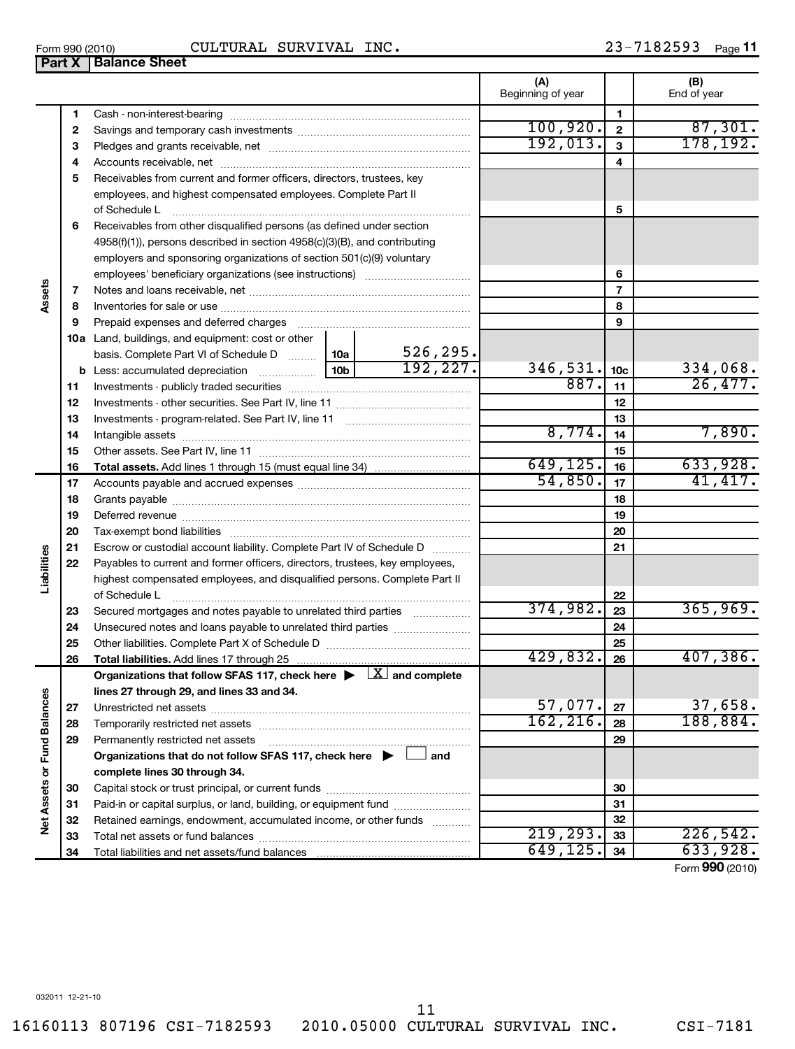Form 990 (2010) CULTURAL SURVIVAL INC. 23-7182593 Page 11

## Part X Balance Sheet

| | | | | (A) Beginning of year | | (B) End of year |
|---|---|---|---|---|---|---|
| Assets | 1 | Cash - non-interest-bearing | | | 1 | |
| | 2 | Savings and temporary cash investments | | 100,920. | 2 | 87,301. |
| | 3 | Pledges and grants receivable, net | | 192,013. | 3 | 178,192. |
| | 4 | Accounts receivable, net | | | 4 | |
| | 5 | Receivables from current and former officers, directors, trustees, key employees, and highest compensated employees. Complete Part II of Schedule L | | | 5 | |
| | 6 | Receivables from other disqualified persons (as defined under section 4958(f)(1)), persons described in section 4958(c)(3)(B), and contributing employers and sponsoring organizations of section 501(c)(9) voluntary employees' beneficiary organizations (see instructions) | | | 6 | |
| | 7 | Notes and loans receivable, net | | | 7 | |
| | 8 | Inventories for sale or use | | | 8 | |
| | 9 | Prepaid expenses and deferred charges | | | 9 | |
| | 10a | Land, buildings, and equipment: cost or other basis. Complete Part VI of Schedule D | 10a 526,295. | | | |
| | b | Less: accumulated depreciation | 10b 192,227. | 346,531. | 10c | 334,068. |
| | 11 | Investments - publicly traded securities | | 887. | 11 | 26,477. |
| | 12 | Investments - other securities. See Part IV, line 11 | | | 12 | |
| | 13 | Investments - program-related. See Part IV, line 11 | | | 13 | |
| | 14 | Intangible assets | | 8,774. | 14 | 7,890. |
| | 15 | Other assets. See Part IV, line 11 | | | 15 | |
| | 16 | **Total assets.** Add lines 1 through 15 (must equal line 34) | | 649,125. | 16 | 633,928. |
| Liabilities | 17 | Accounts payable and accrued expenses | | 54,850. | 17 | 41,417. |
| | 18 | Grants payable | | | 18 | |
| | 19 | Deferred revenue | | | 19 | |
| | 20 | Tax-exempt bond liabilities | | | 20 | |
| | 21 | Escrow or custodial account liability. Complete Part IV of Schedule D | | | 21 | |
| | 22 | Payables to current and former officers, directors, trustees, key employees, highest compensated employees, and disqualified persons. Complete Part II of Schedule L | | | 22 | |
| | 23 | Secured mortgages and notes payable to unrelated third parties | | 374,982. | 23 | 365,969. |
| | 24 | Unsecured notes and loans payable to unrelated third parties | | | 24 | |
| | 25 | Other liabilities. Complete Part X of Schedule D | | | 25 | |
| | 26 | **Total liabilities.** Add lines 17 through 25 | | 429,832. | 26 | 407,386. |
| Net Assets or Fund Balances | | **Organizations that follow SFAS 117, check here ▶ [X] and complete lines 27 through 29, and lines 33 and 34.** | | | | |
| | 27 | Unrestricted net assets | | 57,077. | 27 | 37,658. |
| | 28 | Temporarily restricted net assets | | 162,216. | 28 | 188,884. |
| | 29 | Permanently restricted net assets | | | 29 | |
| | | **Organizations that do not follow SFAS 117, check here ▶ [ ] and complete lines 30 through 34.** | | | | |
| | 30 | Capital stock or trust principal, or current funds | | | 30 | |
| | 31 | Paid-in or capital surplus, or land, building, or equipment fund | | | 31 | |
| | 32 | Retained earnings, endowment, accumulated income, or other funds | | | 32 | |
| | 33 | Total net assets or fund balances | | 219,293. | 33 | 226,542. |
| | 34 | Total liabilities and net assets/fund balances | | 649,125. | 34 | 633,928. |

Form **990** (2010)

032011 12-21-10

16160113 807196 CSI-7182593 2010.05000 CULTURAL SURVIVAL INC. CSI-7181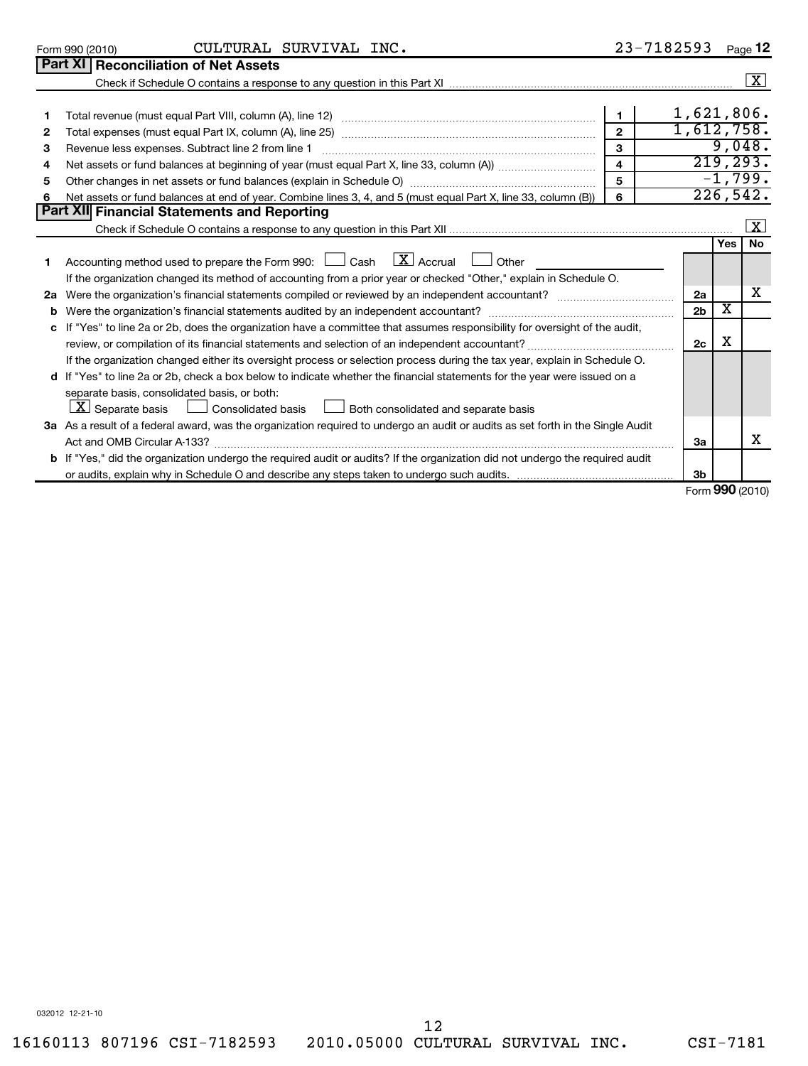Form 990 (2010) CULTURAL SURVIVAL INC. 23-7182593 Page 12

## Part XI Reconciliation of Net Assets

Check if Schedule O contains a response to any question in this Part XI .......... [X]

| | | | |
|---|---|---|---|
| 1 | Total revenue (must equal Part VIII, column (A), line 12) | 1 | 1,621,806. |
| 2 | Total expenses (must equal Part IX, column (A), line 25) | 2 | 1,612,758. |
| 3 | Revenue less expenses. Subtract line 2 from line 1 | 3 | 9,048. |
| 4 | Net assets or fund balances at beginning of year (must equal Part X, line 33, column (A)) | 4 | 219,293. |
| 5 | Other changes in net assets or fund balances (explain in Schedule O) | 5 | -1,799. |
| 6 | Net assets or fund balances at end of year. Combine lines 3, 4, and 5 (must equal Part X, line 33, column (B)) | 6 | 226,542. |

## Part XII Financial Statements and Reporting

Check if Schedule O contains a response to any question in this Part XII .......... [X]

| | | | Yes | No |
|---|---|---|---|---|
| 1 | Accounting method used to prepare the Form 990: [ ] Cash [X] Accrual [ ] Other<br>If the organization changed its method of accounting from a prior year or checked "Other," explain in Schedule O. | | | |
| 2a | Were the organization's financial statements compiled or reviewed by an independent accountant? | 2a | | X |
| b | Were the organization's financial statements audited by an independent accountant? | 2b | X | |
| c | If "Yes" to line 2a or 2b, does the organization have a committee that assumes responsibility for oversight of the audit, review, or compilation of its financial statements and selection of an independent accountant?<br>If the organization changed either its oversight process or selection process during the tax year, explain in Schedule O. | 2c | X | |
| d | If "Yes" to line 2a or 2b, check a box below to indicate whether the financial statements for the year were issued on a separate basis, consolidated basis, or both:<br>[X] Separate basis [ ] Consolidated basis [ ] Both consolidated and separate basis | | | |
| 3a | As a result of a federal award, was the organization required to undergo an audit or audits as set forth in the Single Audit Act and OMB Circular A-133? | 3a | | X |
| b | If "Yes," did the organization undergo the required audit or audits? If the organization did not undergo the required audit or audits, explain why in Schedule O and describe any steps taken to undergo such audits. | 3b | | |

Form **990** (2010)

032012 12-21-10

16160113 807196 CSI-7182593 2010.05000 CULTURAL SURVIVAL INC. CSI-7181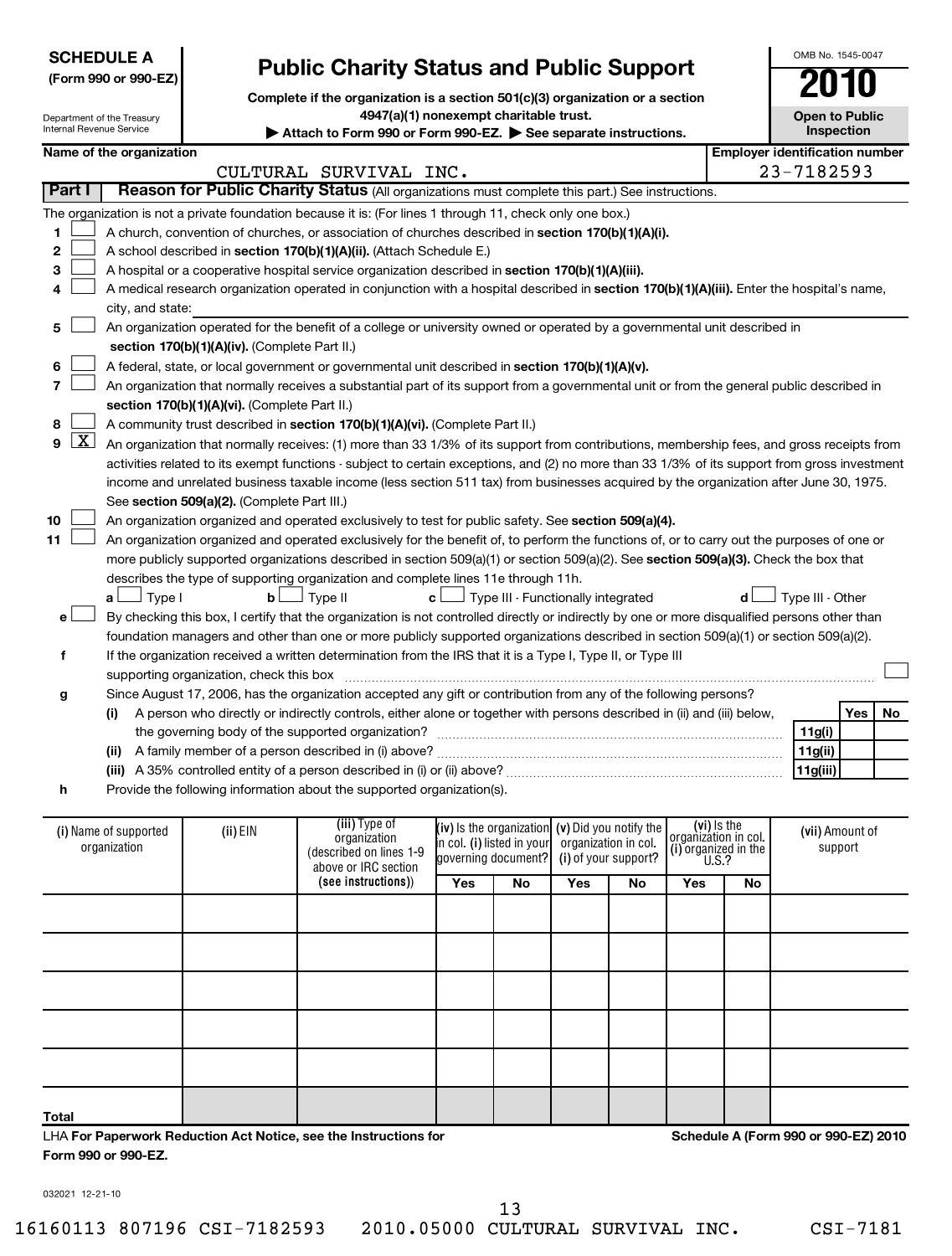**SCHEDULE A (Form 990 or 990-EZ)**

Department of the Treasury
Internal Revenue Service

# Public Charity Status and Public Support

**Complete if the organization is a section 501(c)(3) organization or a section 4947(a)(1) nonexempt charitable trust.**

▶ **Attach to Form 990 or Form 990-EZ.** ▶ **See separate instructions.**

OMB No. 1545-0047

**2010**

**Open to Public Inspection**

**Name of the organization:** CULTURAL SURVIVAL INC.

**Employer identification number:** 23-7182593

## Part I Reason for Public Charity Status (All organizations must complete this part.) See instructions.

The organization is not a private foundation because it is: (For lines 1 through 11, check only one box.)

1. [ ] A church, convention of churches, or association of churches described in **section 170(b)(1)(A)(i).**
2. [ ] A school described in **section 170(b)(1)(A)(ii).** (Attach Schedule E.)
3. [ ] A hospital or a cooperative hospital service organization described in **section 170(b)(1)(A)(iii).**
4. [ ] A medical research organization operated in conjunction with a hospital described in **section 170(b)(1)(A)(iii).** Enter the hospital's name, city, and state:
5. [ ] An organization operated for the benefit of a college or university owned or operated by a governmental unit described in **section 170(b)(1)(A)(iv).** (Complete Part II.)
6. [ ] A federal, state, or local government or governmental unit described in **section 170(b)(1)(A)(v).**
7. [ ] An organization that normally receives a substantial part of its support from a governmental unit or from the general public described in **section 170(b)(1)(A)(vi).** (Complete Part II.)
8. [ ] A community trust described in **section 170(b)(1)(A)(vi).** (Complete Part II.)
9. [X] An organization that normally receives: (1) more than 33 1/3% of its support from contributions, membership fees, and gross receipts from activities related to its exempt functions - subject to certain exceptions, and (2) no more than 33 1/3% of its support from gross investment income and unrelated business taxable income (less section 511 tax) from businesses acquired by the organization after June 30, 1975. See **section 509(a)(2).** (Complete Part III.)
10. [ ] An organization organized and operated exclusively to test for public safety. See **section 509(a)(4).**
11. [ ] An organization organized and operated exclusively for the benefit of, to perform the functions of, or to carry out the purposes of one or more publicly supported organizations described in section 509(a)(1) or section 509(a)(2). See **section 509(a)(3).** Check the box that describes the type of supporting organization and complete lines 11e through 11h.
   - **a** [ ] Type I  **b** [ ] Type II  **c** [ ] Type III - Functionally integrated  **d** [ ] Type III - Other
   - **e** [ ] By checking this box, I certify that the organization is not controlled directly or indirectly by one or more disqualified persons other than foundation managers and other than one or more publicly supported organizations described in section 509(a)(1) or section 509(a)(2).
   - **f** If the organization received a written determination from the IRS that it is a Type I, Type II, or Type III supporting organization, check this box [ ]
   - **g** Since August 17, 2006, has the organization accepted any gift or contribution from any of the following persons?

| | | Yes | No |
|---|---|---|---|
| (i) A person who directly or indirectly controls, either alone or together with persons described in (ii) and (iii) below, the governing body of the supported organization? | 11g(i) | | |
| (ii) A family member of a person described in (i) above? | 11g(ii) | | |
| (iii) A 35% controlled entity of a person described in (i) or (ii) above? | 11g(iii) | | |

   - **h** Provide the following information about the supported organization(s).

| (i) Name of supported organization | (ii) EIN | (iii) Type of organization (described on lines 1-9 above or IRC section (see instructions)) | (iv) Is the organization in col. (i) listed in your governing document? Yes | No | (v) Did you notify the organization in col. (i) of your support? Yes | No | (vi) Is the organization in col. (i) organized in the U.S.? Yes | No | (vii) Amount of support |
|---|---|---|---|---|---|---|---|---|---|
| | | | | | | | | | |
| | | | | | | | | | |
| | | | | | | | | | |
| | | | | | | | | | |
| | | | | | | | | | |
| **Total** | | | | | | | | | |

LHA **For Paperwork Reduction Act Notice, see the Instructions for Form 990 or 990-EZ.**

**Schedule A (Form 990 or 990-EZ) 2010**

032021 12-21-10

16160113 807196 CSI-7182593  2010.05000 CULTURAL SURVIVAL INC.  CSI-7181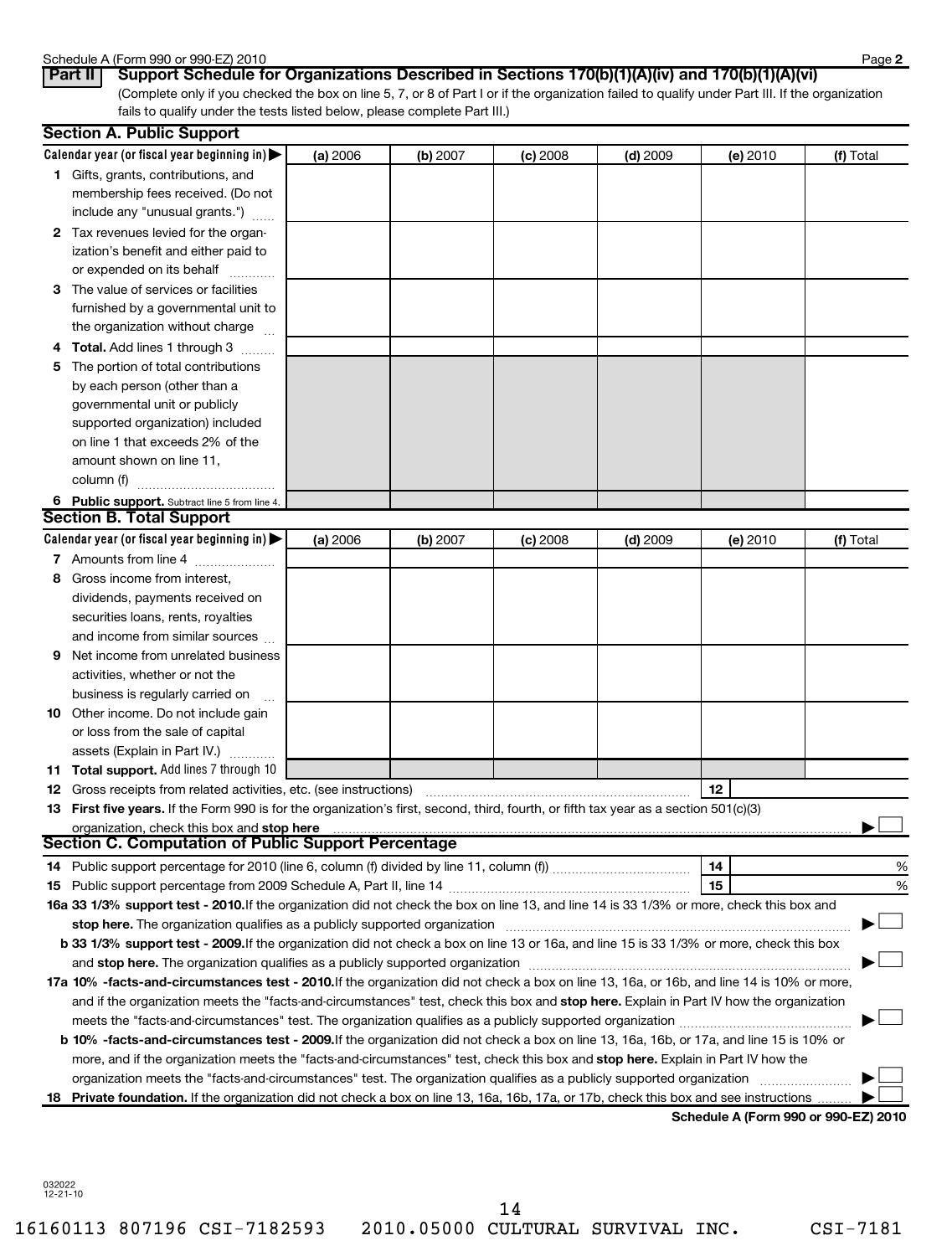Schedule A (Form 990 or 990-EZ) 2010

## Part II | Support Schedule for Organizations Described in Sections 170(b)(1)(A)(iv) and 170(b)(1)(A)(vi)

(Complete only if you checked the box on line 5, 7, or 8 of Part I or if the organization failed to qualify under Part III. If the organization fails to qualify under the tests listed below, please complete Part III.)

### Section A. Public Support

| Calendar year (or fiscal year beginning in) ▶ | (a) 2006 | (b) 2007 | (c) 2008 | (d) 2009 | (e) 2010 | (f) Total |
|---|---|---|---|---|---|---|
| **1** Gifts, grants, contributions, and membership fees received. (Do not include any "unusual grants.") | | | | | | |
| **2** Tax revenues levied for the organization's benefit and either paid to or expended on its behalf | | | | | | |
| **3** The value of services or facilities furnished by a governmental unit to the organization without charge | | | | | | |
| **4 Total.** Add lines 1 through 3 | | | | | | |
| **5** The portion of total contributions by each person (other than a governmental unit or publicly supported organization) included on line 1 that exceeds 2% of the amount shown on line 11, column (f) | | | | | | |
| **6 Public support.** Subtract line 5 from line 4. | | | | | | |

### Section B. Total Support

| Calendar year (or fiscal year beginning in) ▶ | (a) 2006 | (b) 2007 | (c) 2008 | (d) 2009 | (e) 2010 | (f) Total |
|---|---|---|---|---|---|---|
| **7** Amounts from line 4 | | | | | | |
| **8** Gross income from interest, dividends, payments received on securities loans, rents, royalties and income from similar sources | | | | | | |
| **9** Net income from unrelated business activities, whether or not the business is regularly carried on | | | | | | |
| **10** Other income. Do not include gain or loss from the sale of capital assets (Explain in Part IV.) | | | | | | |
| **11 Total support.** Add lines 7 through 10 | | | | | | |

**12** Gross receipts from related activities, etc. (see instructions) | **12** |

**13 First five years.** If the Form 990 is for the organization's first, second, third, fourth, or fifth tax year as a section 501(c)(3) organization, check this box and **stop here** ▶ ☐

### Section C. Computation of Public Support Percentage

**14** Public support percentage for 2010 (line 6, column (f) divided by line 11, column (f)) | **14** | %

**15** Public support percentage from 2009 Schedule A, Part II, line 14 | **15** | %

**16a 33 1/3% support test - 2010.** If the organization did not check the box on line 13, and line 14 is 33 1/3% or more, check this box and **stop here.** The organization qualifies as a publicly supported organization ▶ ☐

**b 33 1/3% support test - 2009.** If the organization did not check a box on line 13 or 16a, and line 15 is 33 1/3% or more, check this box and **stop here.** The organization qualifies as a publicly supported organization ▶ ☐

**17a 10% -facts-and-circumstances test - 2010.** If the organization did not check a box on line 13, 16a, or 16b, and line 14 is 10% or more, and if the organization meets the "facts-and-circumstances" test, check this box and **stop here.** Explain in Part IV how the organization meets the "facts-and-circumstances" test. The organization qualifies as a publicly supported organization ▶ ☐

**b 10% -facts-and-circumstances test - 2009.** If the organization did not check a box on line 13, 16a, 16b, or 17a, and line 15 is 10% or more, and if the organization meets the "facts-and-circumstances" test, check this box and **stop here.** Explain in Part IV how the organization meets the "facts-and-circumstances" test. The organization qualifies as a publicly supported organization ▶ ☐

**18 Private foundation.** If the organization did not check a box on line 13, 16a, 16b, 17a, or 17b, check this box and see instructions ▶ ☐

**Schedule A (Form 990 or 990-EZ) 2010**

032022
12-21-10

16160113 807196 CSI-7182593 2010.05000 CULTURAL SURVIVAL INC. CSI-7181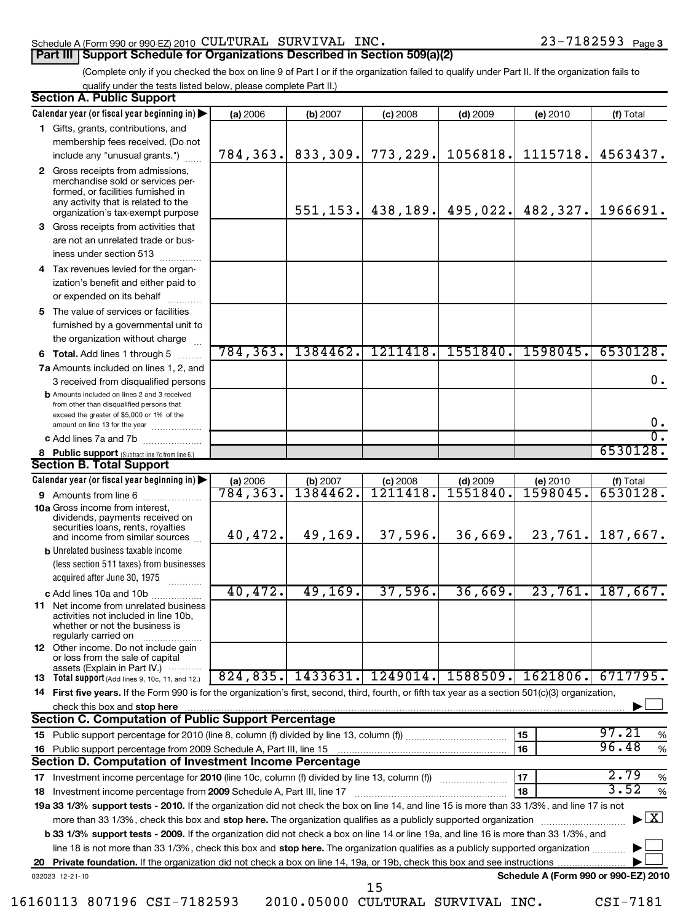Schedule A (Form 990 or 990-EZ) 2010 CULTURAL SURVIVAL INC. 23-7182593 Page 3

## Part III Support Schedule for Organizations Described in Section 509(a)(2)

(Complete only if you checked the box on line 9 of Part I or if the organization failed to qualify under Part II. If the organization fails to qualify under the tests listed below, please complete Part II.)

### Section A. Public Support

| Calendar year (or fiscal year beginning in) | (a) 2006 | (b) 2007 | (c) 2008 | (d) 2009 | (e) 2010 | (f) Total |
|---|---|---|---|---|---|---|
| 1 Gifts, grants, contributions, and membership fees received. (Do not include any "unusual grants.") | 784,363. | 833,309. | 773,229. | 1056818. | 1115718. | 4563437. |
| 2 Gross receipts from admissions, merchandise sold or services performed, or facilities furnished in any activity that is related to the organization's tax-exempt purpose | | 551,153. | 438,189. | 495,022. | 482,327. | 1966691. |
| 3 Gross receipts from activities that are not an unrelated trade or business under section 513 | | | | | | |
| 4 Tax revenues levied for the organization's benefit and either paid to or expended on its behalf | | | | | | |
| 5 The value of services or facilities furnished by a governmental unit to the organization without charge | | | | | | |
| 6 Total. Add lines 1 through 5 | 784,363. | 1384462. | 1211418. | 1551840. | 1598045. | 6530128. |
| 7a Amounts included on lines 1, 2, and 3 received from disqualified persons | | | | | | 0. |
| b Amounts included on lines 2 and 3 received from other than disqualified persons that exceed the greater of $5,000 or 1% of the amount on line 13 for the year | | | | | | 0. |
| c Add lines 7a and 7b | | | | | | 0. |
| 8 Public support (Subtract line 7c from line 6.) | | | | | | 6530128. |

### Section B. Total Support

| Calendar year (or fiscal year beginning in) | (a) 2006 | (b) 2007 | (c) 2008 | (d) 2009 | (e) 2010 | (f) Total |
|---|---|---|---|---|---|---|
| 9 Amounts from line 6 | 784,363. | 1384462. | 1211418. | 1551840. | 1598045. | 6530128. |
| 10a Gross income from interest, dividends, payments received on securities loans, rents, royalties and income from similar sources | 40,472. | 49,169. | 37,596. | 36,669. | 23,761. | 187,667. |
| b Unrelated business taxable income (less section 511 taxes) from businesses acquired after June 30, 1975 | | | | | | |
| c Add lines 10a and 10b | 40,472. | 49,169. | 37,596. | 36,669. | 23,761. | 187,667. |
| 11 Net income from unrelated business activities not included in line 10b, whether or not the business is regularly carried on | | | | | | |
| 12 Other income. Do not include gain or loss from the sale of capital assets (Explain in Part IV.) | | | | | | |
| 13 Total support (Add lines 9, 10c, 11, and 12.) | 824,835. | 1433631. | 1249014. | 1588509. | 1621806. | 6717795. |

14 **First five years.** If the Form 990 is for the organization's first, second, third, fourth, or fifth tax year as a section 501(c)(3) organization, check this box and **stop here** ☐

### Section C. Computation of Public Support Percentage

| | | | |
|---|---|---|---|
| 15 Public support percentage for 2010 (line 8, column (f) divided by line 13, column (f)) | 15 | 97.21 | % |
| 16 Public support percentage from 2009 Schedule A, Part III, line 15 | 16 | 96.48 | % |

### Section D. Computation of Investment Income Percentage

| | | | |
|---|---|---|---|
| 17 Investment income percentage for **2010** (line 10c, column (f) divided by line 13, column (f)) | 17 | 2.79 | % |
| 18 Investment income percentage from **2009** Schedule A, Part III, line 17 | 18 | 3.52 | % |

**19a 33 1/3% support tests - 2010.** If the organization did not check the box on line 14, and line 15 is more than 33 1/3%, and line 17 is not more than 33 1/3%, check this box and **stop here.** The organization qualifies as a publicly supported organization ☒

**b 33 1/3% support tests - 2009.** If the organization did not check a box on line 14 or line 19a, and line 16 is more than 33 1/3%, and line 18 is not more than 33 1/3%, check this box and **stop here.** The organization qualifies as a publicly supported organization ☐

**20 Private foundation.** If the organization did not check a box on line 14, 19a, or 19b, check this box and see instructions ☐

032023 12-21-10

**Schedule A (Form 990 or 990-EZ) 2010**

16160113 807196 CSI-7182593 2010.05000 CULTURAL SURVIVAL INC. CSI-7181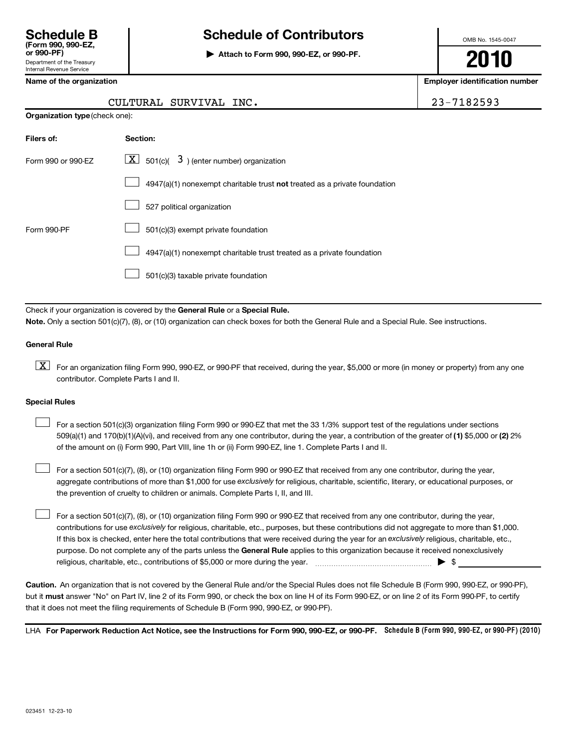# Schedule B (Form 990, 990-EZ, or 990-PF)

Department of the Treasury
Internal Revenue Service

## Schedule of Contributors

▶ Attach to Form 990, 990-EZ, or 990-PF.

OMB No. 1545-0047

**2010**

| Name of the organization | Employer identification number |
| --- | --- |
| CULTURAL SURVIVAL INC. | 23-7182593 |

**Organization type** (check one):

| Filers of: | Section: |
| --- | --- |
| Form 990 or 990-EZ | [X] 501(c)( 3 ) (enter number) organization |
| | [ ] 4947(a)(1) nonexempt charitable trust **not** treated as a private foundation |
| | [ ] 527 political organization |
| Form 990-PF | [ ] 501(c)(3) exempt private foundation |
| | [ ] 4947(a)(1) nonexempt charitable trust treated as a private foundation |
| | [ ] 501(c)(3) taxable private foundation |

Check if your organization is covered by the **General Rule** or a **Special Rule.**

**Note.** Only a section 501(c)(7), (8), or (10) organization can check boxes for both the General Rule and a Special Rule. See instructions.

**General Rule**

[X] For an organization filing Form 990, 990-EZ, or 990-PF that received, during the year, $5,000 or more (in money or property) from any one contributor. Complete Parts I and II.

**Special Rules**

[ ] For a section 501(c)(3) organization filing Form 990 or 990-EZ that met the 33 1/3% support test of the regulations under sections 509(a)(1) and 170(b)(1)(A)(vi), and received from any one contributor, during the year, a contribution of the greater of **(1)** $5,000 or **(2)** 2% of the amount on (i) Form 990, Part VIII, line 1h or (ii) Form 990-EZ, line 1. Complete Parts I and II.

[ ] For a section 501(c)(7), (8), or (10) organization filing Form 990 or 990-EZ that received from any one contributor, during the year, aggregate contributions of more than $1,000 for use *exclusively* for religious, charitable, scientific, literary, or educational purposes, or the prevention of cruelty to children or animals. Complete Parts I, II, and III.

[ ] For a section 501(c)(7), (8), or (10) organization filing Form 990 or 990-EZ that received from any one contributor, during the year, contributions for use *exclusively* for religious, charitable, etc., purposes, but these contributions did not aggregate to more than $1,000. If this box is checked, enter here the total contributions that were received during the year for an *exclusively* religious, charitable, etc., purpose. Do not complete any of the parts unless the **General Rule** applies to this organization because it received nonexclusively religious, charitable, etc., contributions of $5,000 or more during the year. ▶ $

**Caution.** An organization that is not covered by the General Rule and/or the Special Rules does not file Schedule B (Form 990, 990-EZ, or 990-PF), but it **must** answer "No" on Part IV, line 2 of its Form 990, or check the box on line H of its Form 990-EZ, or on line 2 of its Form 990-PF, to certify that it does not meet the filing requirements of Schedule B (Form 990, 990-EZ, or 990-PF).

LHA **For Paperwork Reduction Act Notice, see the Instructions for Form 990, 990-EZ, or 990-PF.** Schedule B (Form 990, 990-EZ, or 990-PF) (2010)

023451 12-23-10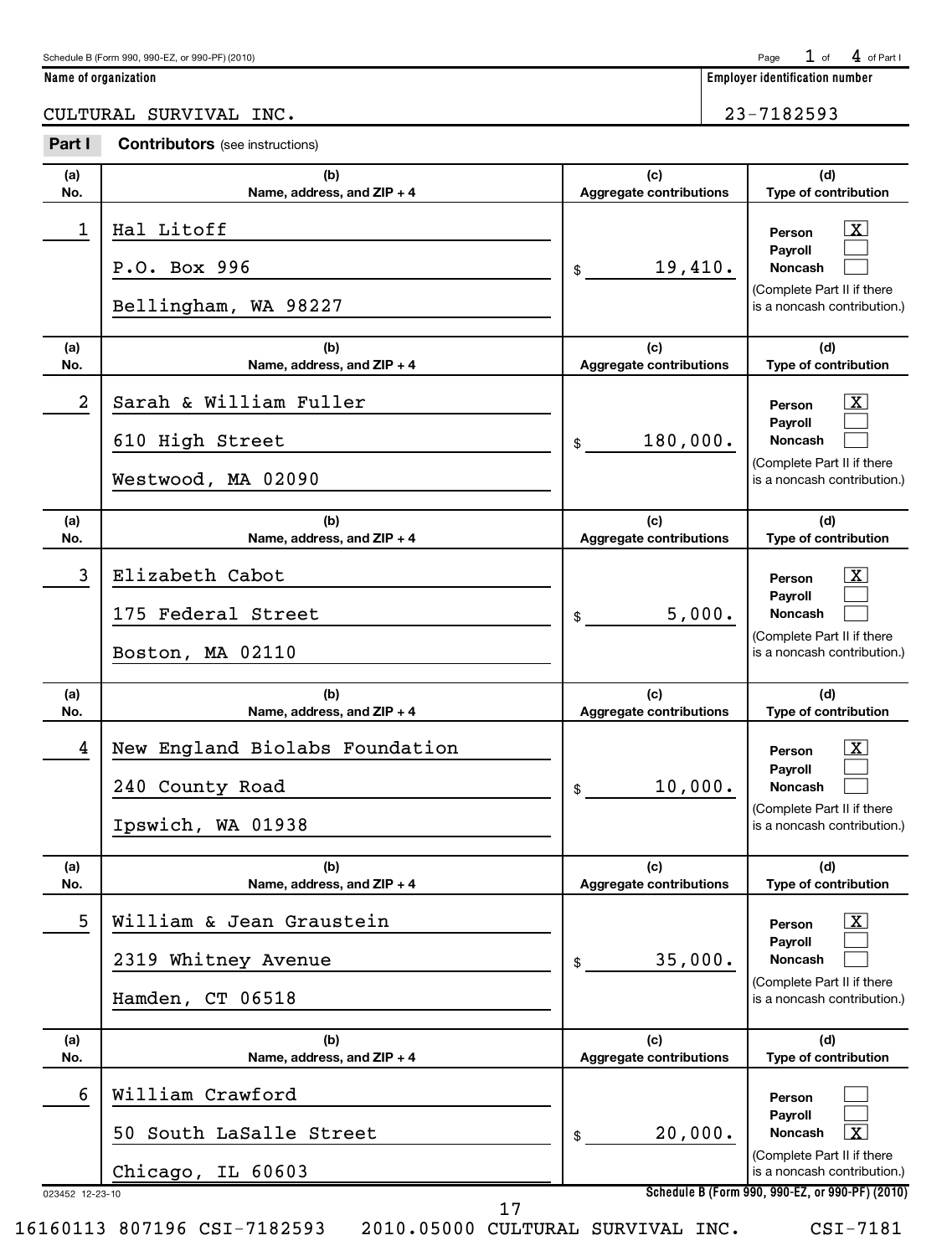Schedule B (Form 990, 990-EZ, or 990-PF) (2010)

**Name of organization**

CULTURAL SURVIVAL INC.

**Employer identification number**

23-7182593

## Part I Contributors (see instructions)

| (a) No. | (b) Name, address, and ZIP + 4 | (c) Aggregate contributions | (d) Type of contribution |
|---|---|---|---|
| 1 | Hal Litoff<br>P.O. Box 996<br>Bellingham, WA 98227 | $ 19,410. | Person [X]<br>Payroll [ ]<br>Noncash [ ]<br>(Complete Part II if there is a noncash contribution.) |
| 2 | Sarah & William Fuller<br>610 High Street<br>Westwood, MA 02090 | $ 180,000. | Person [X]<br>Payroll [ ]<br>Noncash [ ]<br>(Complete Part II if there is a noncash contribution.) |
| 3 | Elizabeth Cabot<br>175 Federal Street<br>Boston, MA 02110 | $ 5,000. | Person [X]<br>Payroll [ ]<br>Noncash [ ]<br>(Complete Part II if there is a noncash contribution.) |
| 4 | New England Biolabs Foundation<br>240 County Road<br>Ipswich, WA 01938 | $ 10,000. | Person [X]<br>Payroll [ ]<br>Noncash [ ]<br>(Complete Part II if there is a noncash contribution.) |
| 5 | William & Jean Graustein<br>2319 Whitney Avenue<br>Hamden, CT 06518 | $ 35,000. | Person [X]<br>Payroll [ ]<br>Noncash [ ]<br>(Complete Part II if there is a noncash contribution.) |
| 6 | William Crawford<br>50 South LaSalle Street<br>Chicago, IL 60603 | $ 20,000. | Person [ ]<br>Payroll [ ]<br>Noncash [X]<br>(Complete Part II if there is a noncash contribution.) |

023452 12-23-10

Schedule B (Form 990, 990-EZ, or 990-PF) (2010)

16160113 807196 CSI-7182593 2010.05000 CULTURAL SURVIVAL INC. CSI-7181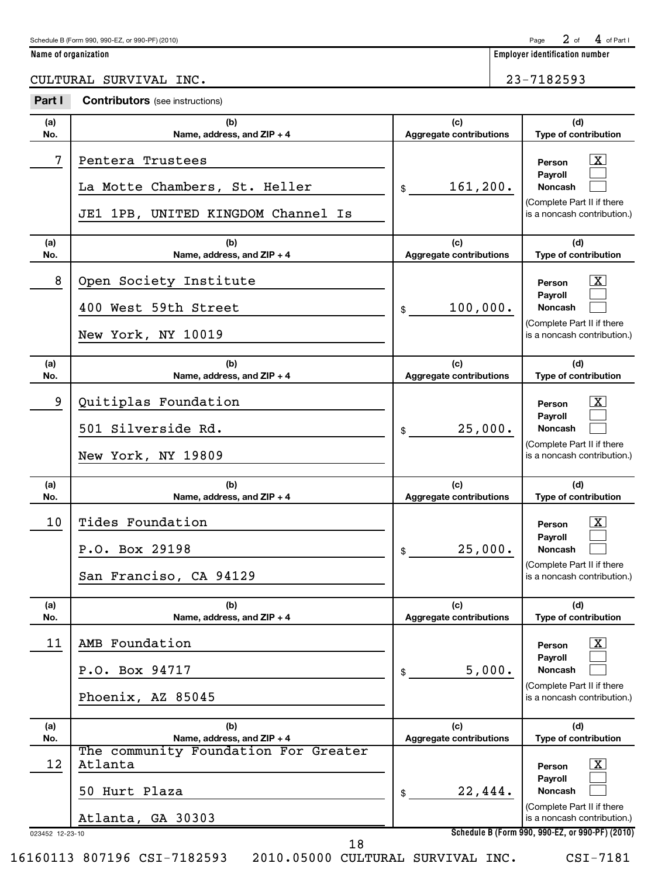Schedule B (Form 990, 990-EZ, or 990-PF) (2010)

**Name of organization**

CULTURAL SURVIVAL INC.

**Employer identification number**

23-7182593

## Part I Contributors (see instructions)

| (a) No. | (b) Name, address, and ZIP + 4 | (c) Aggregate contributions | (d) Type of contribution |
|---|---|---|---|
| 7 | Pentera Trustees<br>La Motte Chambers, St. Heller<br>JE1 1PB, UNITED KINGDOM Channel Is | $ 161,200. | Person [X]<br>Payroll [ ]<br>Noncash [ ]<br>(Complete Part II if there is a noncash contribution.) |
| 8 | Open Society Institute<br>400 West 59th Street<br>New York, NY 10019 | $ 100,000. | Person [X]<br>Payroll [ ]<br>Noncash [ ]<br>(Complete Part II if there is a noncash contribution.) |
| 9 | Quitiplas Foundation<br>501 Silverside Rd.<br>New York, NY 19809 | $ 25,000. | Person [X]<br>Payroll [ ]<br>Noncash [ ]<br>(Complete Part II if there is a noncash contribution.) |
| 10 | Tides Foundation<br>P.O. Box 29198<br>San Franciso, CA 94129 | $ 25,000. | Person [X]<br>Payroll [ ]<br>Noncash [ ]<br>(Complete Part II if there is a noncash contribution.) |
| 11 | AMB Foundation<br>P.O. Box 94717<br>Phoenix, AZ 85045 | $ 5,000. | Person [X]<br>Payroll [ ]<br>Noncash [ ]<br>(Complete Part II if there is a noncash contribution.) |
| 12 | The community Foundation For Greater Atlanta<br>50 Hurt Plaza<br>Atlanta, GA 30303 | $ 22,444. | Person [X]<br>Payroll [ ]<br>Noncash [ ]<br>(Complete Part II if there is a noncash contribution.) |

023452 12-23-10

Schedule B (Form 990, 990-EZ, or 990-PF) (2010)

16160113 807196 CSI-7182593 2010.05000 CULTURAL SURVIVAL INC. CSI-7181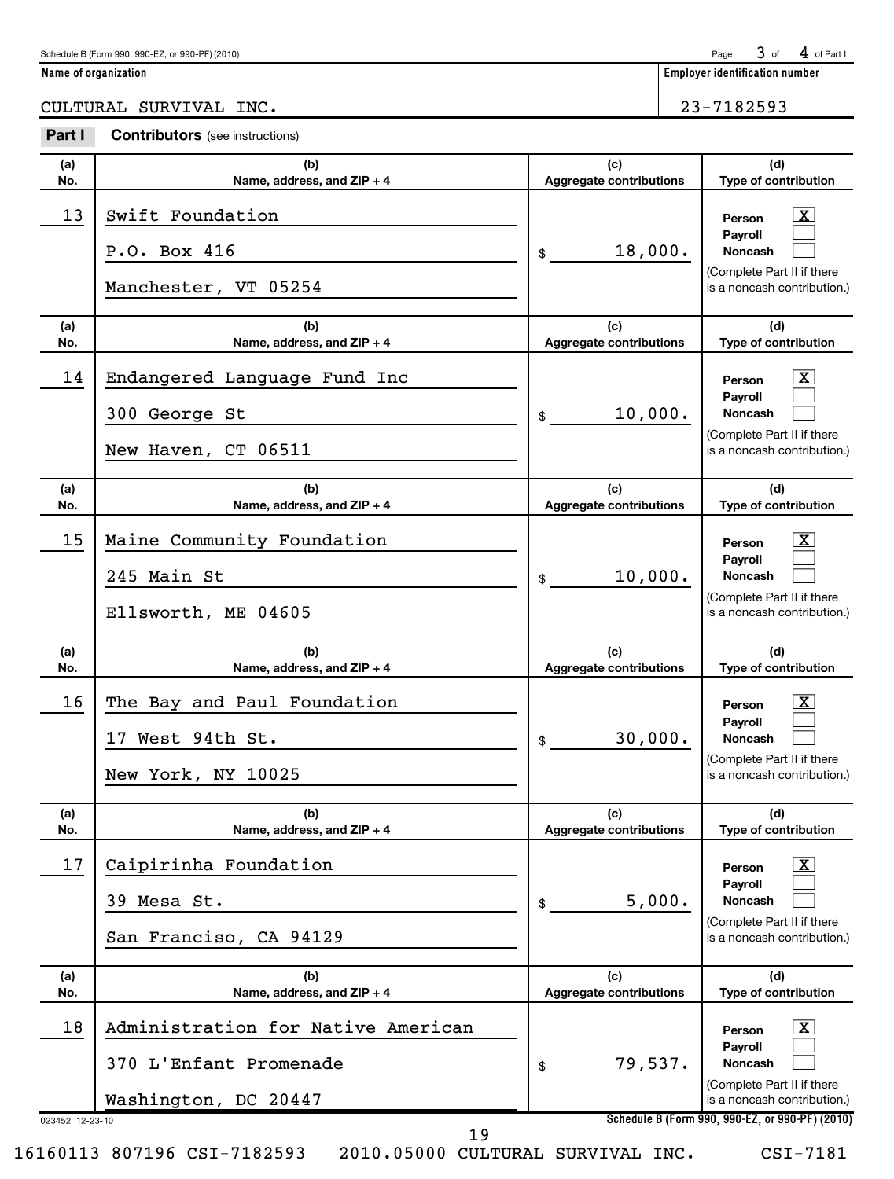Schedule B (Form 990, 990-EZ, or 990-PF) (2010)

**Name of organization**

CULTURAL SURVIVAL INC.

**Employer identification number**

23-7182593

**Part I** **Contributors** (see instructions)

| (a) No. | (b) Name, address, and ZIP + 4 | (c) Aggregate contributions | (d) Type of contribution |
|---|---|---|---|
| 13 | Swift Foundation<br>P.O. Box 416<br>Manchester, VT 05254 | $ 18,000. | Person [X]<br>Payroll [ ]<br>Noncash [ ]<br>(Complete Part II if there is a noncash contribution.) |
| 14 | Endangered Language Fund Inc<br>300 George St<br>New Haven, CT 06511 | $ 10,000. | Person [X]<br>Payroll [ ]<br>Noncash [ ]<br>(Complete Part II if there is a noncash contribution.) |
| 15 | Maine Community Foundation<br>245 Main St<br>Ellsworth, ME 04605 | $ 10,000. | Person [X]<br>Payroll [ ]<br>Noncash [ ]<br>(Complete Part II if there is a noncash contribution.) |
| 16 | The Bay and Paul Foundation<br>17 West 94th St.<br>New York, NY 10025 | $ 30,000. | Person [X]<br>Payroll [ ]<br>Noncash [ ]<br>(Complete Part II if there is a noncash contribution.) |
| 17 | Caipirinha Foundation<br>39 Mesa St.<br>San Francisco, CA 94129 | $ 5,000. | Person [X]<br>Payroll [ ]<br>Noncash [ ]<br>(Complete Part II if there is a noncash contribution.) |
| 18 | Administration for Native American<br>370 L'Enfant Promenade<br>Washington, DC 20447 | $ 79,537. | Person [X]<br>Payroll [ ]<br>Noncash [ ]<br>(Complete Part II if there is a noncash contribution.) |

023452 12-23-10

Schedule B (Form 990, 990-EZ, or 990-PF) (2010)

16160113 807196 CSI-7182593 2010.05000 CULTURAL SURVIVAL INC. CSI-7181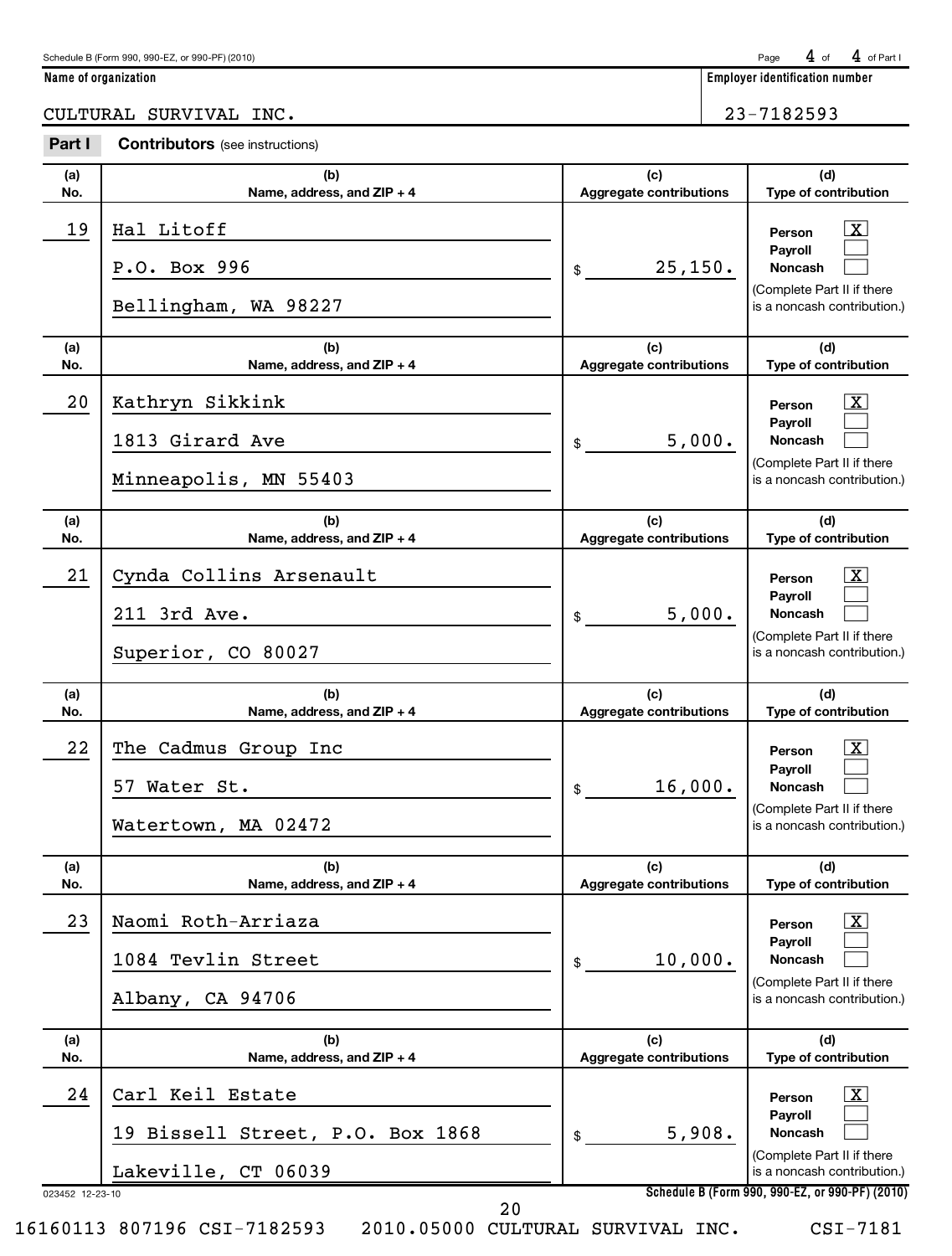Schedule B (Form 990, 990-EZ, or 990-PF) (2010)

**Name of organization**

CULTURAL SURVIVAL INC.

**Employer identification number**

23-7182593

**Part I** **Contributors** (see instructions)

| (a) No. | (b) Name, address, and ZIP + 4 | (c) Aggregate contributions | (d) Type of contribution |
|---|---|---|---|
| 19 | Hal Litoff<br>P.O. Box 996<br>Bellingham, WA 98227 | $ 25,150. | Person [X]<br>Payroll [ ]<br>Noncash [ ]<br>(Complete Part II if there is a noncash contribution.) |
| 20 | Kathryn Sikkink<br>1813 Girard Ave<br>Minneapolis, MN 55403 | $ 5,000. | Person [X]<br>Payroll [ ]<br>Noncash [ ]<br>(Complete Part II if there is a noncash contribution.) |
| 21 | Cynda Collins Arsenault<br>211 3rd Ave.<br>Superior, CO 80027 | $ 5,000. | Person [X]<br>Payroll [ ]<br>Noncash [ ]<br>(Complete Part II if there is a noncash contribution.) |
| 22 | The Cadmus Group Inc<br>57 Water St.<br>Watertown, MA 02472 | $ 16,000. | Person [X]<br>Payroll [ ]<br>Noncash [ ]<br>(Complete Part II if there is a noncash contribution.) |
| 23 | Naomi Roth-Arriaza<br>1084 Tevlin Street<br>Albany, CA 94706 | $ 10,000. | Person [X]<br>Payroll [ ]<br>Noncash [ ]<br>(Complete Part II if there is a noncash contribution.) |
| 24 | Carl Keil Estate<br>19 Bissell Street, P.O. Box 1868<br>Lakeville, CT 06039 | $ 5,908. | Person [X]<br>Payroll [ ]<br>Noncash [ ]<br>(Complete Part II if there is a noncash contribution.) |

023452 12-23-10

**Schedule B (Form 990, 990-EZ, or 990-PF) (2010)**

16160113 807196 CSI-7182593 2010.05000 CULTURAL SURVIVAL INC. CSI-7181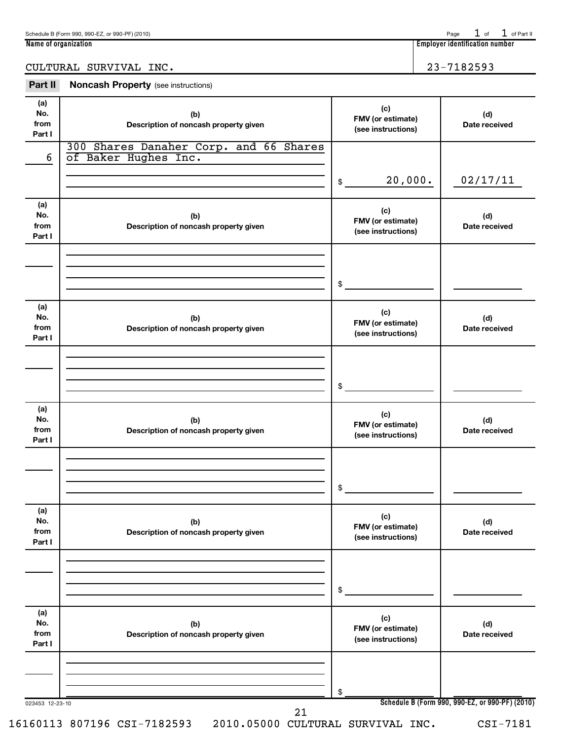Schedule B (Form 990, 990-EZ, or 990-PF) (2010) Page 1 of 1 of Part II

**Name of organization**

CULTURAL SURVIVAL INC.

**Employer identification number**

23-7182593

## Part II Noncash Property (see instructions)

| (a) No. from Part I | (b) Description of noncash property given | (c) FMV (or estimate) (see instructions) | (d) Date received |
|---|---|---|---|
| 6 | 300 Shares Danaher Corp. and 66 Shares of Baker Hughes Inc. | $ 20,000. | 02/17/11 |

| (a) No. from Part I | (b) Description of noncash property given | (c) FMV (or estimate) (see instructions) | (d) Date received |
|---|---|---|---|
| | | $ | |

| (a) No. from Part I | (b) Description of noncash property given | (c) FMV (or estimate) (see instructions) | (d) Date received |
|---|---|---|---|
| | | $ | |

| (a) No. from Part I | (b) Description of noncash property given | (c) FMV (or estimate) (see instructions) | (d) Date received |
|---|---|---|---|
| | | $ | |

| (a) No. from Part I | (b) Description of noncash property given | (c) FMV (or estimate) (see instructions) | (d) Date received |
|---|---|---|---|
| | | $ | |

| (a) No. from Part I | (b) Description of noncash property given | (c) FMV (or estimate) (see instructions) | (d) Date received |
|---|---|---|---|
| | | $ | |

023453 12-23-10 **Schedule B (Form 990, 990-EZ, or 990-PF) (2010)**

16160113 807196 CSI-7182593 2010.05000 CULTURAL SURVIVAL INC. CSI-7181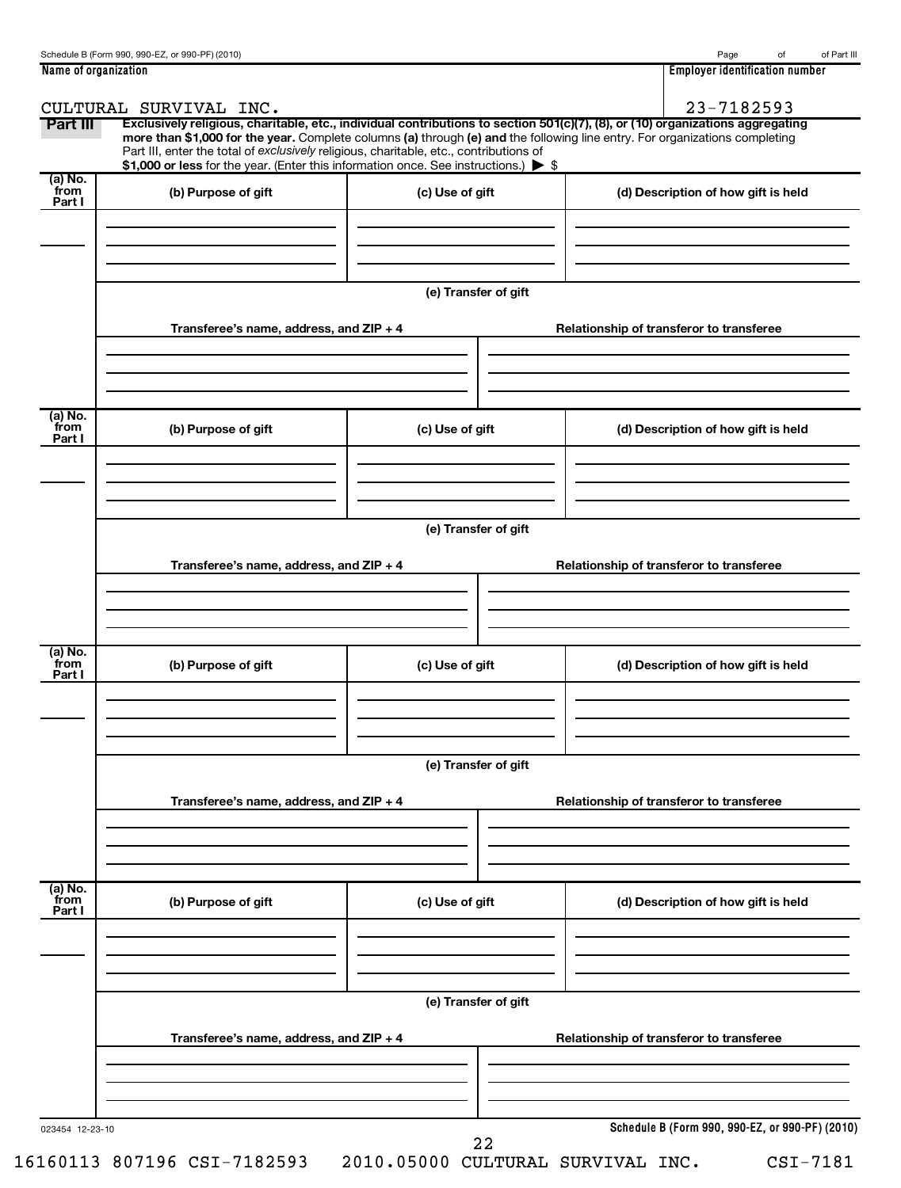Name of organization: CULTURAL SURVIVAL INC.

Employer identification number: 23-7182593

## Part III

**Exclusively religious, charitable, etc., individual contributions to section 501(c)(7), (8), or (10) organizations aggregating more than $1,000 for the year.** Complete columns **(a)** through **(e) and** the following line entry. For organizations completing Part III, enter the total of *exclusively* religious, charitable, etc., contributions of **$1,000 or less** for the year. (Enter this information once. See instructions.) ▶ $

| (a) No. from Part I | (b) Purpose of gift | (c) Use of gift | (d) Description of how gift is held |
|---|---|---|---|
| | | | |

(e) Transfer of gift

| Transferee's name, address, and ZIP + 4 | Relationship of transferor to transferee |
|---|---|
| | |

| (a) No. from Part I | (b) Purpose of gift | (c) Use of gift | (d) Description of how gift is held |
|---|---|---|---|
| | | | |

(e) Transfer of gift

| Transferee's name, address, and ZIP + 4 | Relationship of transferor to transferee |
|---|---|
| | |

| (a) No. from Part I | (b) Purpose of gift | (c) Use of gift | (d) Description of how gift is held |
|---|---|---|---|
| | | | |

(e) Transfer of gift

| Transferee's name, address, and ZIP + 4 | Relationship of transferor to transferee |
|---|---|
| | |

| (a) No. from Part I | (b) Purpose of gift | (c) Use of gift | (d) Description of how gift is held |
|---|---|---|---|
| | | | |

(e) Transfer of gift

| Transferee's name, address, and ZIP + 4 | Relationship of transferor to transferee |
|---|---|
| | |

023454 12-23-10

**Schedule B (Form 990, 990-EZ, or 990-PF) (2010)**

16160113 807196 CSI-7182593 2010.05000 CULTURAL SURVIVAL INC. CSI-7181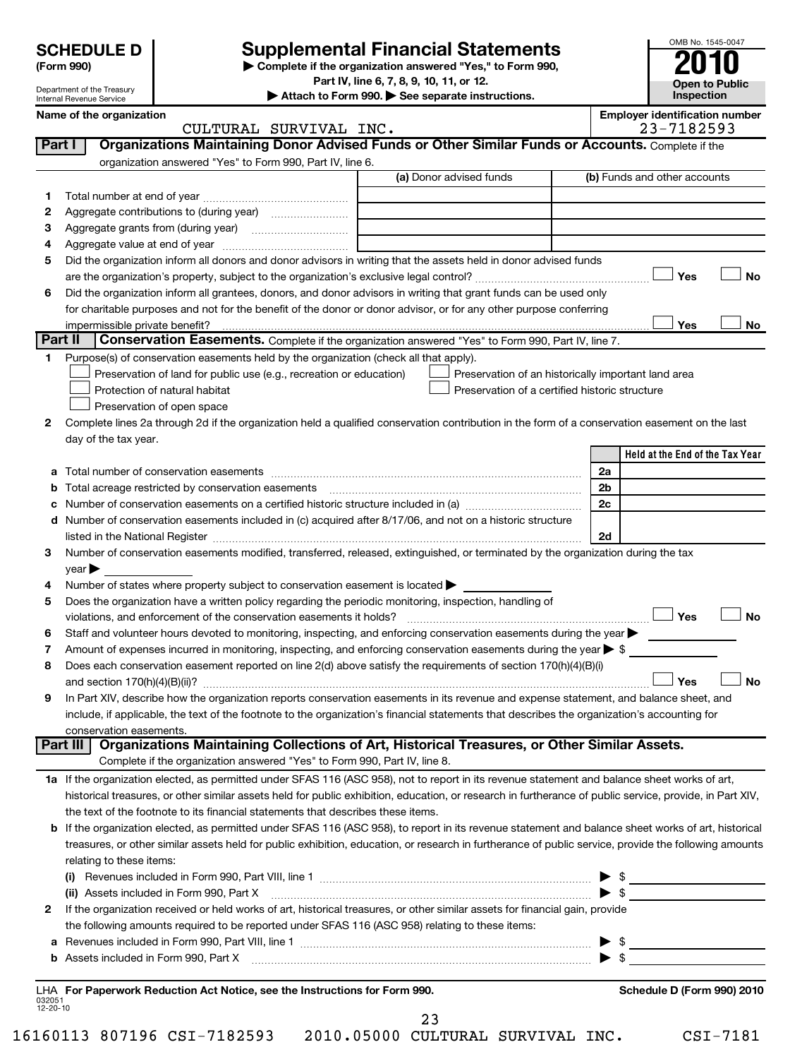**SCHEDULE D** (Form 990)

Department of the Treasury Internal Revenue Service

# Supplemental Financial Statements

▶ Complete if the organization answered "Yes," to Form 990, Part IV, line 6, 7, 8, 9, 10, 11, or 12.

▶ Attach to Form 990. ▶ See separate instructions.

OMB No. 1545-0047

**2010**

**Open to Public Inspection**

**Name of the organization:** CULTURAL SURVIVAL INC.

**Employer identification number:** 23-7182593

## Part I — Organizations Maintaining Donor Advised Funds or Other Similar Funds or Accounts.

Complete if the organization answered "Yes" to Form 990, Part IV, line 6.

| | | (a) Donor advised funds | (b) Funds and other accounts |
|---|---|---|---|
| 1 | Total number at end of year | | |
| 2 | Aggregate contributions to (during year) | | |
| 3 | Aggregate grants from (during year) | | |
| 4 | Aggregate value at end of year | | |

5 Did the organization inform all donors and donor advisors in writing that the assets held in donor advised funds are the organization's property, subject to the organization's exclusive legal control? ☐ Yes ☐ No

6 Did the organization inform all grantees, donors, and donor advisors in writing that grant funds can be used only for charitable purposes and not for the benefit of the donor or donor advisor, or for any other purpose conferring impermissible private benefit? ☐ Yes ☐ No

## Part II — Conservation Easements.

Complete if the organization answered "Yes" to Form 990, Part IV, line 7.

1 Purpose(s) of conservation easements held by the organization (check all that apply).

- ☐ Preservation of land for public use (e.g., recreation or education)
- ☐ Preservation of an historically important land area
- ☐ Protection of natural habitat
- ☐ Preservation of a certified historic structure
- ☐ Preservation of open space

2 Complete lines 2a through 2d if the organization held a qualified conservation contribution in the form of a conservation easement on the last day of the tax year.

| | | | Held at the End of the Tax Year |
|---|---|---|---|
| a | Total number of conservation easements | 2a | |
| b | Total acreage restricted by conservation easements | 2b | |
| c | Number of conservation easements on a certified historic structure included in (a) | 2c | |
| d | Number of conservation easements included in (c) acquired after 8/17/06, and not on a historic structure listed in the National Register | 2d | |

3 Number of conservation easements modified, transferred, released, extinguished, or terminated by the organization during the tax year ▶

4 Number of states where property subject to conservation easement is located ▶

5 Does the organization have a written policy regarding the periodic monitoring, inspection, handling of violations, and enforcement of the conservation easements it holds? ☐ Yes ☐ No

6 Staff and volunteer hours devoted to monitoring, inspecting, and enforcing conservation easements during the year ▶

7 Amount of expenses incurred in monitoring, inspecting, and enforcing conservation easements during the year ▶ $

8 Does each conservation easement reported on line 2(d) above satisfy the requirements of section 170(h)(4)(B)(i) and section 170(h)(4)(B)(ii)? ☐ Yes ☐ No

9 In Part XIV, describe how the organization reports conservation easements in its revenue and expense statement, and balance sheet, and include, if applicable, the text of the footnote to the organization's financial statements that describes the organization's accounting for conservation easements.

## Part III — Organizations Maintaining Collections of Art, Historical Treasures, or Other Similar Assets.

Complete if the organization answered "Yes" to Form 990, Part IV, line 8.

1a If the organization elected, as permitted under SFAS 116 (ASC 958), not to report in its revenue statement and balance sheet works of art, historical treasures, or other similar assets held for public exhibition, education, or research in furtherance of public service, provide, in Part XIV, the text of the footnote to its financial statements that describes these items.

b If the organization elected, as permitted under SFAS 116 (ASC 958), to report in its revenue statement and balance sheet works of art, historical treasures, or other similar assets held for public exhibition, education, or research in furtherance of public service, provide the following amounts relating to these items:

(i) Revenues included in Form 990, Part VIII, line 1 ▶ $

(ii) Assets included in Form 990, Part X ▶ $

2 If the organization received or held works of art, historical treasures, or other similar assets for financial gain, provide the following amounts required to be reported under SFAS 116 (ASC 958) relating to these items:

a Revenues included in Form 990, Part VIII, line 1 ▶ $

b Assets included in Form 990, Part X ▶ $

LHA For Paperwork Reduction Act Notice, see the Instructions for Form 990.

Schedule D (Form 990) 2010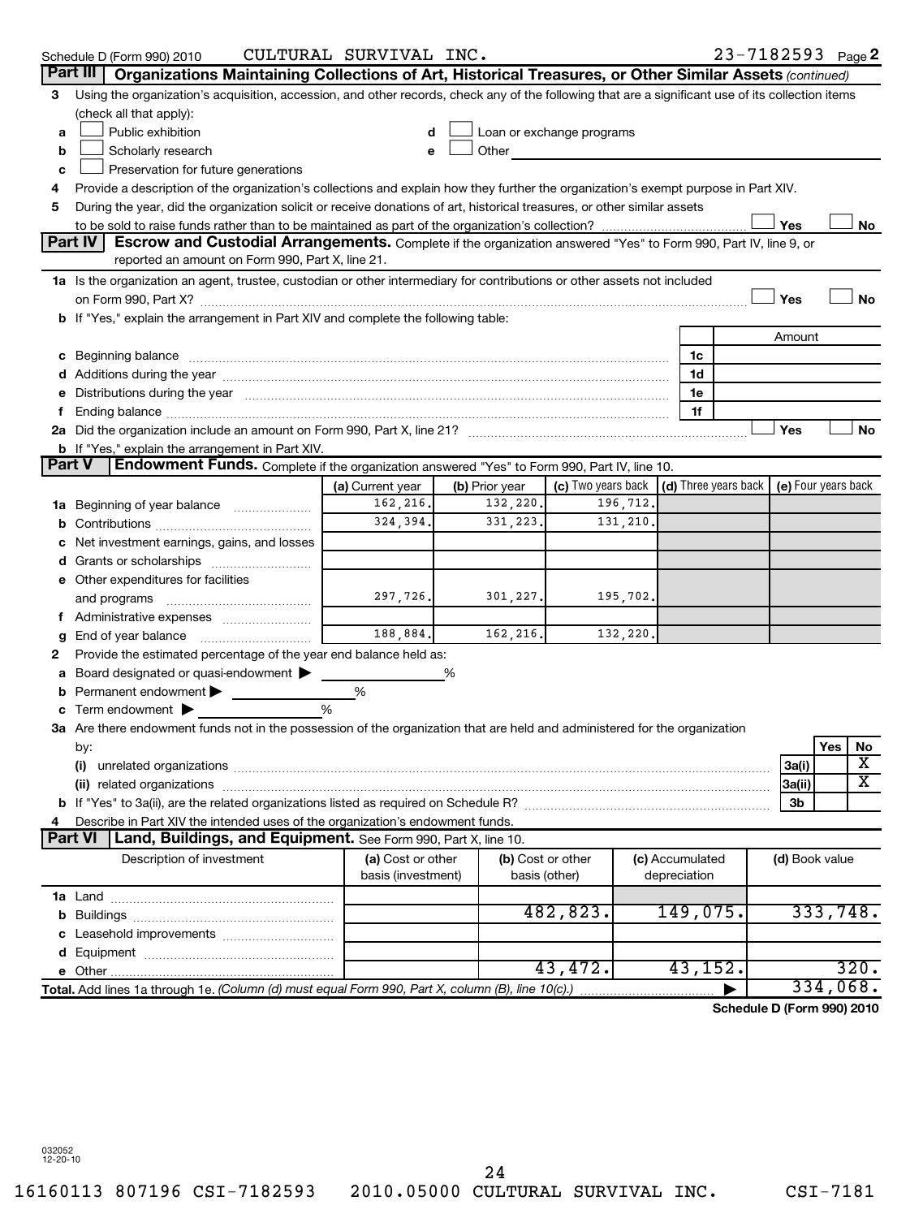Schedule D (Form 990) 2010 CULTURAL SURVIVAL INC. 23-7182593 Page 2

**Part III Organizations Maintaining Collections of Art, Historical Treasures, or Other Similar Assets** *(continued)*

3 Using the organization's acquisition, accession, and other records, check any of the following that are a significant use of its collection items (check all that apply):

- a ☐ Public exhibition
- b ☐ Scholarly research
- c ☐ Preservation for future generations
- d ☐ Loan or exchange programs
- e ☐ Other

4 Provide a description of the organization's collections and explain how they further the organization's exempt purpose in Part XIV.

5 During the year, did the organization solicit or receive donations of art, historical treasures, or other similar assets to be sold to raise funds rather than to be maintained as part of the organization's collection? ☐ Yes ☐ No

**Part IV Escrow and Custodial Arrangements.** Complete if the organization answered "Yes" to Form 990, Part IV, line 9, or reported an amount on Form 990, Part X, line 21.

1a Is the organization an agent, trustee, custodian or other intermediary for contributions or other assets not included on Form 990, Part X? ☐ Yes ☐ No

b If "Yes," explain the arrangement in Part XIV and complete the following table:

| | | Amount |
|---|---|---|
| c Beginning balance | 1c | |
| d Additions during the year | 1d | |
| e Distributions during the year | 1e | |
| f Ending balance | 1f | |

2a Did the organization include an amount on Form 990, Part X, line 21? ☐ Yes ☐ No

b If "Yes," explain the arrangement in Part XIV.

**Part V Endowment Funds.** Complete if the organization answered "Yes" to Form 990, Part IV, line 10.

| | (a) Current year | (b) Prior year | (c) Two years back | (d) Three years back | (e) Four years back |
|---|---|---|---|---|---|
| 1a Beginning of year balance | 162,216. | 132,220. | 196,712. | | |
| b Contributions | 324,394. | 331,223. | 131,210. | | |
| c Net investment earnings, gains, and losses | | | | | |
| d Grants or scholarships | | | | | |
| e Other expenditures for facilities and programs | 297,726. | 301,227. | 195,702. | | |
| f Administrative expenses | | | | | |
| g End of year balance | 188,884. | 162,216. | 132,220. | | |

2 Provide the estimated percentage of the year end balance held as:

a Board designated or quasi-endowment ▶ ______ %

b Permanent endowment ▶ ______ %

c Term endowment ▶ ______ %

3a Are there endowment funds not in the possession of the organization that are held and administered for the organization by:

| | | Yes | No |
|---|---|---|---|
| (i) unrelated organizations | 3a(i) | | X |
| (ii) related organizations | 3a(ii) | | X |
| b If "Yes" to 3a(ii), are the related organizations listed as required on Schedule R? | 3b | | |

4 Describe in Part XIV the intended uses of the organization's endowment funds.

**Part VI Land, Buildings, and Equipment.** See Form 990, Part X, line 10.

| Description of investment | (a) Cost or other basis (investment) | (b) Cost or other basis (other) | (c) Accumulated depreciation | (d) Book value |
|---|---|---|---|---|
| 1a Land | | | | |
| b Buildings | | 482,823. | 149,075. | 333,748. |
| c Leasehold improvements | | | | |
| d Equipment | | | | |
| e Other | | 43,472. | 43,152. | 320. |
| **Total.** Add lines 1a through 1e. *(Column (d) must equal Form 990, Part X, column (B), line 10(c).)* ▶ | | | | 334,068. |

Schedule D (Form 990) 2010

032052 12-20-10

16160113 807196 CSI-7182593 2010.05000 CULTURAL SURVIVAL INC. CSI-7181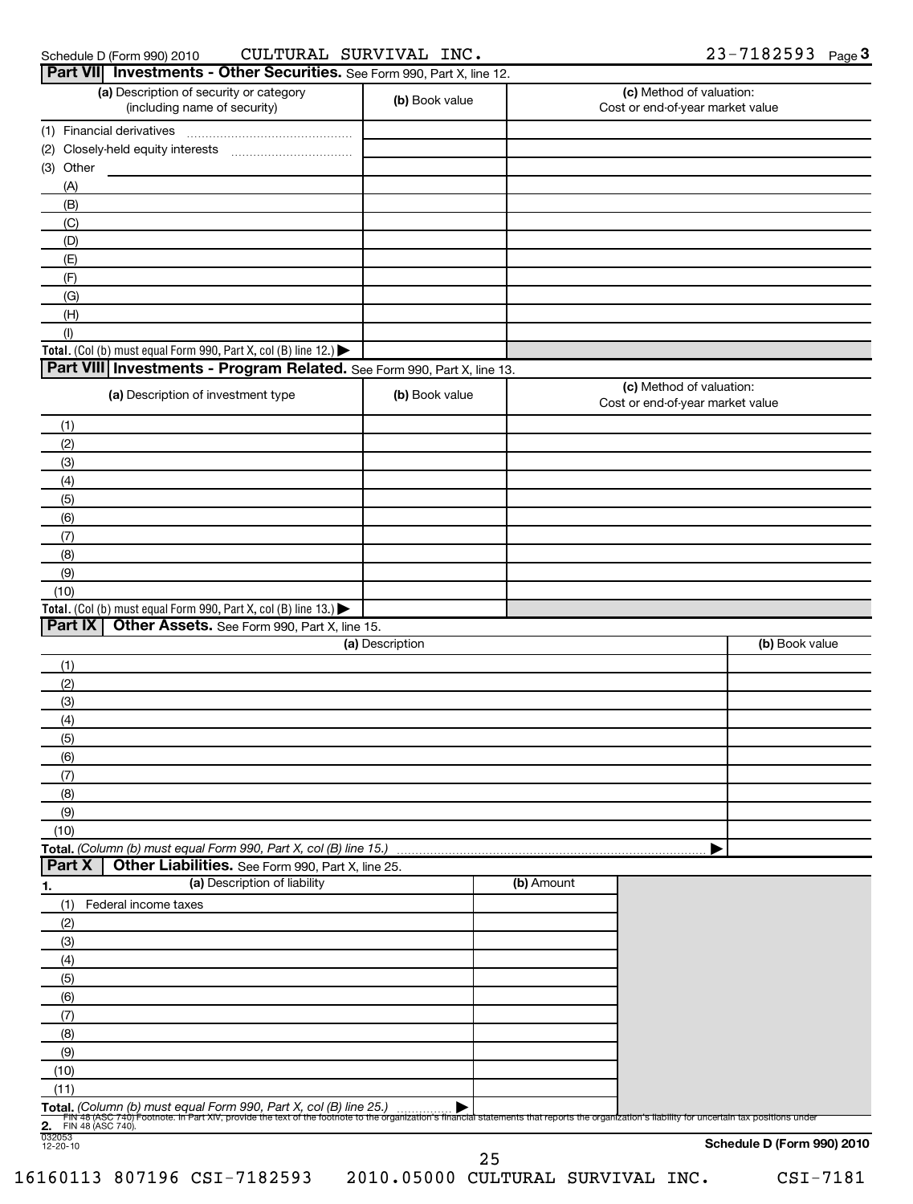Schedule D (Form 990) 2010 CULTURAL SURVIVAL INC. 23-7182593 Page 3

## Part VII Investments - Other Securities. See Form 990, Part X, line 12.

| (a) Description of security or category (including name of security) | (b) Book value | (c) Method of valuation: Cost or end-of-year market value |
|---|---|---|
| (1) Financial derivatives | | |
| (2) Closely-held equity interests | | |
| (3) Other | | |
| (A) | | |
| (B) | | |
| (C) | | |
| (D) | | |
| (E) | | |
| (F) | | |
| (G) | | |
| (H) | | |
| (I) | | |
| **Total.** (Col (b) must equal Form 990, Part X, col (B) line 12.) ▶ | | |

## Part VIII Investments - Program Related. See Form 990, Part X, line 13.

| (a) Description of investment type | (b) Book value | (c) Method of valuation: Cost or end-of-year market value |
|---|---|---|
| (1) | | |
| (2) | | |
| (3) | | |
| (4) | | |
| (5) | | |
| (6) | | |
| (7) | | |
| (8) | | |
| (9) | | |
| (10) | | |
| **Total.** (Col (b) must equal Form 990, Part X, col (B) line 13.) ▶ | | |

## Part IX Other Assets. See Form 990, Part X, line 15.

| (a) Description | (b) Book value |
|---|---|
| (1) | |
| (2) | |
| (3) | |
| (4) | |
| (5) | |
| (6) | |
| (7) | |
| (8) | |
| (9) | |
| (10) | |
| **Total.** *(Column (b) must equal Form 990, Part X, col (B) line 15.)* ▶ | |

## Part X Other Liabilities. See Form 990, Part X, line 25.

| 1. (a) Description of liability | (b) Amount |
|---|---|
| (1) Federal income taxes | |
| (2) | |
| (3) | |
| (4) | |
| (5) | |
| (6) | |
| (7) | |
| (8) | |
| (9) | |
| (10) | |
| (11) | |
| **Total.** *(Column (b) must equal Form 990, Part X, col (B) line 25.)* ▶ | |

**2.** FIN 48 (ASC 740) Footnote. In Part XIV, provide the text of the footnote to the organization's financial statements that reports the organization's liability for uncertain tax positions under FIN 48 (ASC 740).

032053 12-20-10

**Schedule D (Form 990) 2010**

16160113 807196 CSI-7182593 2010.05000 CULTURAL SURVIVAL INC. CSI-7181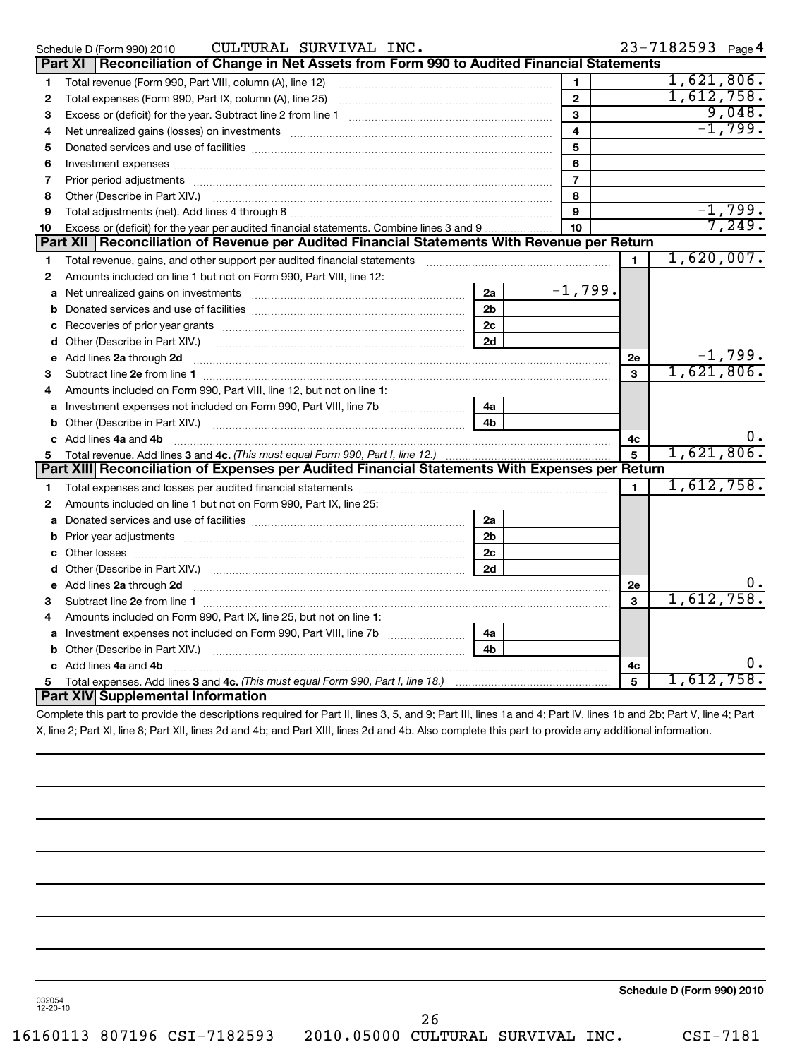Schedule D (Form 990) 2010 CULTURAL SURVIVAL INC. 23-7182593 Page 4

## Part XI Reconciliation of Change in Net Assets from Form 990 to Audited Financial Statements

| | | | |
|---|---|---|---|
| 1 | Total revenue (Form 990, Part VIII, column (A), line 12) | 1 | 1,621,806. |
| 2 | Total expenses (Form 990, Part IX, column (A), line 25) | 2 | 1,612,758. |
| 3 | Excess or (deficit) for the year. Subtract line 2 from line 1 | 3 | 9,048. |
| 4 | Net unrealized gains (losses) on investments | 4 | -1,799. |
| 5 | Donated services and use of facilities | 5 | |
| 6 | Investment expenses | 6 | |
| 7 | Prior period adjustments | 7 | |
| 8 | Other (Describe in Part XIV.) | 8 | |
| 9 | Total adjustments (net). Add lines 4 through 8 | 9 | -1,799. |
| 10 | Excess or (deficit) for the year per audited financial statements. Combine lines 3 and 9 | 10 | 7,249. |

## Part XII Reconciliation of Revenue per Audited Financial Statements With Revenue per Return

| | | | | | |
|---|---|---|---|---|---|
| 1 | Total revenue, gains, and other support per audited financial statements | | | 1 | 1,620,007. |
| 2 | Amounts included on line 1 but not on Form 990, Part VIII, line 12: | | | | |
| a | Net unrealized gains on investments | 2a | -1,799. | | |
| b | Donated services and use of facilities | 2b | | | |
| c | Recoveries of prior year grants | 2c | | | |
| d | Other (Describe in Part XIV.) | 2d | | | |
| e | Add lines **2a** through **2d** | | | 2e | -1,799. |
| 3 | Subtract line **2e** from line **1** | | | 3 | 1,621,806. |
| 4 | Amounts included on Form 990, Part VIII, line 12, but not on line **1**: | | | | |
| a | Investment expenses not included on Form 990, Part VIII, line 7b | 4a | | | |
| b | Other (Describe in Part XIV.) | 4b | | | |
| c | Add lines **4a** and **4b** | | | 4c | 0. |
| 5 | Total revenue. Add lines **3** and **4c.** *(This must equal Form 990, Part I, line 12.)* | | | 5 | 1,621,806. |

## Part XIII Reconciliation of Expenses per Audited Financial Statements With Expenses per Return

| | | | | | |
|---|---|---|---|---|---|
| 1 | Total expenses and losses per audited financial statements | | | 1 | 1,612,758. |
| 2 | Amounts included on line 1 but not on Form 990, Part IX, line 25: | | | | |
| a | Donated services and use of facilities | 2a | | | |
| b | Prior year adjustments | 2b | | | |
| c | Other losses | 2c | | | |
| d | Other (Describe in Part XIV.) | 2d | | | |
| e | Add lines **2a** through **2d** | | | 2e | 0. |
| 3 | Subtract line **2e** from line **1** | | | 3 | 1,612,758. |
| 4 | Amounts included on Form 990, Part IX, line 25, but not on line **1**: | | | | |
| a | Investment expenses not included on Form 990, Part VIII, line 7b | 4a | | | |
| b | Other (Describe in Part XIV.) | 4b | | | |
| c | Add lines **4a** and **4b** | | | 4c | 0. |
| 5 | Total expenses. Add lines **3** and **4c.** *(This must equal Form 990, Part I, line 18.)* | | | 5 | 1,612,758. |

## Part XIV Supplemental Information

Complete this part to provide the descriptions required for Part II, lines 3, 5, and 9; Part III, lines 1a and 4; Part IV, lines 1b and 2b; Part V, line 4; Part X, line 2; Part XI, line 8; Part XII, lines 2d and 4b; and Part XIII, lines 2d and 4b. Also complete this part to provide any additional information.

**Schedule D (Form 990) 2010**

032054 12-20-10

16160113 807196 CSI-7182593 2010.05000 CULTURAL SURVIVAL INC. CSI-7181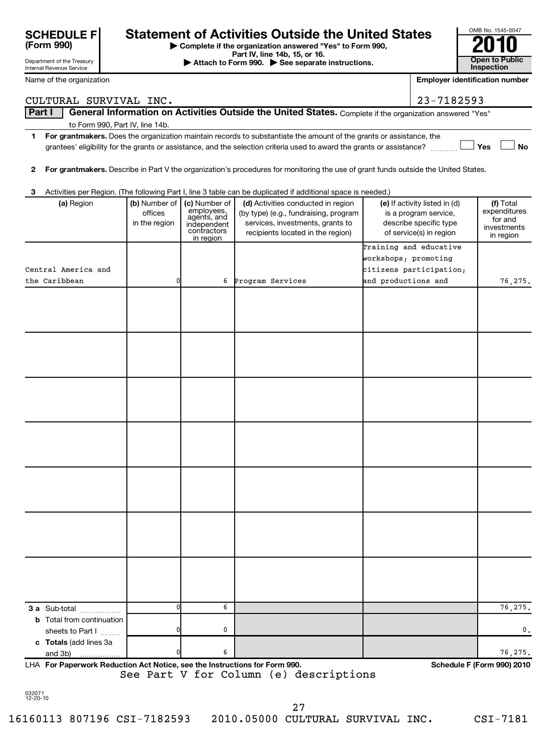**SCHEDULE F (Form 990)**

Department of the Treasury
Internal Revenue Service

# Statement of Activities Outside the United States

▶ Complete if the organization answered "Yes" to Form 990, Part IV, line 14b, 15, or 16.
▶ Attach to Form 990. ▶ See separate instructions.

OMB No. 1545-0047

**2010**

**Open to Public Inspection**

Name of the organization: CULTURAL SURVIVAL INC.

Employer identification number: 23-7182593

## Part I General Information on Activities Outside the United States. Complete if the organization answered "Yes" to Form 990, Part IV, line 14b.

**1 For grantmakers.** Does the organization maintain records to substantiate the amount of the grants or assistance, the grantees' eligibility for the grants or assistance, and the selection criteria used to award the grants or assistance? ☐ Yes ☐ No

**2 For grantmakers.** Describe in Part V the organization's procedures for monitoring the use of grant funds outside the United States.

**3** Activities per Region. (The following Part I, line 3 table can be duplicated if additional space is needed.)

| (a) Region | (b) Number of offices in the region | (c) Number of employees, agents, and independent contractors in region | (d) Activities conducted in region (by type) (e.g., fundraising, program services, investments, grants to recipients located in the region) | (e) If activity listed in (d) is a program service, describe specific type of service(s) in region | (f) Total expenditures for and investments in region |
|---|---|---|---|---|---|
| Central America and the Caribbean | 0 | 6 | Program Services | Training and educative workshops; promoting citizens participation; and productions and | 76,275. |
| | | | | | |
| | | | | | |
| | | | | | |
| | | | | | |
| | | | | | |
| | | | | | |
| | | | | | |
| **3 a** Sub-total | 0 | 6 | | | 76,275. |
| **b** Total from continuation sheets to Part I | 0 | 0 | | | 0. |
| **c Totals** (add lines 3a and 3b) | 0 | 6 | | | 76,275. |

LHA **For Paperwork Reduction Act Notice, see the Instructions for Form 990.** **Schedule F (Form 990) 2010**

See Part V for Column (e) descriptions

032071 12-20-10

16160113 807196 CSI-7182593 2010.05000 CULTURAL SURVIVAL INC. CSI-7181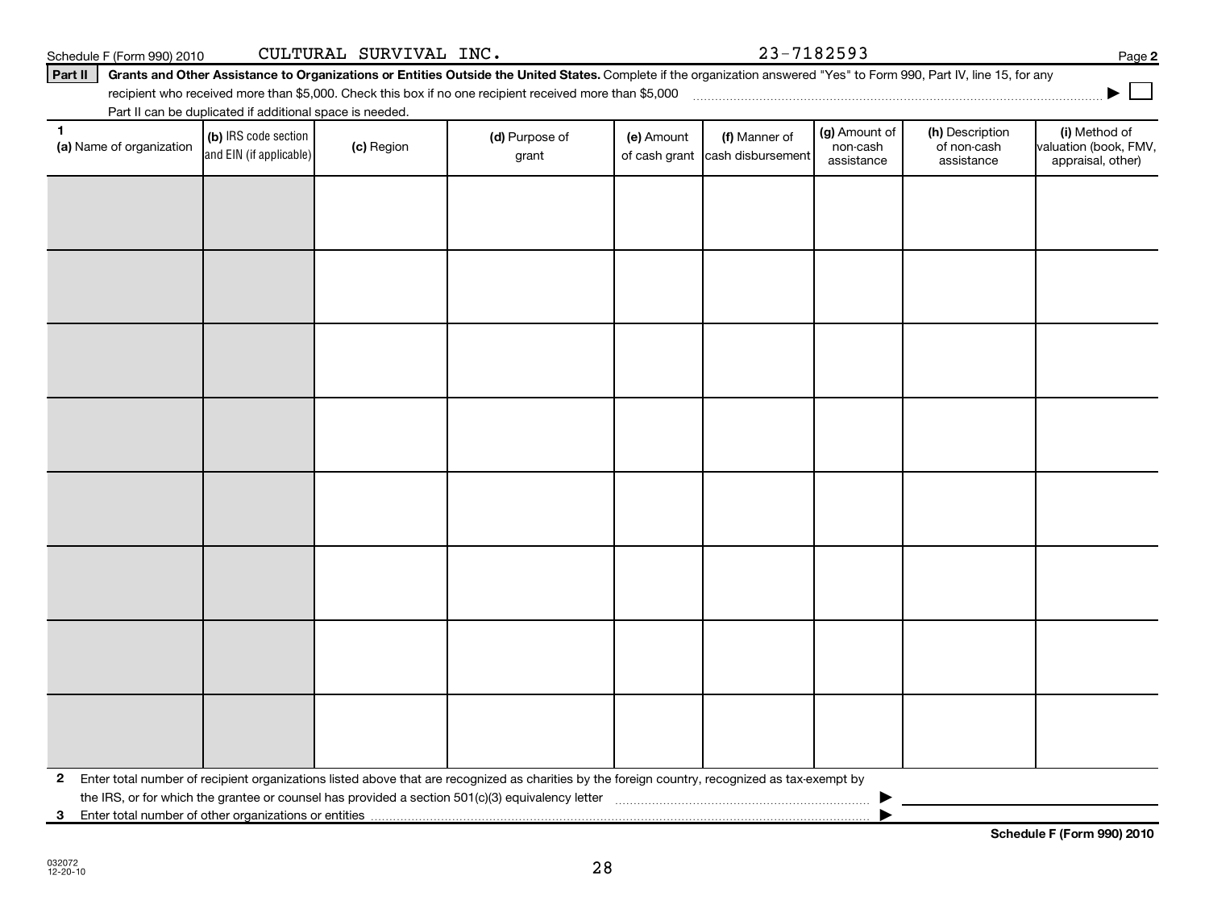Schedule F (Form 990) 2010 CULTURAL SURVIVAL INC. 23-7182593

**Part II** **Grants and Other Assistance to Organizations or Entities Outside the United States.** Complete if the organization answered "Yes" to Form 990, Part IV, line 15, for any recipient who received more than $5,000. Check this box if no one recipient received more than $5,000 ☐

Part II can be duplicated if additional space is needed.

| 1 (a) Name of organization | (b) IRS code section and EIN (if applicable) | (c) Region | (d) Purpose of grant | (e) Amount of cash grant | (f) Manner of cash disbursement | (g) Amount of non-cash assistance | (h) Description of non-cash assistance | (i) Method of valuation (book, FMV, appraisal, other) |
|---|---|---|---|---|---|---|---|---|
| | | | | | | | | |
| | | | | | | | | |
| | | | | | | | | |
| | | | | | | | | |
| | | | | | | | | |
| | | | | | | | | |
| | | | | | | | | |
| | | | | | | | | |

2 Enter total number of recipient organizations listed above that are recognized as charities by the foreign country, recognized as tax-exempt by the IRS, or for which the grantee or counsel has provided a section 501(c)(3) equivalency letter ▶

3 Enter total number of other organizations or entities ▶

**Schedule F (Form 990) 2010**

032072
12-20-10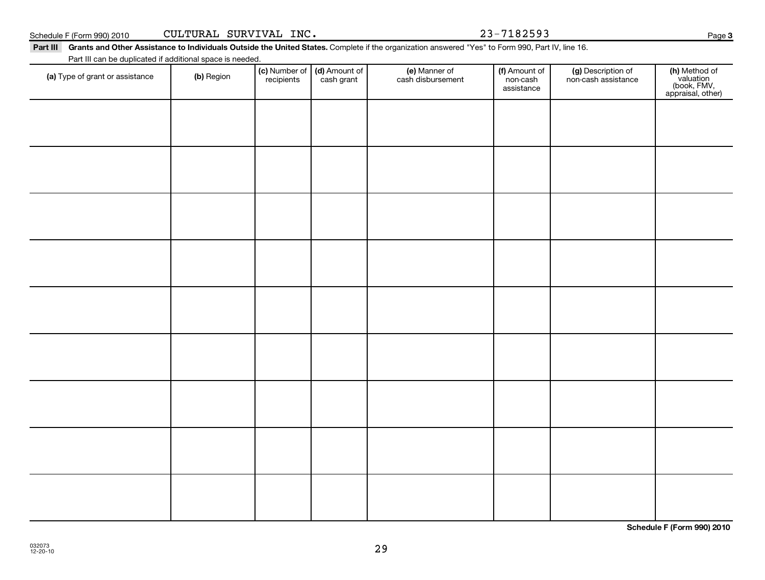Schedule F (Form 990) 2010 CULTURAL SURVIVAL INC. 23-7182593

**Part III** **Grants and Other Assistance to Individuals Outside the United States.** Complete if the organization answered "Yes" to Form 990, Part IV, line 16.

Part III can be duplicated if additional space is needed.

| (a) Type of grant or assistance | (b) Region | (c) Number of recipients | (d) Amount of cash grant | (e) Manner of cash disbursement | (f) Amount of non-cash assistance | (g) Description of non-cash assistance | (h) Method of valuation (book, FMV, appraisal, other) |
|---|---|---|---|---|---|---|---|
| | | | | | | | |
| | | | | | | | |
| | | | | | | | |
| | | | | | | | |
| | | | | | | | |
| | | | | | | | |
| | | | | | | | |
| | | | | | | | |
| | | | | | | | |

**Schedule F (Form 990) 2010**

032073
12-20-10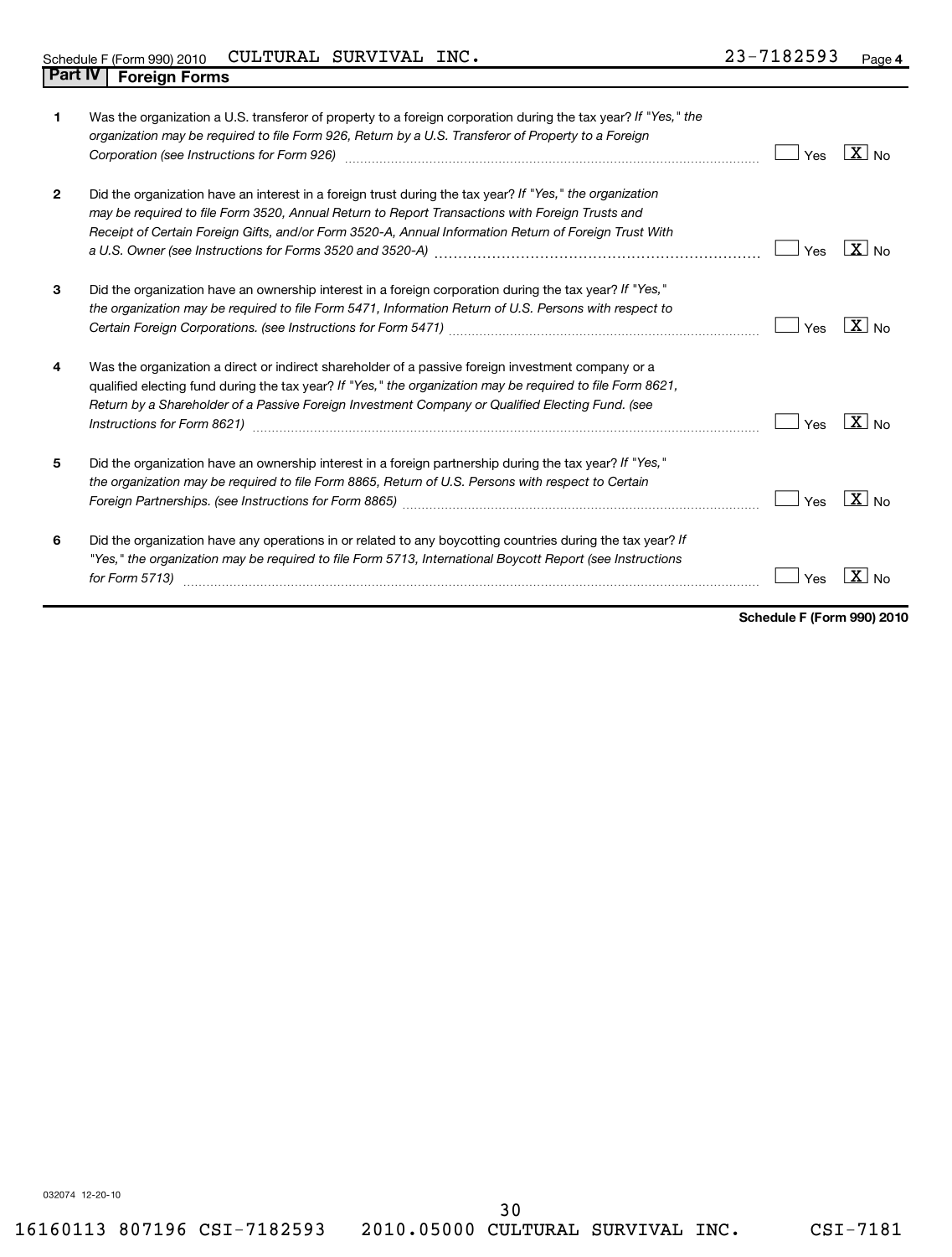Schedule F (Form 990) 2010 CULTURAL SURVIVAL INC. 23-7182593

## Part IV Foreign Forms

| | | Yes | No |
|---|---|---|---|
| **1** | Was the organization a U.S. transferor of property to a foreign corporation during the tax year? *If "Yes," the organization may be required to file Form 926, Return by a U.S. Transferor of Property to a Foreign Corporation (see Instructions for Form 926)* | | X |
| **2** | Did the organization have an interest in a foreign trust during the tax year? *If "Yes," the organization may be required to file Form 3520, Annual Return to Report Transactions with Foreign Trusts and Receipt of Certain Foreign Gifts, and/or Form 3520-A, Annual Information Return of Foreign Trust With a U.S. Owner (see Instructions for Forms 3520 and 3520-A)* | | X |
| **3** | Did the organization have an ownership interest in a foreign corporation during the tax year? *If "Yes," the organization may be required to file Form 5471, Information Return of U.S. Persons with respect to Certain Foreign Corporations. (see Instructions for Form 5471)* | | X |
| **4** | Was the organization a direct or indirect shareholder of a passive foreign investment company or a qualified electing fund during the tax year? *If "Yes," the organization may be required to file Form 8621, Return by a Shareholder of a Passive Foreign Investment Company or Qualified Electing Fund. (see Instructions for Form 8621)* | | X |
| **5** | Did the organization have an ownership interest in a foreign partnership during the tax year? *If "Yes," the organization may be required to file Form 8865, Return of U.S. Persons with respect to Certain Foreign Partnerships. (see Instructions for Form 8865)* | | X |
| **6** | Did the organization have any operations in or related to any boycotting countries during the tax year? *If "Yes," the organization may be required to file Form 5713, International Boycott Report (see Instructions for Form 5713)* | | X |

**Schedule F (Form 990) 2010**

032074 12-20-10

16160113 807196 CSI-7182593 2010.05000 CULTURAL SURVIVAL INC. CSI-7181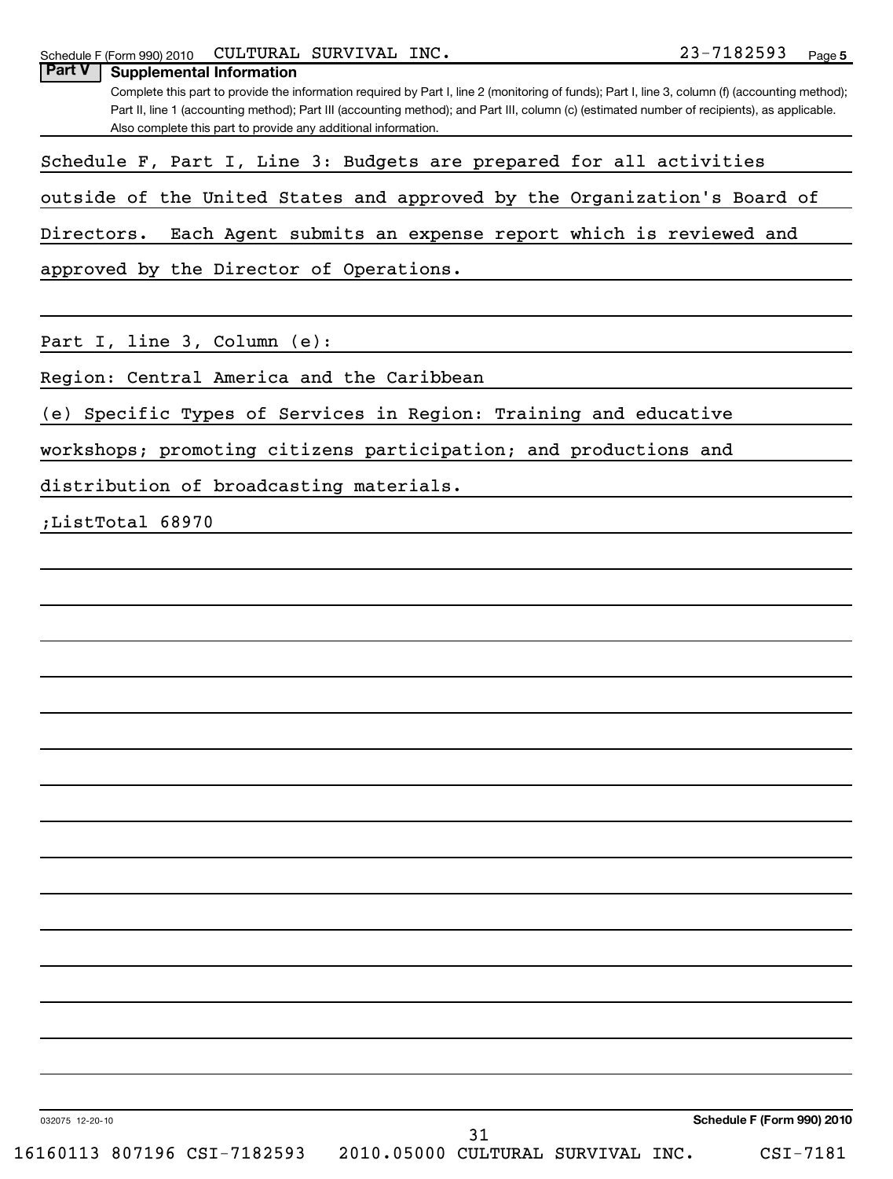Schedule F (Form 990) 2010 CULTURAL SURVIVAL INC. 23-7182593 Page 5

## Part V Supplemental Information

Complete this part to provide the information required by Part I, line 2 (monitoring of funds); Part I, line 3, column (f) (accounting method); Part II, line 1 (accounting method); Part III (accounting method); and Part III, column (c) (estimated number of recipients), as applicable. Also complete this part to provide any additional information.

Schedule F, Part I, Line 3: Budgets are prepared for all activities outside of the United States and approved by the Organization's Board of Directors. Each Agent submits an expense report which is reviewed and approved by the Director of Operations.

Part I, line 3, Column (e):

Region: Central America and the Caribbean

(e) Specific Types of Services in Region: Training and educative workshops; promoting citizens participation; and productions and distribution of broadcasting materials.

;ListTotal 68970

032075 12-20-10

Schedule F (Form 990) 2010

16160113 807196 CSI-7182593 2010.05000 CULTURAL SURVIVAL INC. CSI-7181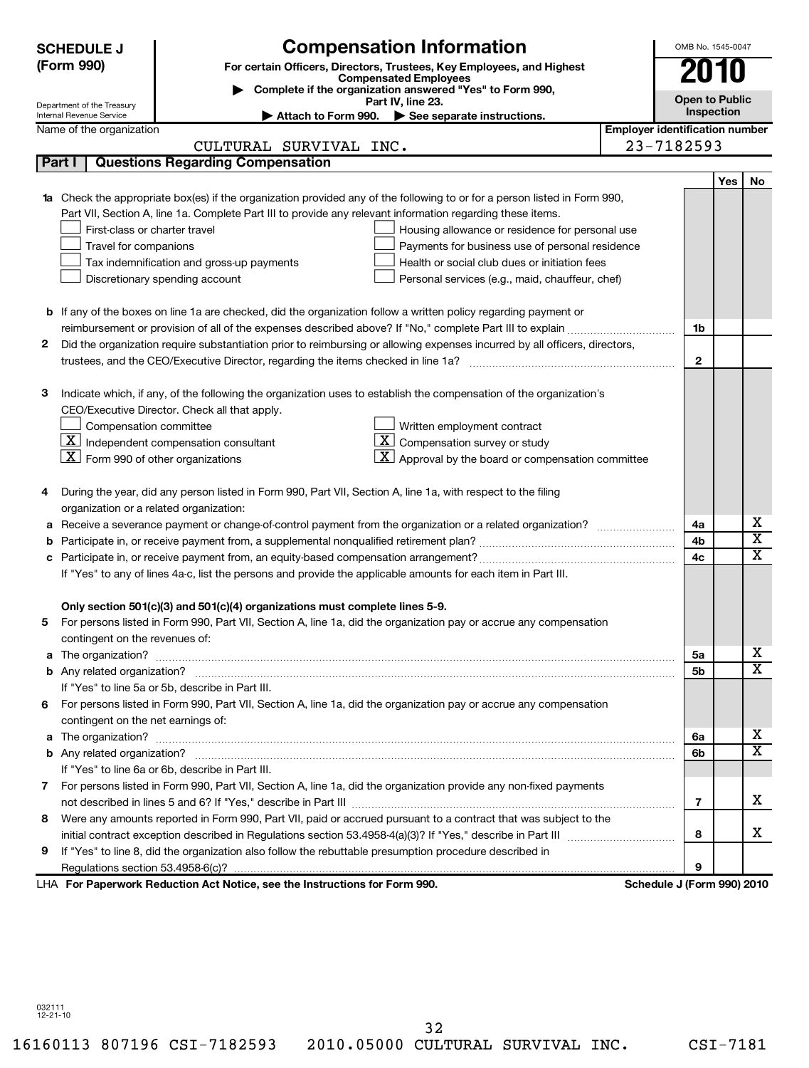**SCHEDULE J (Form 990)**

# Compensation Information

**For certain Officers, Directors, Trustees, Key Employees, and Highest Compensated Employees**

▶ **Complete if the organization answered "Yes" to Form 990, Part IV, line 23.**

▶ **Attach to Form 990.** ▶ **See separate instructions.**

Department of the Treasury
Internal Revenue Service

OMB No. 1545-0047

**2010**

**Open to Public Inspection**

Name of the organization: CULTURAL SURVIVAL INC.

Employer identification number: 23-7182593

## Part I Questions Regarding Compensation

| | | | Yes | No |
|---|---|---|---|---|
| **1a** | Check the appropriate box(es) if the organization provided any of the following to or for a person listed in Form 990, Part VII, Section A, line 1a. Complete Part III to provide any relevant information regarding these items.<br>☐ First-class or charter travel ☐ Housing allowance or residence for personal use<br>☐ Travel for companions ☐ Payments for business use of personal residence<br>☐ Tax indemnification and gross-up payments ☐ Health or social club dues or initiation fees<br>☐ Discretionary spending account ☐ Personal services (e.g., maid, chauffeur, chef) | | | |
| **b** | If any of the boxes on line 1a are checked, did the organization follow a written policy regarding payment or reimbursement or provision of all of the expenses described above? If "No," complete Part III to explain | 1b | | |
| **2** | Did the organization require substantiation prior to reimbursing or allowing expenses incurred by all officers, directors, trustees, and the CEO/Executive Director, regarding the items checked in line 1a? | 2 | | |
| **3** | Indicate which, if any, of the following the organization uses to establish the compensation of the organization's CEO/Executive Director. Check all that apply.<br>☐ Compensation committee ☐ Written employment contract<br>☒ Independent compensation consultant ☒ Compensation survey or study<br>☒ Form 990 of other organizations ☒ Approval by the board or compensation committee | | | |
| **4** | During the year, did any person listed in Form 990, Part VII, Section A, line 1a, with respect to the filing organization or a related organization: | | | |
| **a** | Receive a severance payment or change-of-control payment from the organization or a related organization? | 4a | | X |
| **b** | Participate in, or receive payment from, a supplemental nonqualified retirement plan? | 4b | | X |
| **c** | Participate in, or receive payment from, an equity-based compensation arrangement?<br>If "Yes" to any of lines 4a-c, list the persons and provide the applicable amounts for each item in Part III. | 4c | | X |
| | **Only section 501(c)(3) and 501(c)(4) organizations must complete lines 5-9.** | | | |
| **5** | For persons listed in Form 990, Part VII, Section A, line 1a, did the organization pay or accrue any compensation contingent on the revenues of: | | | |
| **a** | The organization? | 5a | | X |
| **b** | Any related organization?<br>If "Yes" to line 5a or 5b, describe in Part III. | 5b | | X |
| **6** | For persons listed in Form 990, Part VII, Section A, line 1a, did the organization pay or accrue any compensation contingent on the net earnings of: | | | |
| **a** | The organization? | 6a | | X |
| **b** | Any related organization?<br>If "Yes" to line 6a or 6b, describe in Part III. | 6b | | X |
| **7** | For persons listed in Form 990, Part VII, Section A, line 1a, did the organization provide any non-fixed payments not described in lines 5 and 6? If "Yes," describe in Part III | 7 | | X |
| **8** | Were any amounts reported in Form 990, Part VII, paid or accrued pursuant to a contract that was subject to the initial contract exception described in Regulations section 53.4958-4(a)(3)? If "Yes," describe in Part III | 8 | | X |
| **9** | If "Yes" to line 8, did the organization also follow the rebuttable presumption procedure described in Regulations section 53.4958-6(c)? | 9 | | |

LHA **For Paperwork Reduction Act Notice, see the Instructions for Form 990.** **Schedule J (Form 990) 2010**

032111
12-21-10

16160113 807196 CSI-7182593 2010.05000 CULTURAL SURVIVAL INC. CSI-7181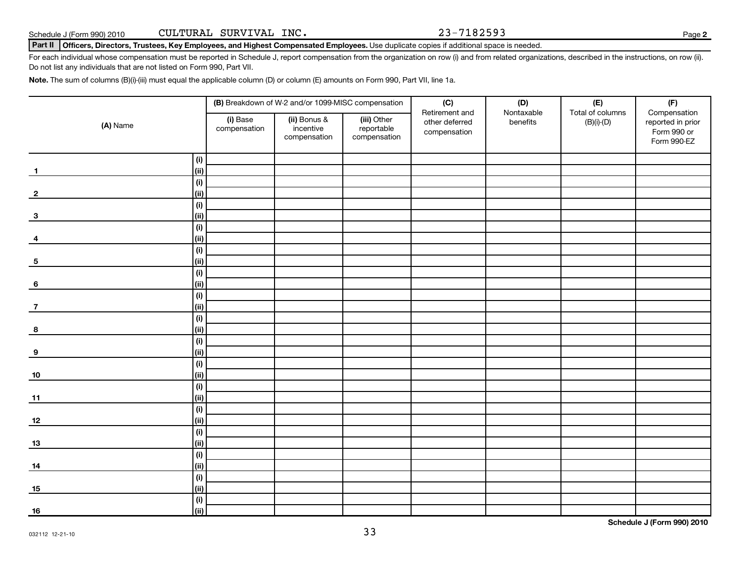Schedule J (Form 990) 2010 CULTURAL SURVIVAL INC. 23-7182593

**Part II Officers, Directors, Trustees, Key Employees, and Highest Compensated Employees.** Use duplicate copies if additional space is needed.

For each individual whose compensation must be reported in Schedule J, report compensation from the organization on row (i) and from related organizations, described in the instructions, on row (ii). Do not list any individuals that are not listed on Form 990, Part VII.

**Note.** The sum of columns (B)(i)-(iii) must equal the applicable column (D) or column (E) amounts on Form 990, Part VII, line 1a.

| (A) Name | | (B) Breakdown of W-2 and/or 1099-MISC compensation | | | (C) Retirement and other deferred compensation | (D) Nontaxable benefits | (E) Total of columns (B)(i)-(D) | (F) Compensation reported in prior Form 990 or Form 990-EZ |
|---|---|---|---|---|---|---|---|---|
| | | (i) Base compensation | (ii) Bonus & incentive compensation | (iii) Other reportable compensation | | | | |
| | (i) | | | | | | | |
| 1 | (ii) | | | | | | | |
| | (i) | | | | | | | |
| 2 | (ii) | | | | | | | |
| | (i) | | | | | | | |
| 3 | (ii) | | | | | | | |
| | (i) | | | | | | | |
| 4 | (ii) | | | | | | | |
| | (i) | | | | | | | |
| 5 | (ii) | | | | | | | |
| | (i) | | | | | | | |
| 6 | (ii) | | | | | | | |
| | (i) | | | | | | | |
| 7 | (ii) | | | | | | | |
| | (i) | | | | | | | |
| 8 | (ii) | | | | | | | |
| | (i) | | | | | | | |
| 9 | (ii) | | | | | | | |
| | (i) | | | | | | | |
| 10 | (ii) | | | | | | | |
| | (i) | | | | | | | |
| 11 | (ii) | | | | | | | |
| | (i) | | | | | | | |
| 12 | (ii) | | | | | | | |
| | (i) | | | | | | | |
| 13 | (ii) | | | | | | | |
| | (i) | | | | | | | |
| 14 | (ii) | | | | | | | |
| | (i) | | | | | | | |
| 15 | (ii) | | | | | | | |
| | (i) | | | | | | | |
| 16 | (ii) | | | | | | | |

**Schedule J (Form 990) 2010**

032112 12-21-10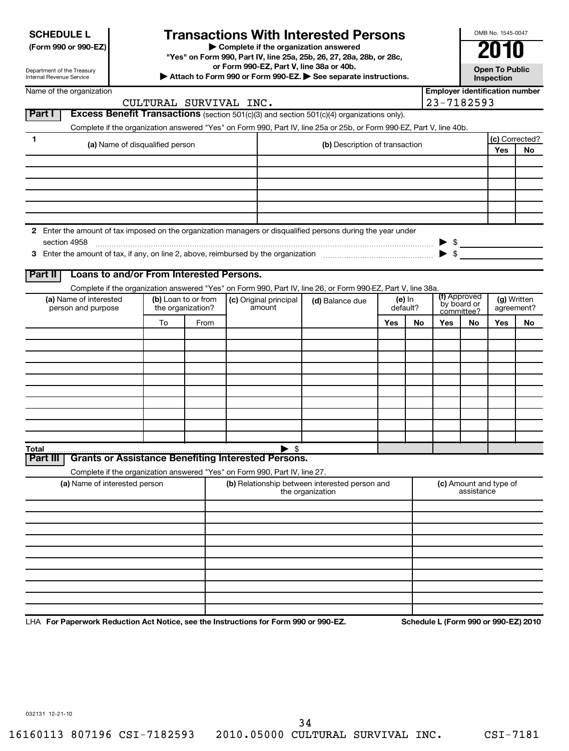**SCHEDULE L**
**(Form 990 or 990-EZ)**

Department of the Treasury
Internal Revenue Service

# Transactions With Interested Persons

▶ **Complete if the organization answered "Yes" on Form 990, Part IV, line 25a, 25b, 26, 27, 28a, 28b, or 28c, or Form 990-EZ, Part V, line 38a or 40b.**
▶ **Attach to Form 990 or Form 990-EZ.** ▶ **See separate instructions.**

OMB No. 1545-0047
**2010**
**Open To Public Inspection**

Name of the organization: CULTURAL SURVIVAL INC.
Employer identification number: 23-7182593

## Part I Excess Benefit Transactions (section 501(c)(3) and section 501(c)(4) organizations only).

Complete if the organization answered "Yes" on Form 990, Part IV, line 25a or 25b, or Form 990-EZ, Part V, line 40b.

| 1 (a) Name of disqualified person | (b) Description of transaction | (c) Corrected? Yes | No |
|---|---|---|---|
| | | | |
| | | | |
| | | | |
| | | | |
| | | | |
| | | | |

2 Enter the amount of tax imposed on the organization managers or disqualified persons during the year under section 4958 ▶ $

3 Enter the amount of tax, if any, on line 2, above, reimbursed by the organization ▶ $

## Part II Loans to and/or From Interested Persons.

Complete if the organization answered "Yes" on Form 990, Part IV, line 26, or Form 990-EZ, Part V, line 38a.

| (a) Name of interested person and purpose | (b) Loan to or from the organization? | | (c) Original principal amount | (d) Balance due | (e) In default? | | (f) Approved by board or committee? | | (g) Written agreement? | |
|---|---|---|---|---|---|---|---|---|---|---|
| | To | From | | | Yes | No | Yes | No | Yes | No |
| | | | | | | | | | | |
| | | | | | | | | | | |
| | | | | | | | | | | |
| | | | | | | | | | | |
| | | | | | | | | | | |
| | | | | | | | | | | |
| | | | | | | | | | | |
| | | | | | | | | | | |
| | | | | | | | | | | |
| | | | | | | | | | | |
| Total | | | ▶ $ | | | | | | | |

## Part III Grants or Assistance Benefiting Interested Persons.

Complete if the organization answered "Yes" on Form 990, Part IV, line 27.

| (a) Name of interested person | (b) Relationship between interested person and the organization | (c) Amount and type of assistance |
|---|---|---|
| | | |
| | | |
| | | |
| | | |
| | | |
| | | |
| | | |
| | | |
| | | |
| | | |

LHA **For Paperwork Reduction Act Notice, see the Instructions for Form 990 or 990-EZ.** **Schedule L (Form 990 or 990-EZ) 2010**

032131 12-21-10

16160113 807196 CSI-7182593 2010.05000 CULTURAL SURVIVAL INC. CSI-7181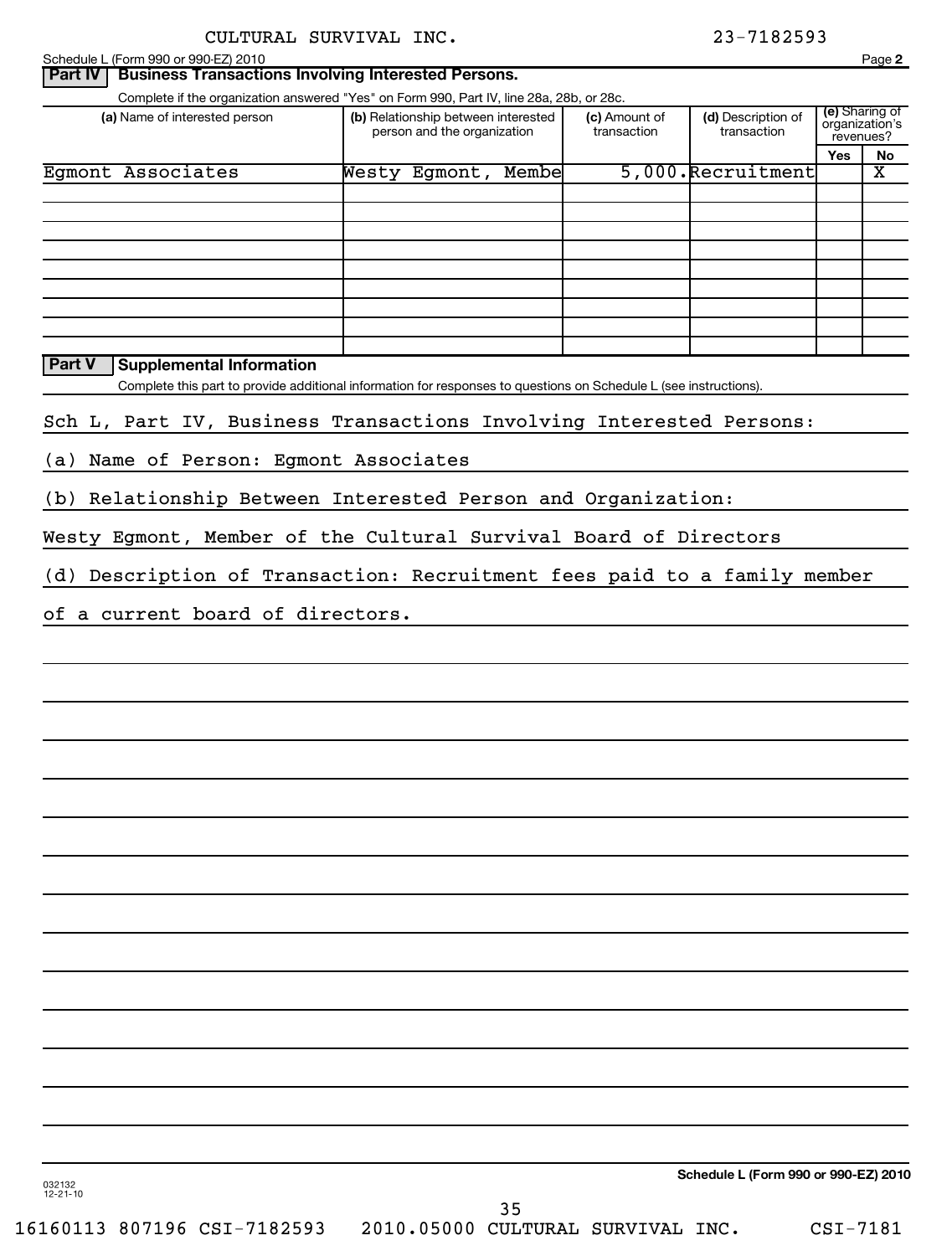CULTURAL SURVIVAL INC. 23-7182593

Schedule L (Form 990 or 990-EZ) 2010

## Part IV Business Transactions Involving Interested Persons.

Complete if the organization answered "Yes" on Form 990, Part IV, line 28a, 28b, or 28c.

| (a) Name of interested person | (b) Relationship between interested person and the organization | (c) Amount of transaction | (d) Description of transaction | (e) Sharing of organization's revenues? | |
|---|---|---|---|---|---|
| | | | | Yes | No |
| Egmont Associates | Westy Egmont, Membe | 5,000. | Recruitment | | X |

## Part V Supplemental Information

Complete this part to provide additional information for responses to questions on Schedule L (see instructions).

Sch L, Part IV, Business Transactions Involving Interested Persons:

(a) Name of Person: Egmont Associates

(b) Relationship Between Interested Person and Organization:

Westy Egmont, Member of the Cultural Survival Board of Directors

(d) Description of Transaction: Recruitment fees paid to a family member of a current board of directors.

Schedule L (Form 990 or 990-EZ) 2010

032132 12-21-10

16160113 807196 CSI-7182593 2010.05000 CULTURAL SURVIVAL INC. CSI-7181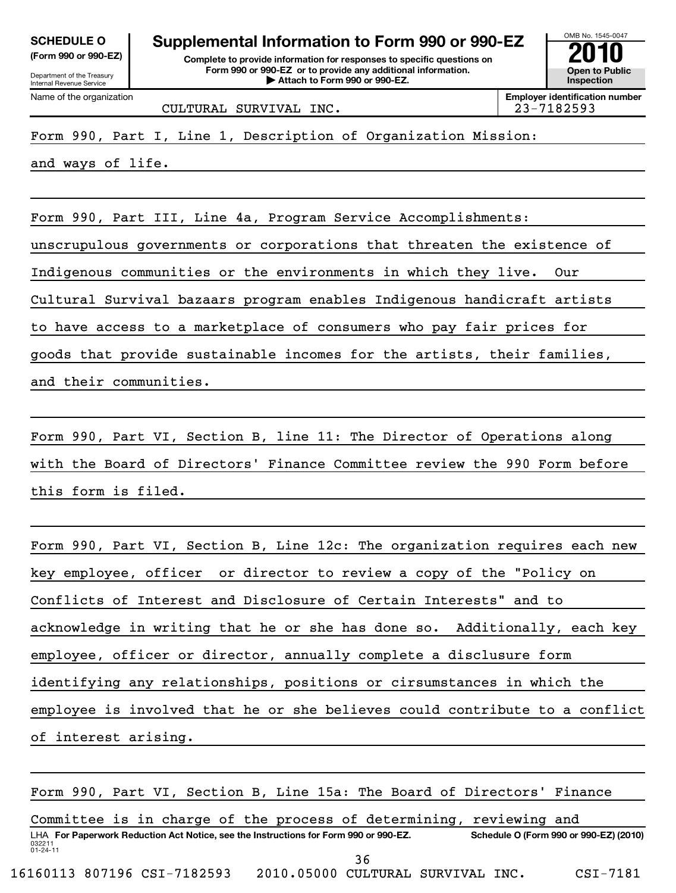**SCHEDULE O**
**(Form 990 or 990-EZ)**

Department of the Treasury
Internal Revenue Service

# Supplemental Information to Form 990 or 990-EZ

**Complete to provide information for responses to specific questions on Form 990 or 990-EZ or to provide any additional information.**
**▶ Attach to Form 990 or 990-EZ.**

OMB No. 1545-0047

**2010**

**Open to Public Inspection**

| Name of the organization | Employer identification number |
|---|---|
| CULTURAL SURVIVAL INC. | 23-7182593 |

Form 990, Part I, Line 1, Description of Organization Mission:

and ways of life.

Form 990, Part III, Line 4a, Program Service Accomplishments:

unscrupulous governments or corporations that threaten the existence of Indigenous communities or the environments in which they live. Our Cultural Survival bazaars program enables Indigenous handicraft artists to have access to a marketplace of consumers who pay fair prices for goods that provide sustainable incomes for the artists, their families, and their communities.

Form 990, Part VI, Section B, line 11: The Director of Operations along with the Board of Directors' Finance Committee review the 990 Form before this form is filed.

Form 990, Part VI, Section B, Line 12c: The organization requires each new key employee, officer or director to review a copy of the "Policy on Conflicts of Interest and Disclosure of Certain Interests" and to acknowledge in writing that he or she has done so. Additionally, each key employee, officer or director, annually complete a disclusure form identifying any relationships, positions or cirsumstances in which the employee is involved that he or she believes could contribute to a conflict of interest arising.

Form 990, Part VI, Section B, Line 15a: The Board of Directors' Finance Committee is in charge of the process of determining, reviewing and

LHA **For Paperwork Reduction Act Notice, see the Instructions for Form 990 or 990-EZ.** **Schedule O (Form 990 or 990-EZ) (2010)**

032211
01-24-11

16160113 807196 CSI-7182593 2010.05000 CULTURAL SURVIVAL INC. CSI-7181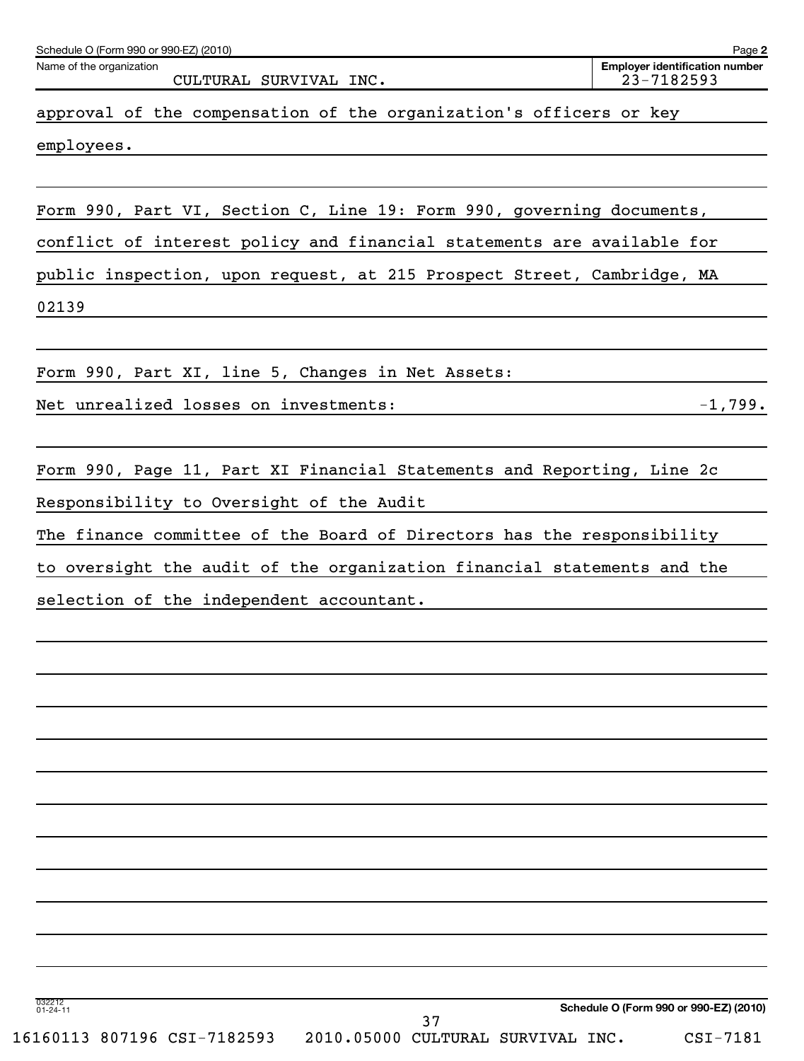Schedule O (Form 990 or 990-EZ) (2010) Page **2**

Name of the organization: CULTURAL SURVIVAL INC.

**Employer identification number** 23-7182593

approval of the compensation of the organization's officers or key employees.

Form 990, Part VI, Section C, Line 19: Form 990, governing documents, conflict of interest policy and financial statements are available for public inspection, upon request, at 215 Prospect Street, Cambridge, MA 02139

Form 990, Part XI, line 5, Changes in Net Assets:

Net unrealized losses on investments: -1,799.

Form 990, Page 11, Part XI Financial Statements and Reporting, Line 2c

Responsibility to Oversight of the Audit

The finance committee of the Board of Directors has the responsibility to oversight the audit of the organization financial statements and the selection of the independent accountant.

**Schedule O (Form 990 or 990-EZ) (2010)**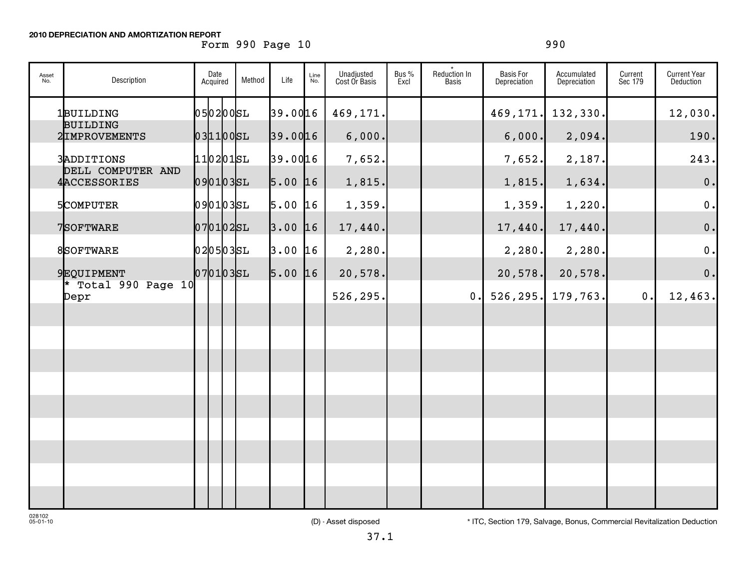**2010 DEPRECIATION AND AMORTIZATION REPORT**

Form 990 Page 10 &nbsp;&nbsp;&nbsp;&nbsp;&nbsp;&nbsp;&nbsp;&nbsp; 990

| Asset No. | Description | Date Acquired | Method | Life | Line No. | Unadjusted Cost Or Basis | Bus % Excl | * Reduction In Basis | Basis For Depreciation | Accumulated Depreciation | Current Sec 179 | Current Year Deduction |
|---|---|---|---|---|---|---|---|---|---|---|---|---|
| 1 | BUILDING | 050200 | SL | 39.00 | 16 | 469,171. | | | 469,171. | 132,330. | | 12,030. |
| 2 | BUILDING IMPROVEMENTS | 031100 | SL | 39.00 | 16 | 6,000. | | | 6,000. | 2,094. | | 190. |
| 3 | ADDITIONS | 110201 | SL | 39.00 | 16 | 7,652. | | | 7,652. | 2,187. | | 243. |
| 4 | DELL COMPUTER AND ACCESSORIES | 090103 | SL | 5.00 | 16 | 1,815. | | | 1,815. | 1,634. | | 0. |
| 5 | COMPUTER | 090103 | SL | 5.00 | 16 | 1,359. | | | 1,359. | 1,220. | | 0. |
| 7 | SOFTWARE | 070102 | SL | 3.00 | 16 | 17,440. | | | 17,440. | 17,440. | | 0. |
| 8 | SOFTWARE | 020503 | SL | 3.00 | 16 | 2,280. | | | 2,280. | 2,280. | | 0. |
| 9 | EQUIPMENT | 070103 | SL | 5.00 | 16 | 20,578. | | | 20,578. | 20,578. | | 0. |
| | * Total 990 Page 10 Depr | | | | | 526,295. | | 0. | 526,295. | 179,763. | 0. | 12,463. |

028102 05-01-10 &nbsp;&nbsp;&nbsp;&nbsp; (D) - Asset disposed &nbsp;&nbsp;&nbsp;&nbsp; * ITC, Section 179, Salvage, Bonus, Commercial Revitalization Deduction

37.1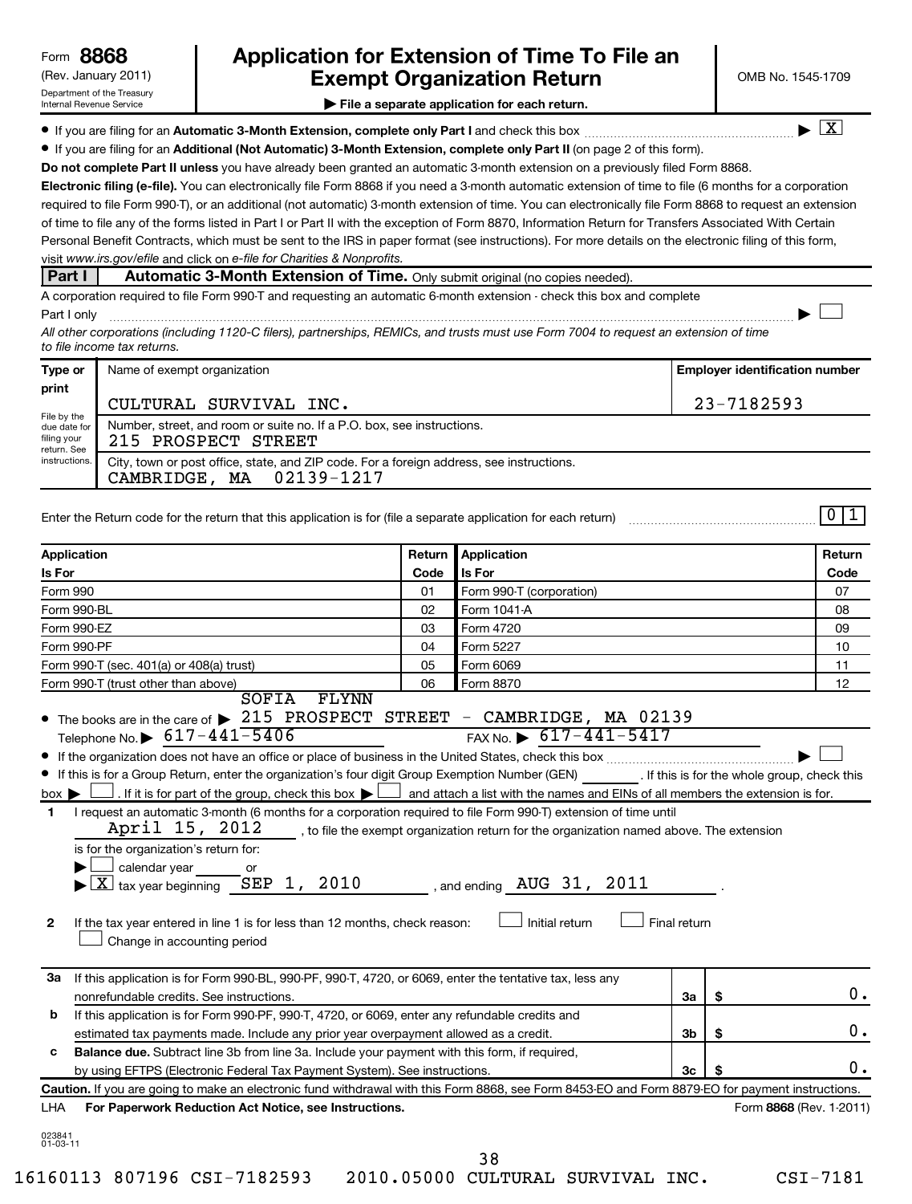Form **8868**
(Rev. January 2011)
Department of the Treasury
Internal Revenue Service

# Application for Extension of Time To File an Exempt Organization Return

▶ **File a separate application for each return.**

OMB No. 1545-1709

- If you are filing for an **Automatic 3-Month Extension, complete only Part I** and check this box ▶ X
- If you are filing for an **Additional (Not Automatic) 3-Month Extension, complete only Part II** (on page 2 of this form).

**Do not complete Part II unless** you have already been granted an automatic 3-month extension on a previously filed Form 8868.

**Electronic filing (e-file).** You can electronically file Form 8868 if you need a 3-month automatic extension of time to file (6 months for a corporation required to file Form 990-T), or an additional (not automatic) 3-month extension of time. You can electronically file Form 8868 to request an extension of time to file any of the forms listed in Part I or Part II with the exception of Form 8870, Information Return for Transfers Associated With Certain Personal Benefit Contracts, which must be sent to the IRS in paper format (see instructions). For more details on the electronic filing of this form, visit *www.irs.gov/efile* and click on *e-file for Charities & Nonprofits.*

## Part I — Automatic 3-Month Extension of Time. Only submit original (no copies needed).

A corporation required to file Form 990-T and requesting an automatic 6-month extension - check this box and complete Part I only ▶ ☐

*All other corporations (including 1120-C filers), partnerships, REMICs, and trusts must use Form 7004 to request an extension of time to file income tax returns.*

| Type or print | | |
|---|---|---|
| File by the due date for filing your return. See instructions. | Name of exempt organization: CULTURAL SURVIVAL INC. | Employer identification number: 23-7182593 |
| | Number, street, and room or suite no. If a P.O. box, see instructions.: 215 PROSPECT STREET | |
| | City, town or post office, state, and ZIP code. For a foreign address, see instructions.: CAMBRIDGE, MA 02139-1217 | |

Enter the Return code for the return that this application is for (file a separate application for each return) 0 1

| Application Is For | Return Code | Application Is For | Return Code |
|---|---|---|---|
| Form 990 | 01 | Form 990-T (corporation) | 07 |
| Form 990-BL | 02 | Form 1041-A | 08 |
| Form 990-EZ | 03 | Form 4720 | 09 |
| Form 990-PF | 04 | Form 5227 | 10 |
| Form 990-T (sec. 401(a) or 408(a) trust) | 05 | Form 6069 | 11 |
| Form 990-T (trust other than above) | 06 | Form 8870 | 12 |

- The books are in the care of ▶ SOFIA FLYNN 215 PROSPECT STREET - CAMBRIDGE, MA 02139
  Telephone No. ▶ 617-441-5406  FAX No. ▶ 617-441-5417
- If the organization does not have an office or place of business in the United States, check this box ▶ ☐
- If this is for a Group Return, enter the organization's four digit Group Exemption Number (GEN) ______. If this is for the whole group, check this box ▶ ☐. If it is for part of the group, check this box ▶ ☐ and attach a list with the names and EINs of all members the extension is for.

**1** I request an automatic 3-month (6 months for a corporation required to file Form 990-T) extension of time until April 15, 2012, to file the exempt organization return for the organization named above. The extension is for the organization's return for:
▶ ☐ calendar year ______ or
▶ X tax year beginning SEP 1, 2010, and ending AUG 31, 2011.

**2** If the tax year entered in line 1 is for less than 12 months, check reason: ☐ Initial return ☐ Final return ☐ Change in accounting period

| | | | |
|---|---|---|---|
| **3a** | If this application is for Form 990-BL, 990-PF, 990-T, 4720, or 6069, enter the tentative tax, less any nonrefundable credits. See instructions. | 3a | $ 0. |
| **b** | If this application is for Form 990-PF, 990-T, 4720, or 6069, enter any refundable credits and estimated tax payments made. Include any prior year overpayment allowed as a credit. | 3b | $ 0. |
| **c** | **Balance due.** Subtract line 3b from line 3a. Include your payment with this form, if required, by using EFTPS (Electronic Federal Tax Payment System). See instructions. | 3c | $ 0. |

**Caution.** If you are going to make an electronic fund withdrawal with this Form 8868, see Form 8453-EO and Form 8879-EO for payment instructions.

LHA **For Paperwork Reduction Act Notice, see Instructions.** Form **8868** (Rev. 1-2011)

023841
01-03-11

16160113 807196 CSI-7182593 2010.05000 CULTURAL SURVIVAL INC. CSI-7181